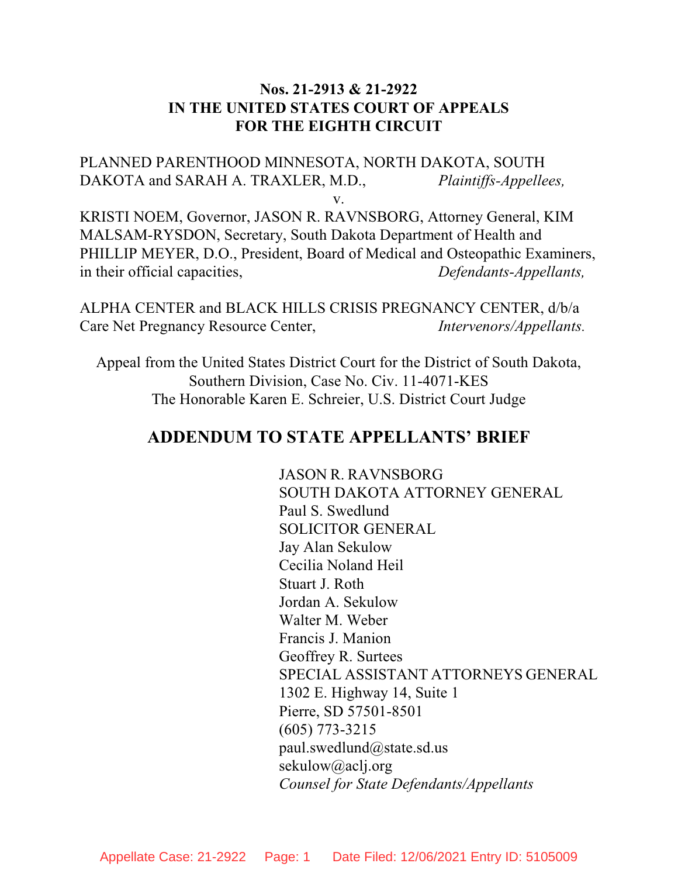**Nos. 21-2913 & 21-2922**
**IN THE UNITED STATES COURT OF APPEALS**
**FOR THE EIGHTH CIRCUIT**

PLANNED PARENTHOOD MINNESOTA, NORTH DAKOTA, SOUTH DAKOTA and SARAH A. TRAXLER, M.D., *Plaintiffs-Appellees,*

v.

KRISTI NOEM, Governor, JASON R. RAVNSBORG, Attorney General, KIM MALSAM-RYSDON, Secretary, South Dakota Department of Health and PHILLIP MEYER, D.O., President, Board of Medical and Osteopathic Examiners, in their official capacities, *Defendants-Appellants,*

ALPHA CENTER and BLACK HILLS CRISIS PREGNANCY CENTER, d/b/a Care Net Pregnancy Resource Center, *Intervenors/Appellants.*

Appeal from the United States District Court for the District of South Dakota, Southern Division, Case No. Civ. 11-4071-KES
The Honorable Karen E. Schreier, U.S. District Court Judge

# ADDENDUM TO STATE APPELLANTS' BRIEF

JASON R. RAVNSBORG
SOUTH DAKOTA ATTORNEY GENERAL
Paul S. Swedlund
SOLICITOR GENERAL
Jay Alan Sekulow
Cecilia Noland Heil
Stuart J. Roth
Jordan A. Sekulow
Walter M. Weber
Francis J. Manion
Geoffrey R. Surtees
SPECIAL ASSISTANT ATTORNEYS GENERAL
1302 E. Highway 14, Suite 1
Pierre, SD 57501-8501
(605) 773-3215
paul.swedlund@state.sd.us
sekulow@aclj.org
*Counsel for State Defendants/Appellants*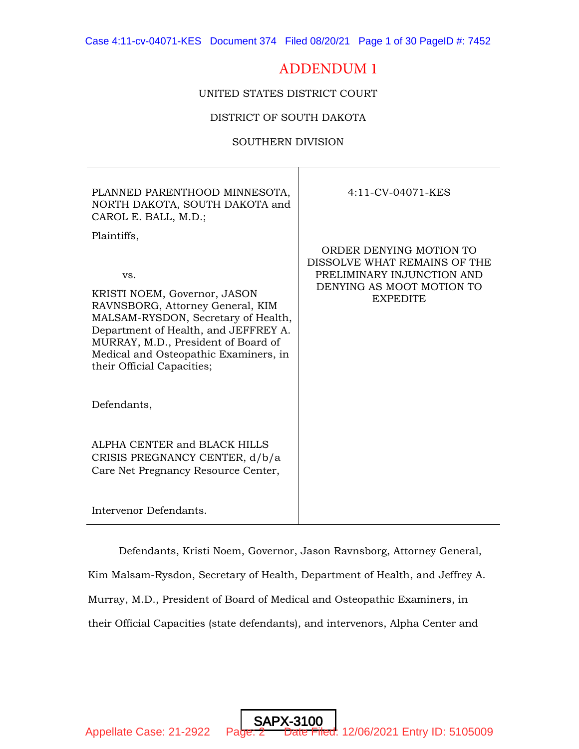ADDENDUM 1

UNITED STATES DISTRICT COURT

DISTRICT OF SOUTH DAKOTA

SOUTHERN DIVISION

| | |
|---|---|
| PLANNED PARENTHOOD MINNESOTA, NORTH DAKOTA, SOUTH DAKOTA and CAROL E. BALL, M.D.;<br><br>Plaintiffs,<br><br>vs.<br><br>KRISTI NOEM, Governor, JASON RAVNSBORG, Attorney General, KIM MALSAM-RYSDON, Secretary of Health, Department of Health, and JEFFREY A. MURRAY, M.D., President of Board of Medical and Osteopathic Examiners, in their Official Capacities;<br><br>Defendants,<br><br>ALPHA CENTER and BLACK HILLS CRISIS PREGNANCY CENTER, d/b/a Care Net Pregnancy Resource Center,<br><br>Intervenor Defendants. | 4:11-CV-04071-KES<br><br>ORDER DENYING MOTION TO DISSOLVE WHAT REMAINS OF THE PRELIMINARY INJUNCTION AND DENYING AS MOOT MOTION TO EXPEDITE |

Defendants, Kristi Noem, Governor, Jason Ravnsborg, Attorney General, Kim Malsam-Rysdon, Secretary of Health, Department of Health, and Jeffrey A. Murray, M.D., President of Board of Medical and Osteopathic Examiners, in their Official Capacities (state defendants), and intervenors, Alpha Center and

SAPX-3100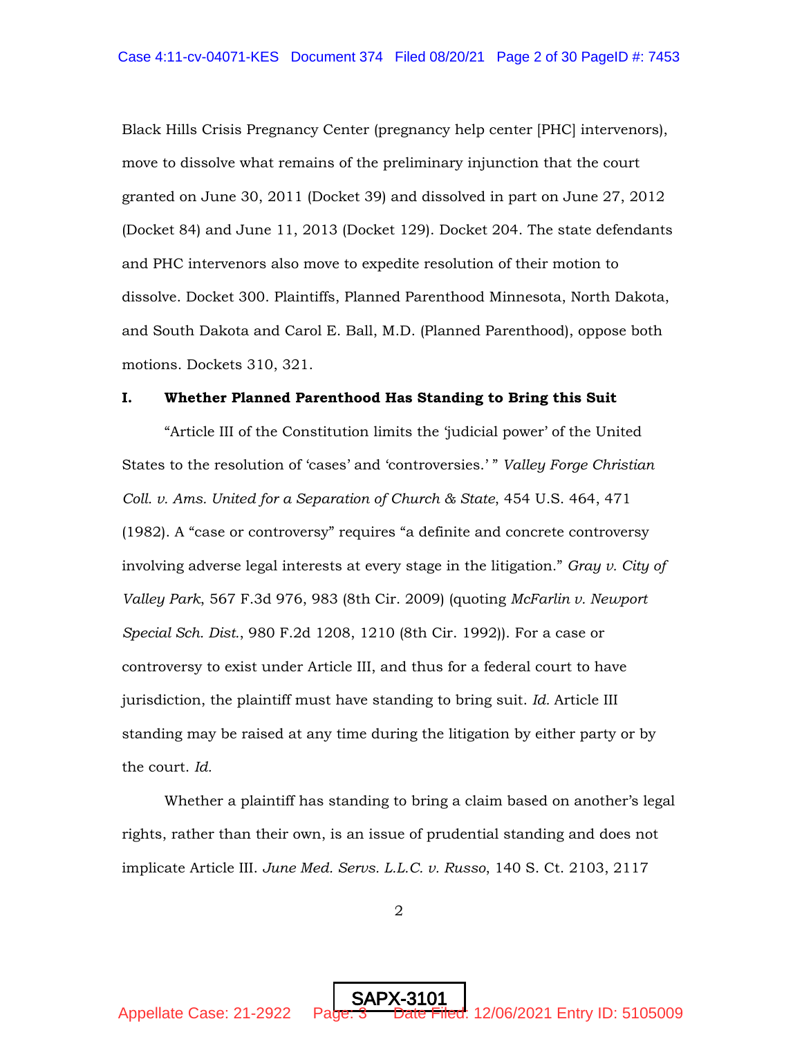Black Hills Crisis Pregnancy Center (pregnancy help center [PHC] intervenors), move to dissolve what remains of the preliminary injunction that the court granted on June 30, 2011 (Docket 39) and dissolved in part on June 27, 2012 (Docket 84) and June 11, 2013 (Docket 129). Docket 204. The state defendants and PHC intervenors also move to expedite resolution of their motion to dissolve. Docket 300. Plaintiffs, Planned Parenthood Minnesota, North Dakota, and South Dakota and Carol E. Ball, M.D. (Planned Parenthood), oppose both motions. Dockets 310, 321.

## I. Whether Planned Parenthood Has Standing to Bring this Suit

"Article III of the Constitution limits the 'judicial power' of the United States to the resolution of 'cases' and 'controversies.' " *Valley Forge Christian Coll. v. Ams. United for a Separation of Church & State*, 454 U.S. 464, 471 (1982). A "case or controversy" requires "a definite and concrete controversy involving adverse legal interests at every stage in the litigation." *Gray v. City of Valley Park*, 567 F.3d 976, 983 (8th Cir. 2009) (quoting *McFarlin v. Newport Special Sch. Dist.*, 980 F.2d 1208, 1210 (8th Cir. 1992)). For a case or controversy to exist under Article III, and thus for a federal court to have jurisdiction, the plaintiff must have standing to bring suit. *Id.* Article III standing may be raised at any time during the litigation by either party or by the court. *Id.*

Whether a plaintiff has standing to bring a claim based on another's legal rights, rather than their own, is an issue of prudential standing and does not implicate Article III. *June Med. Servs. L.L.C. v. Russo*, 140 S. Ct. 2103, 2117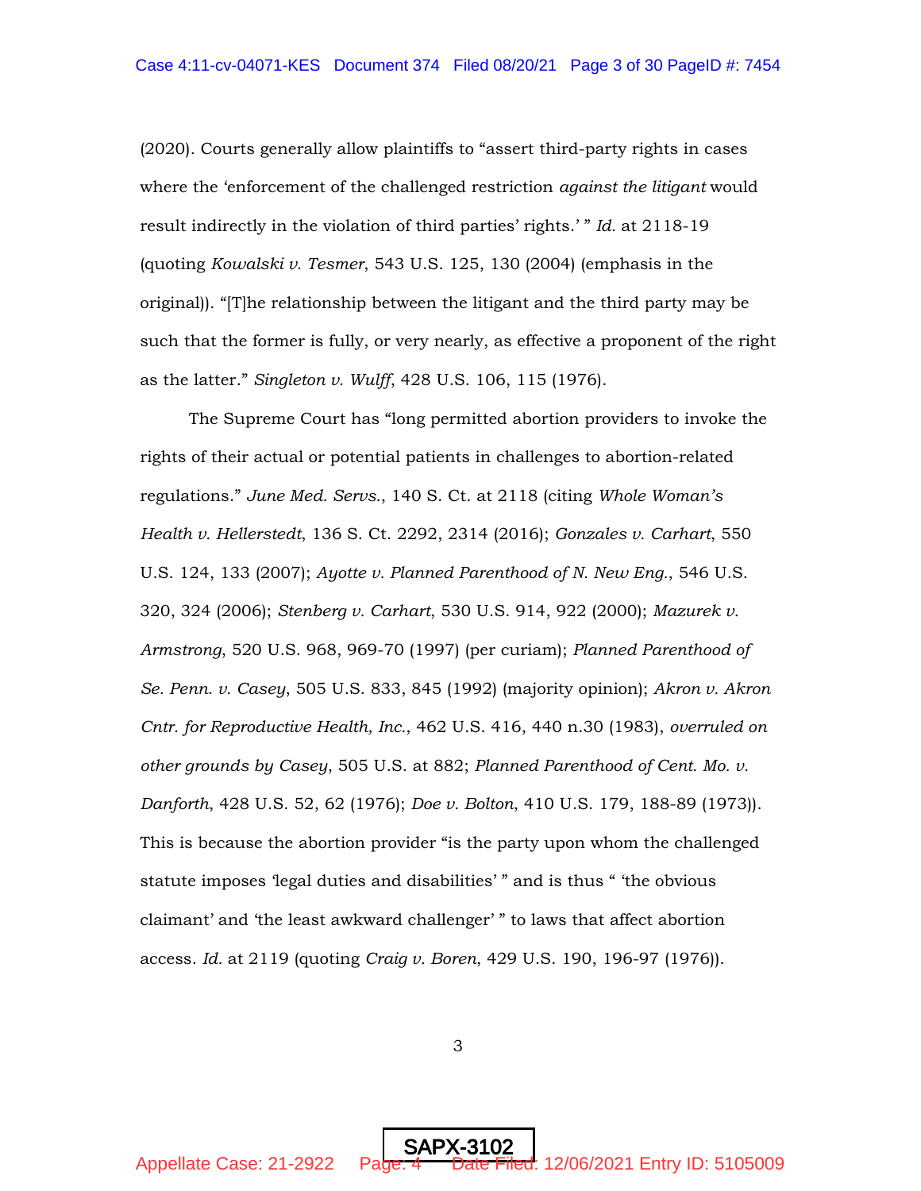(2020). Courts generally allow plaintiffs to "assert third-party rights in cases where the 'enforcement of the challenged restriction *against the litigant* would result indirectly in the violation of third parties' rights.' " *Id.* at 2118-19 (quoting *Kowalski v. Tesmer*, 543 U.S. 125, 130 (2004) (emphasis in the original)). "[T]he relationship between the litigant and the third party may be such that the former is fully, or very nearly, as effective a proponent of the right as the latter." *Singleton v. Wulff*, 428 U.S. 106, 115 (1976).

The Supreme Court has "long permitted abortion providers to invoke the rights of their actual or potential patients in challenges to abortion-related regulations." *June Med. Servs.*, 140 S. Ct. at 2118 (citing *Whole Woman's Health v. Hellerstedt*, 136 S. Ct. 2292, 2314 (2016); *Gonzales v. Carhart*, 550 U.S. 124, 133 (2007); *Ayotte v. Planned Parenthood of N. New Eng.*, 546 U.S. 320, 324 (2006); *Stenberg v. Carhart*, 530 U.S. 914, 922 (2000); *Mazurek v. Armstrong*, 520 U.S. 968, 969-70 (1997) (per curiam); *Planned Parenthood of Se. Penn. v. Casey*, 505 U.S. 833, 845 (1992) (majority opinion); *Akron v. Akron Cntr. for Reproductive Health, Inc.*, 462 U.S. 416, 440 n.30 (1983), *overruled on other grounds by Casey*, 505 U.S. at 882; *Planned Parenthood of Cent. Mo. v. Danforth*, 428 U.S. 52, 62 (1976); *Doe v. Bolton*, 410 U.S. 179, 188-89 (1973)). This is because the abortion provider "is the party upon whom the challenged statute imposes 'legal duties and disabilities' " and is thus " 'the obvious claimant' and 'the least awkward challenger' " to laws that affect abortion access. *Id.* at 2119 (quoting *Craig v. Boren*, 429 U.S. 190, 196-97 (1976)).

SAPX-3102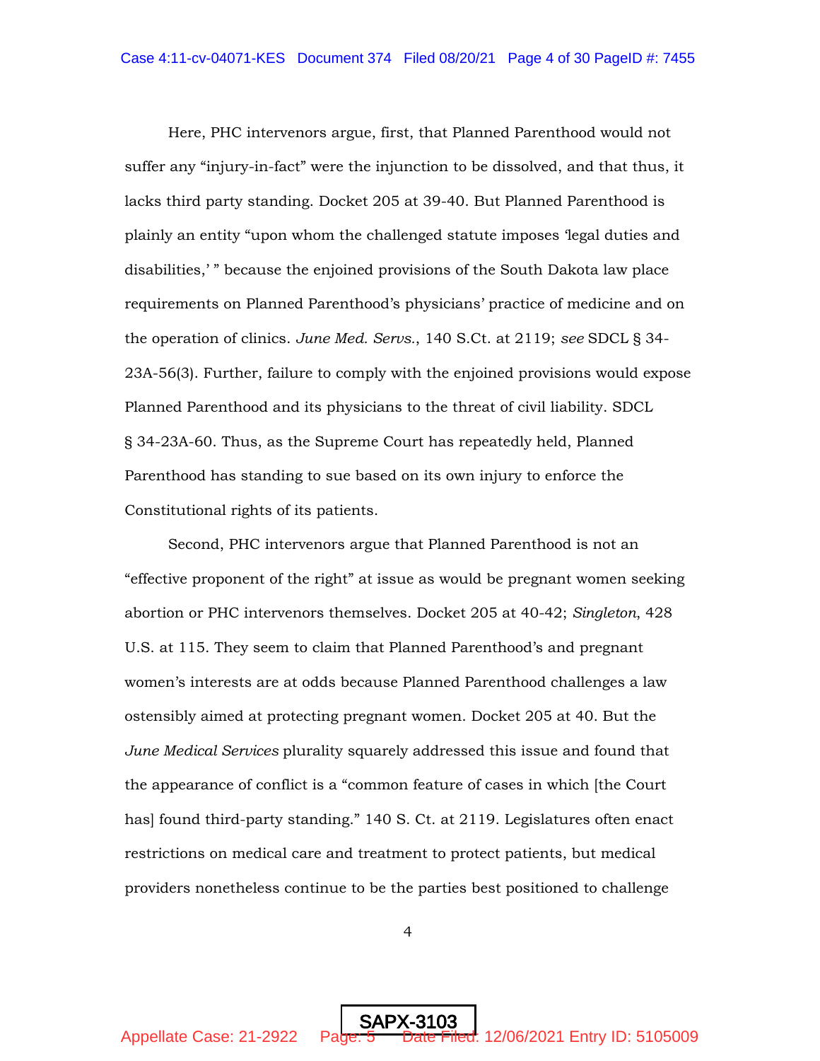Here, PHC intervenors argue, first, that Planned Parenthood would not suffer any "injury-in-fact" were the injunction to be dissolved, and that thus, it lacks third party standing. Docket 205 at 39-40. But Planned Parenthood is plainly an entity "upon whom the challenged statute imposes 'legal duties and disabilities,' " because the enjoined provisions of the South Dakota law place requirements on Planned Parenthood's physicians' practice of medicine and on the operation of clinics. *June Med. Servs.*, 140 S.Ct. at 2119; *see* SDCL § 34-23A-56(3). Further, failure to comply with the enjoined provisions would expose Planned Parenthood and its physicians to the threat of civil liability. SDCL § 34-23A-60. Thus, as the Supreme Court has repeatedly held, Planned Parenthood has standing to sue based on its own injury to enforce the Constitutional rights of its patients.

Second, PHC intervenors argue that Planned Parenthood is not an "effective proponent of the right" at issue as would be pregnant women seeking abortion or PHC intervenors themselves. Docket 205 at 40-42; *Singleton*, 428 U.S. at 115. They seem to claim that Planned Parenthood's and pregnant women's interests are at odds because Planned Parenthood challenges a law ostensibly aimed at protecting pregnant women. Docket 205 at 40. But the *June Medical Services* plurality squarely addressed this issue and found that the appearance of conflict is a "common feature of cases in which [the Court has] found third-party standing." 140 S. Ct. at 2119. Legislatures often enact restrictions on medical care and treatment to protect patients, but medical providers nonetheless continue to be the parties best positioned to challenge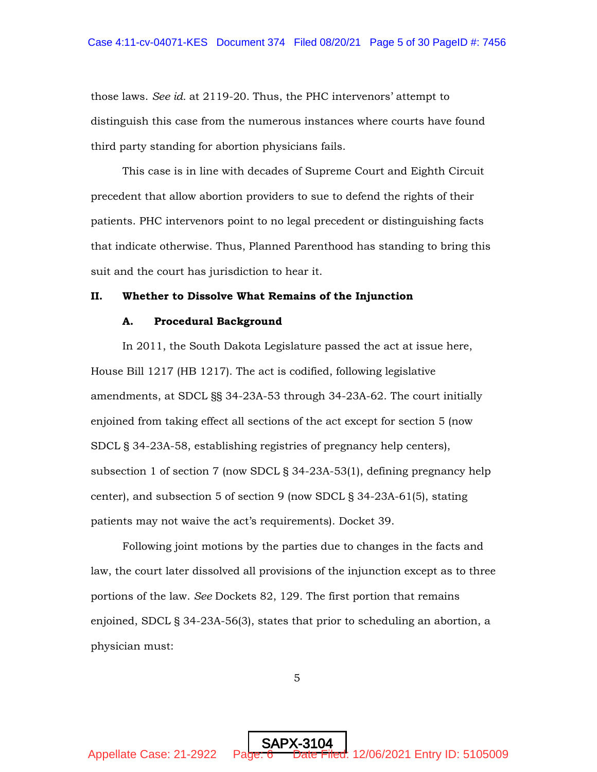those laws. *See id.* at 2119-20. Thus, the PHC intervenors' attempt to distinguish this case from the numerous instances where courts have found third party standing for abortion physicians fails.

This case is in line with decades of Supreme Court and Eighth Circuit precedent that allow abortion providers to sue to defend the rights of their patients. PHC intervenors point to no legal precedent or distinguishing facts that indicate otherwise. Thus, Planned Parenthood has standing to bring this suit and the court has jurisdiction to hear it.

## II. Whether to Dissolve What Remains of the Injunction

### A. Procedural Background

In 2011, the South Dakota Legislature passed the act at issue here, House Bill 1217 (HB 1217). The act is codified, following legislative amendments, at SDCL §§ 34-23A-53 through 34-23A-62. The court initially enjoined from taking effect all sections of the act except for section 5 (now SDCL § 34-23A-58, establishing registries of pregnancy help centers), subsection 1 of section 7 (now SDCL § 34-23A-53(1), defining pregnancy help center), and subsection 5 of section 9 (now SDCL § 34-23A-61(5), stating patients may not waive the act's requirements). Docket 39.

Following joint motions by the parties due to changes in the facts and law, the court later dissolved all provisions of the injunction except as to three portions of the law. *See* Dockets 82, 129. The first portion that remains enjoined, SDCL § 34-23A-56(3), states that prior to scheduling an abortion, a physician must:

SAPX-3104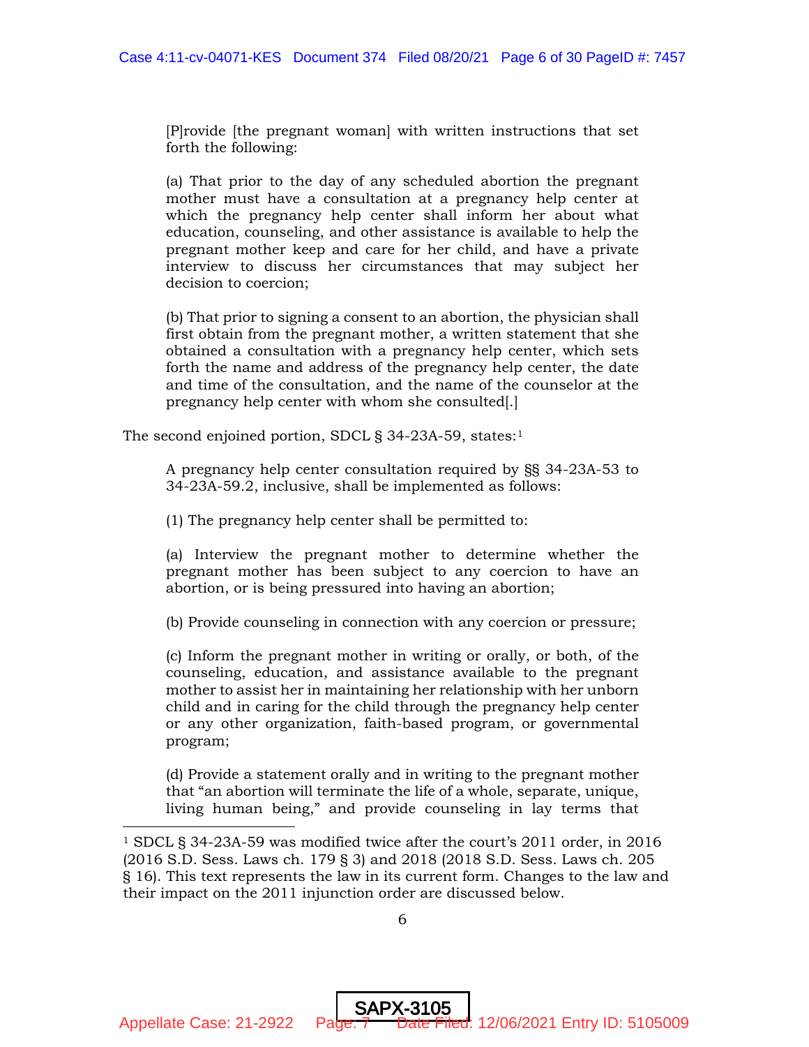> [P]rovide [the pregnant woman] with written instructions that set forth the following:
>
> (a) That prior to the day of any scheduled abortion the pregnant mother must have a consultation at a pregnancy help center at which the pregnancy help center shall inform her about what education, counseling, and other assistance is available to help the pregnant mother keep and care for her child, and have a private interview to discuss her circumstances that may subject her decision to coercion;
>
> (b) That prior to signing a consent to an abortion, the physician shall first obtain from the pregnant mother, a written statement that she obtained a consultation with a pregnancy help center, which sets forth the name and address of the pregnancy help center, the date and time of the consultation, and the name of the counselor at the pregnancy help center with whom she consulted[.]

The second enjoined portion, SDCL § 34-23A-59, states:[1]

> A pregnancy help center consultation required by §§ 34-23A-53 to 34-23A-59.2, inclusive, shall be implemented as follows:
>
> (1) The pregnancy help center shall be permitted to:
>
> (a) Interview the pregnant mother to determine whether the pregnant mother has been subject to any coercion to have an abortion, or is being pressured into having an abortion;
>
> (b) Provide counseling in connection with any coercion or pressure;
>
> (c) Inform the pregnant mother in writing or orally, or both, of the counseling, education, and assistance available to the pregnant mother to assist her in maintaining her relationship with her unborn child and in caring for the child through the pregnancy help center or any other organization, faith-based program, or governmental program;
>
> (d) Provide a statement orally and in writing to the pregnant mother that "an abortion will terminate the life of a whole, separate, unique, living human being," and provide counseling in lay terms that

[1] SDCL § 34-23A-59 was modified twice after the court's 2011 order, in 2016 (2016 S.D. Sess. Laws ch. 179 § 3) and 2018 (2018 S.D. Sess. Laws ch. 205 § 16). This text represents the law in its current form. Changes to the law and their impact on the 2011 injunction order are discussed below.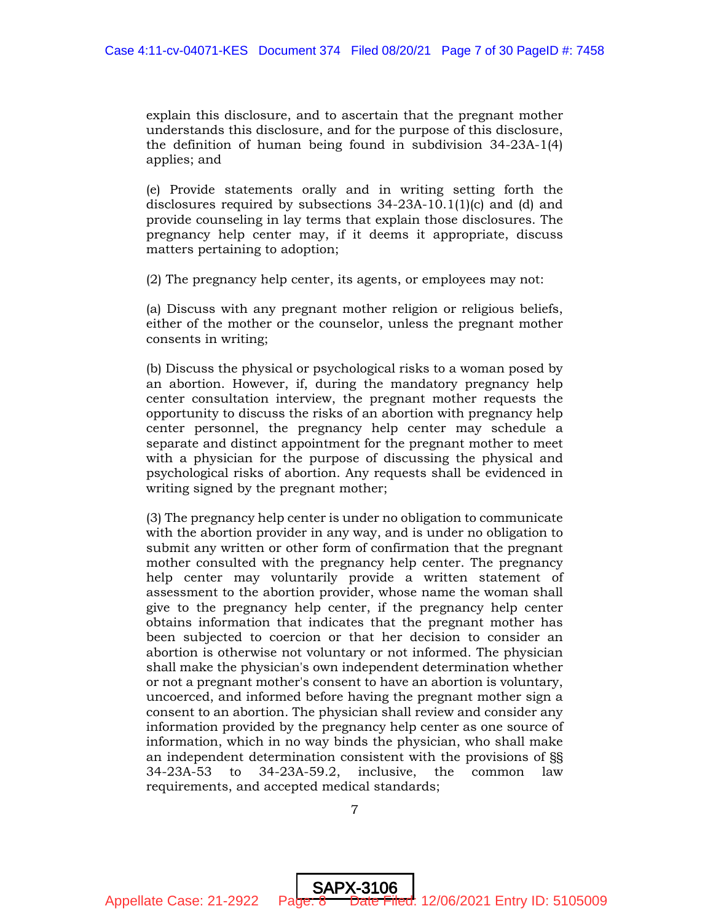explain this disclosure, and to ascertain that the pregnant mother understands this disclosure, and for the purpose of this disclosure, the definition of human being found in subdivision 34-23A-1(4) applies; and

(e) Provide statements orally and in writing setting forth the disclosures required by subsections 34-23A-10.1(1)(c) and (d) and provide counseling in lay terms that explain those disclosures. The pregnancy help center may, if it deems it appropriate, discuss matters pertaining to adoption;

(2) The pregnancy help center, its agents, or employees may not:

(a) Discuss with any pregnant mother religion or religious beliefs, either of the mother or the counselor, unless the pregnant mother consents in writing;

(b) Discuss the physical or psychological risks to a woman posed by an abortion. However, if, during the mandatory pregnancy help center consultation interview, the pregnant mother requests the opportunity to discuss the risks of an abortion with pregnancy help center personnel, the pregnancy help center may schedule a separate and distinct appointment for the pregnant mother to meet with a physician for the purpose of discussing the physical and psychological risks of abortion. Any requests shall be evidenced in writing signed by the pregnant mother;

(3) The pregnancy help center is under no obligation to communicate with the abortion provider in any way, and is under no obligation to submit any written or other form of confirmation that the pregnant mother consulted with the pregnancy help center. The pregnancy help center may voluntarily provide a written statement of assessment to the abortion provider, whose name the woman shall give to the pregnancy help center, if the pregnancy help center obtains information that indicates that the pregnant mother has been subjected to coercion or that her decision to consider an abortion is otherwise not voluntary or not informed. The physician shall make the physician's own independent determination whether or not a pregnant mother's consent to have an abortion is voluntary, uncoerced, and informed before having the pregnant mother sign a consent to an abortion. The physician shall review and consider any information provided by the pregnancy help center as one source of information, which in no way binds the physician, who shall make an independent determination consistent with the provisions of §§ 34-23A-53 to 34-23A-59.2, inclusive, the common law requirements, and accepted medical standards;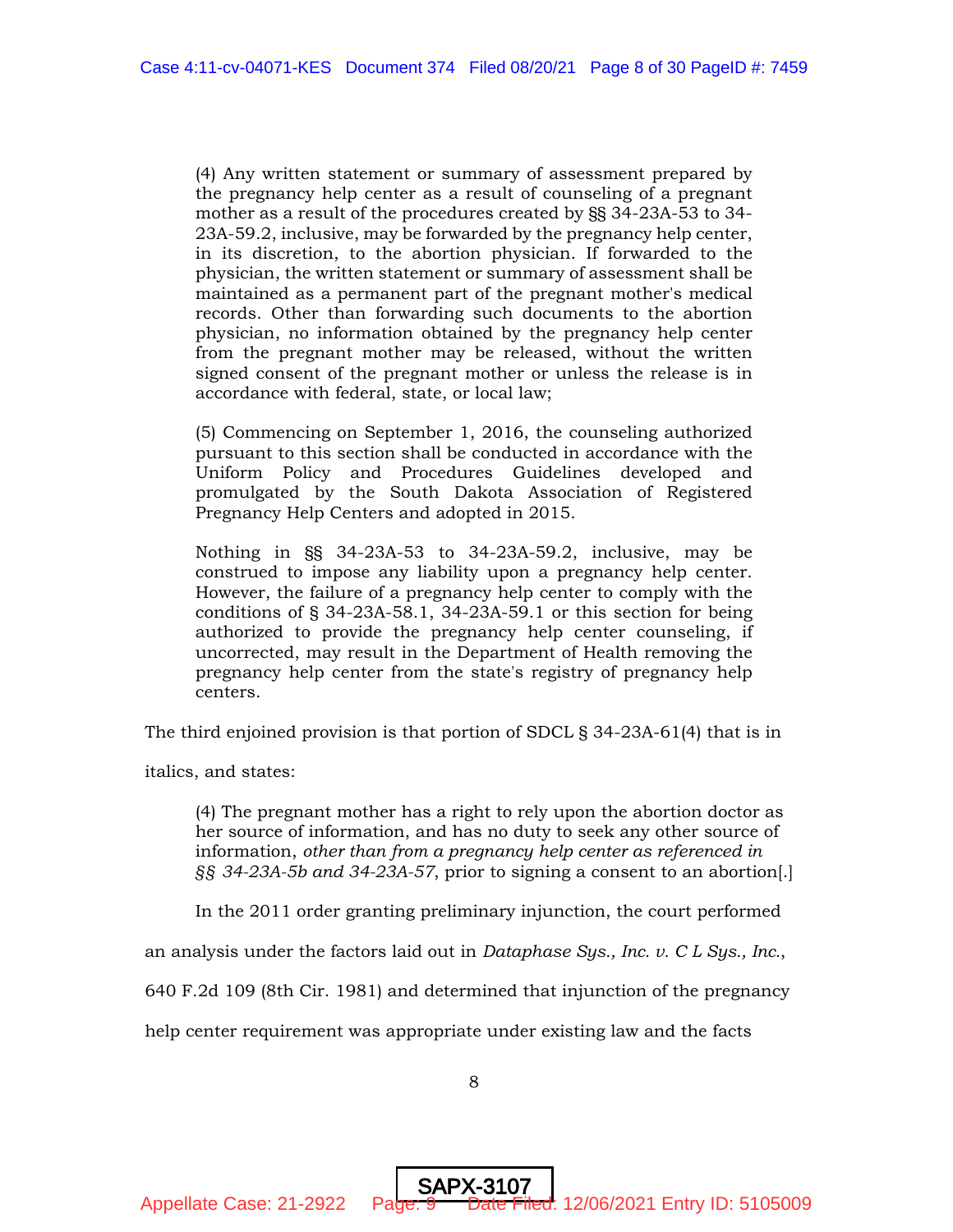> (4) Any written statement or summary of assessment prepared by the pregnancy help center as a result of counseling of a pregnant mother as a result of the procedures created by §§ 34-23A-53 to 34-23A-59.2, inclusive, may be forwarded by the pregnancy help center, in its discretion, to the abortion physician. If forwarded to the physician, the written statement or summary of assessment shall be maintained as a permanent part of the pregnant mother's medical records. Other than forwarding such documents to the abortion physician, no information obtained by the pregnancy help center from the pregnant mother may be released, without the written signed consent of the pregnant mother or unless the release is in accordance with federal, state, or local law;
>
> (5) Commencing on September 1, 2016, the counseling authorized pursuant to this section shall be conducted in accordance with the Uniform Policy and Procedures Guidelines developed and promulgated by the South Dakota Association of Registered Pregnancy Help Centers and adopted in 2015.
>
> Nothing in §§ 34-23A-53 to 34-23A-59.2, inclusive, may be construed to impose any liability upon a pregnancy help center. However, the failure of a pregnancy help center to comply with the conditions of § 34-23A-58.1, 34-23A-59.1 or this section for being authorized to provide the pregnancy help center counseling, if uncorrected, may result in the Department of Health removing the pregnancy help center from the state's registry of pregnancy help centers.

The third enjoined provision is that portion of SDCL § 34-23A-61(4) that is in italics, and states:

> (4) The pregnant mother has a right to rely upon the abortion doctor as her source of information, and has no duty to seek any other source of information, *other than from a pregnancy help center as referenced in §§ 34-23A-5b and 34-23A-57*, prior to signing a consent to an abortion[.]

In the 2011 order granting preliminary injunction, the court performed an analysis under the factors laid out in *Dataphase Sys., Inc. v. C L Sys., Inc.*, 640 F.2d 109 (8th Cir. 1981) and determined that injunction of the pregnancy help center requirement was appropriate under existing law and the facts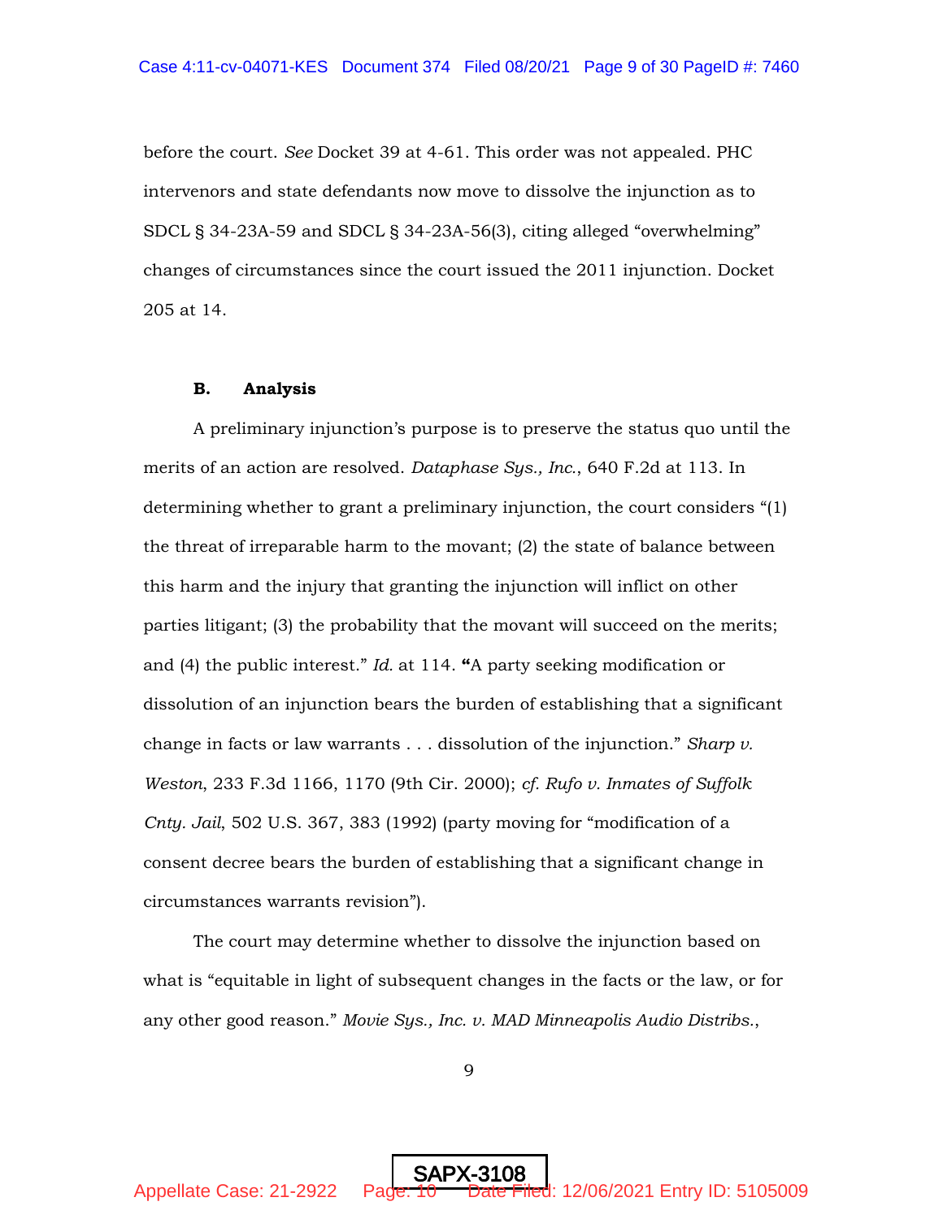before the court. *See* Docket 39 at 4-61. This order was not appealed. PHC intervenors and state defendants now move to dissolve the injunction as to SDCL § 34-23A-59 and SDCL § 34-23A-56(3), citing alleged "overwhelming" changes of circumstances since the court issued the 2011 injunction. Docket 205 at 14.

### B. Analysis

A preliminary injunction's purpose is to preserve the status quo until the merits of an action are resolved. *Dataphase Sys., Inc.*, 640 F.2d at 113. In determining whether to grant a preliminary injunction, the court considers "(1) the threat of irreparable harm to the movant; (2) the state of balance between this harm and the injury that granting the injunction will inflict on other parties litigant; (3) the probability that the movant will succeed on the merits; and (4) the public interest." *Id.* at 114. "A party seeking modification or dissolution of an injunction bears the burden of establishing that a significant change in facts or law warrants . . . dissolution of the injunction." *Sharp v. Weston*, 233 F.3d 1166, 1170 (9th Cir. 2000); *cf. Rufo v. Inmates of Suffolk Cnty. Jail*, 502 U.S. 367, 383 (1992) (party moving for "modification of a consent decree bears the burden of establishing that a significant change in circumstances warrants revision").

The court may determine whether to dissolve the injunction based on what is "equitable in light of subsequent changes in the facts or the law, or for any other good reason." *Movie Sys., Inc. v. MAD Minneapolis Audio Distribs.*,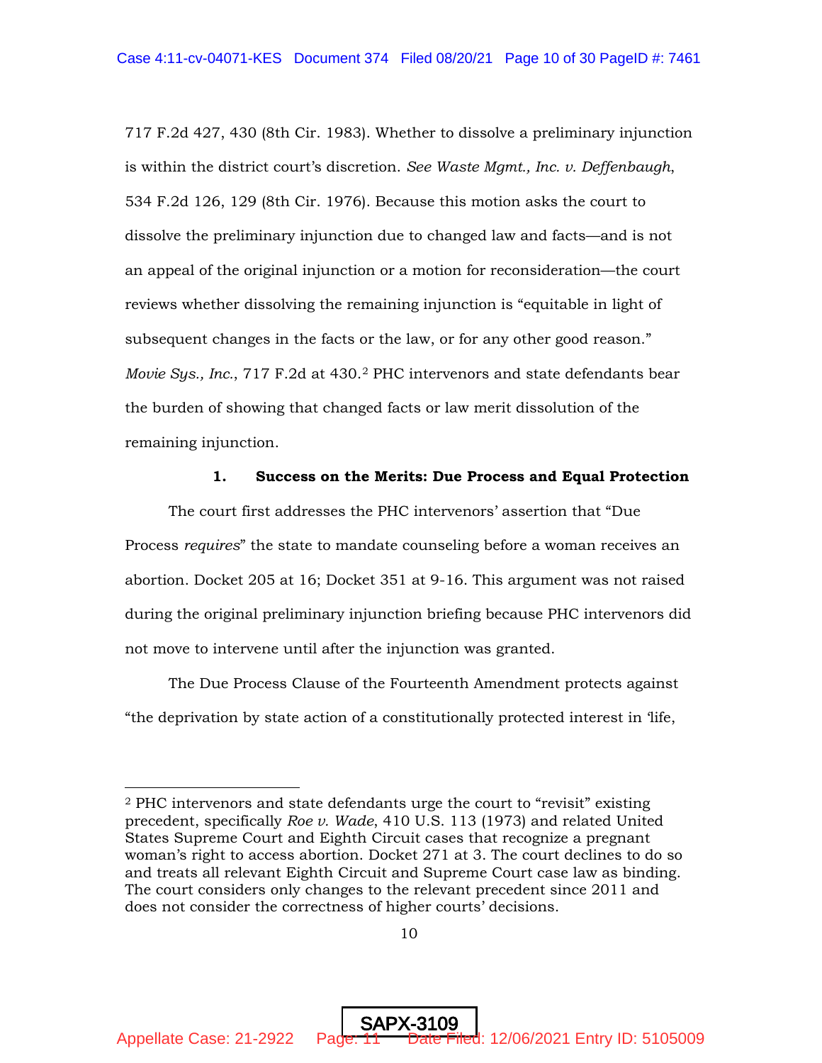717 F.2d 427, 430 (8th Cir. 1983). Whether to dissolve a preliminary injunction is within the district court's discretion. *See Waste Mgmt., Inc. v. Deffenbaugh*, 534 F.2d 126, 129 (8th Cir. 1976). Because this motion asks the court to dissolve the preliminary injunction due to changed law and facts—and is not an appeal of the original injunction or a motion for reconsideration—the court reviews whether dissolving the remaining injunction is "equitable in light of subsequent changes in the facts or the law, or for any other good reason." *Movie Sys., Inc.*, 717 F.2d at 430.[2] PHC intervenors and state defendants bear the burden of showing that changed facts or law merit dissolution of the remaining injunction.

### 1. Success on the Merits: Due Process and Equal Protection

The court first addresses the PHC intervenors' assertion that "Due Process *requires*" the state to mandate counseling before a woman receives an abortion. Docket 205 at 16; Docket 351 at 9-16. This argument was not raised during the original preliminary injunction briefing because PHC intervenors did not move to intervene until after the injunction was granted.

The Due Process Clause of the Fourteenth Amendment protects against "the deprivation by state action of a constitutionally protected interest in 'life,

---

[2] PHC intervenors and state defendants urge the court to "revisit" existing precedent, specifically *Roe v. Wade*, 410 U.S. 113 (1973) and related United States Supreme Court and Eighth Circuit cases that recognize a pregnant woman's right to access abortion. Docket 271 at 3. The court declines to do so and treats all relevant Eighth Circuit and Supreme Court case law as binding. The court considers only changes to the relevant precedent since 2011 and does not consider the correctness of higher courts' decisions.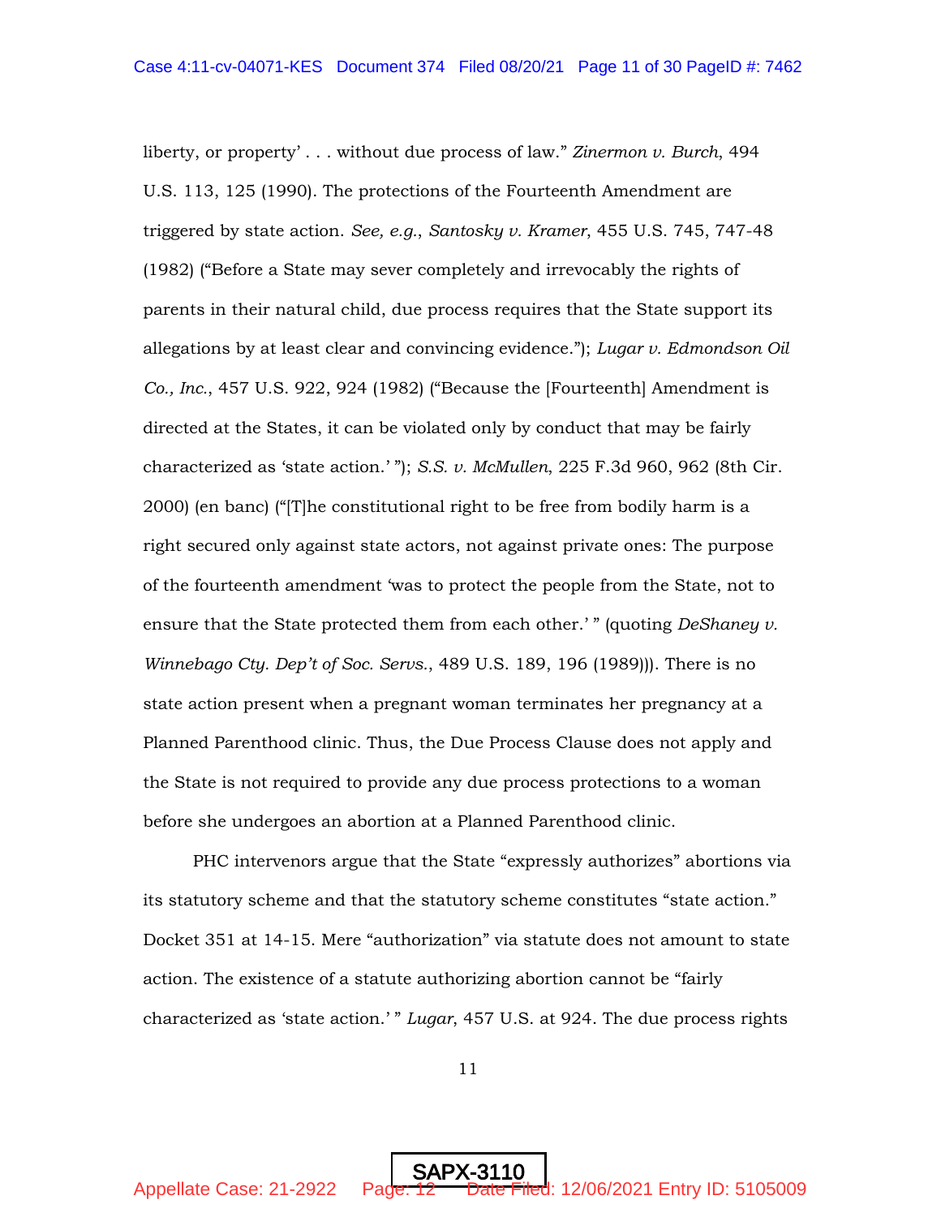liberty, or property' . . . without due process of law." *Zinermon v. Burch*, 494 U.S. 113, 125 (1990). The protections of the Fourteenth Amendment are triggered by state action. *See, e.g., Santosky v. Kramer*, 455 U.S. 745, 747-48 (1982) ("Before a State may sever completely and irrevocably the rights of parents in their natural child, due process requires that the State support its allegations by at least clear and convincing evidence."); *Lugar v. Edmondson Oil Co., Inc.*, 457 U.S. 922, 924 (1982) ("Because the [Fourteenth] Amendment is directed at the States, it can be violated only by conduct that may be fairly characterized as 'state action.' "); *S.S. v. McMullen*, 225 F.3d 960, 962 (8th Cir. 2000) (en banc) ("[T]he constitutional right to be free from bodily harm is a right secured only against state actors, not against private ones: The purpose of the fourteenth amendment 'was to protect the people from the State, not to ensure that the State protected them from each other.' " (quoting *DeShaney v. Winnebago Cty. Dep't of Soc. Servs.*, 489 U.S. 189, 196 (1989))). There is no state action present when a pregnant woman terminates her pregnancy at a Planned Parenthood clinic. Thus, the Due Process Clause does not apply and the State is not required to provide any due process protections to a woman before she undergoes an abortion at a Planned Parenthood clinic.

PHC intervenors argue that the State "expressly authorizes" abortions via its statutory scheme and that the statutory scheme constitutes "state action." Docket 351 at 14-15. Mere "authorization" via statute does not amount to state action. The existence of a statute authorizing abortion cannot be "fairly characterized as 'state action.' " *Lugar*, 457 U.S. at 924. The due process rights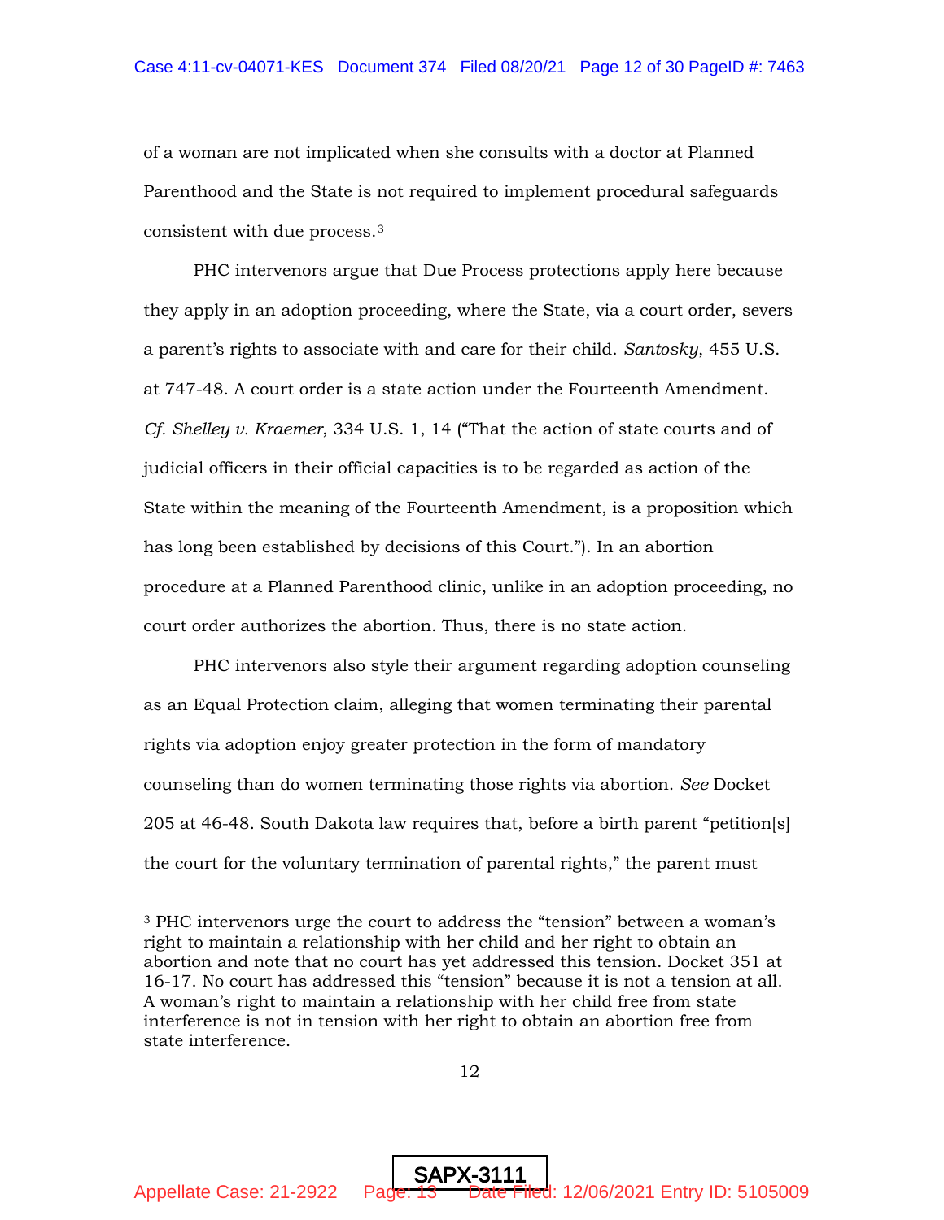of a woman are not implicated when she consults with a doctor at Planned Parenthood and the State is not required to implement procedural safeguards consistent with due process.[3]

PHC intervenors argue that Due Process protections apply here because they apply in an adoption proceeding, where the State, via a court order, severs a parent's rights to associate with and care for their child. *Santosky*, 455 U.S. at 747-48. A court order is a state action under the Fourteenth Amendment. *Cf. Shelley v. Kraemer*, 334 U.S. 1, 14 ("That the action of state courts and of judicial officers in their official capacities is to be regarded as action of the State within the meaning of the Fourteenth Amendment, is a proposition which has long been established by decisions of this Court."). In an abortion procedure at a Planned Parenthood clinic, unlike in an adoption proceeding, no court order authorizes the abortion. Thus, there is no state action.

PHC intervenors also style their argument regarding adoption counseling as an Equal Protection claim, alleging that women terminating their parental rights via adoption enjoy greater protection in the form of mandatory counseling than do women terminating those rights via abortion. *See* Docket 205 at 46-48. South Dakota law requires that, before a birth parent "petition[s] the court for the voluntary termination of parental rights," the parent must

---

[3] PHC intervenors urge the court to address the "tension" between a woman's right to maintain a relationship with her child and her right to obtain an abortion and note that no court has yet addressed this tension. Docket 351 at 16-17. No court has addressed this "tension" because it is not a tension at all. A woman's right to maintain a relationship with her child free from state interference is not in tension with her right to obtain an abortion free from state interference.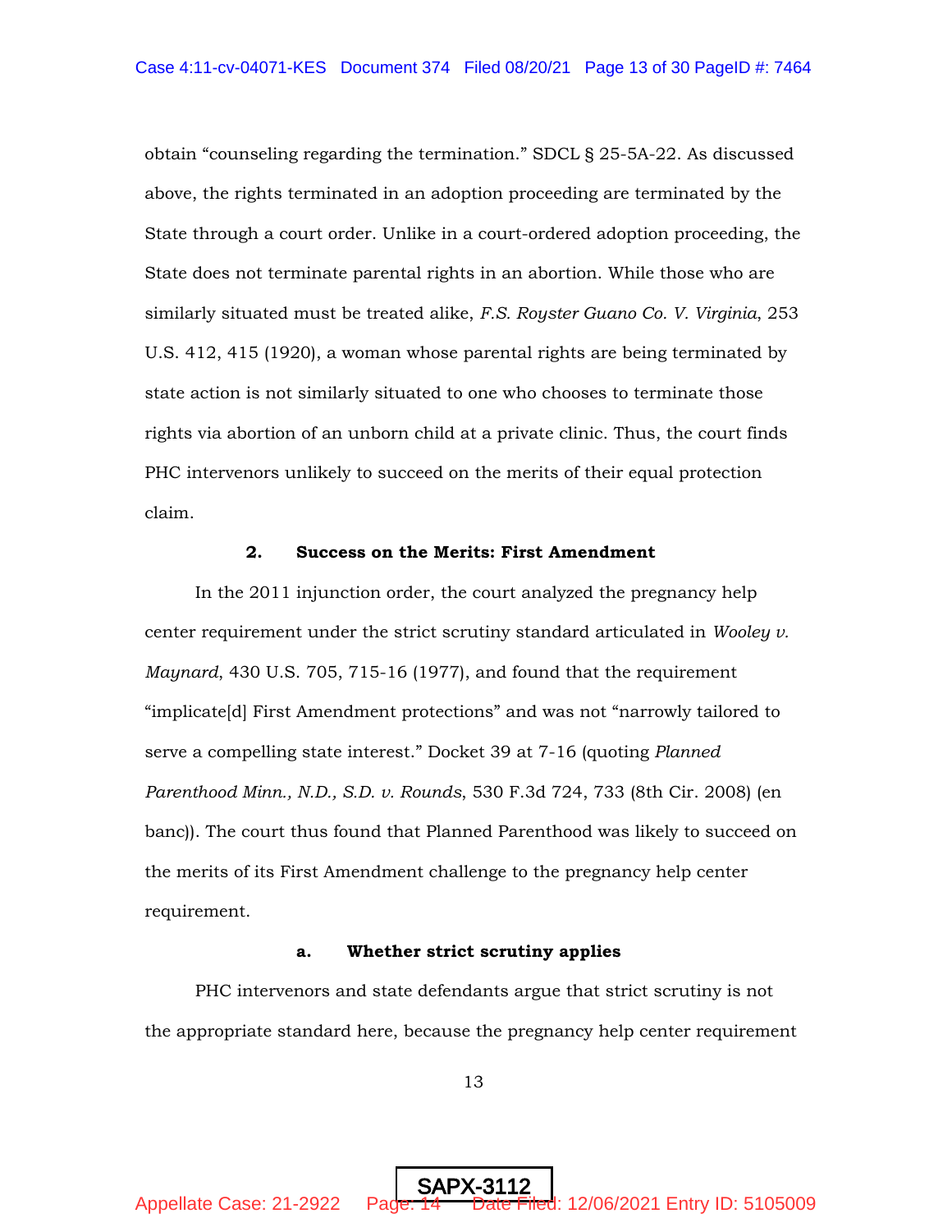obtain "counseling regarding the termination." SDCL § 25-5A-22. As discussed above, the rights terminated in an adoption proceeding are terminated by the State through a court order. Unlike in a court-ordered adoption proceeding, the State does not terminate parental rights in an abortion. While those who are similarly situated must be treated alike, *F.S. Royster Guano Co. V. Virginia*, 253 U.S. 412, 415 (1920), a woman whose parental rights are being terminated by state action is not similarly situated to one who chooses to terminate those rights via abortion of an unborn child at a private clinic. Thus, the court finds PHC intervenors unlikely to succeed on the merits of their equal protection claim.

### 2. Success on the Merits: First Amendment

In the 2011 injunction order, the court analyzed the pregnancy help center requirement under the strict scrutiny standard articulated in *Wooley v. Maynard*, 430 U.S. 705, 715-16 (1977), and found that the requirement "implicate[d] First Amendment protections" and was not "narrowly tailored to serve a compelling state interest." Docket 39 at 7-16 (quoting *Planned Parenthood Minn., N.D., S.D. v. Rounds*, 530 F.3d 724, 733 (8th Cir. 2008) (en banc)). The court thus found that Planned Parenthood was likely to succeed on the merits of its First Amendment challenge to the pregnancy help center requirement.

#### a. Whether strict scrutiny applies

PHC intervenors and state defendants argue that strict scrutiny is not the appropriate standard here, because the pregnancy help center requirement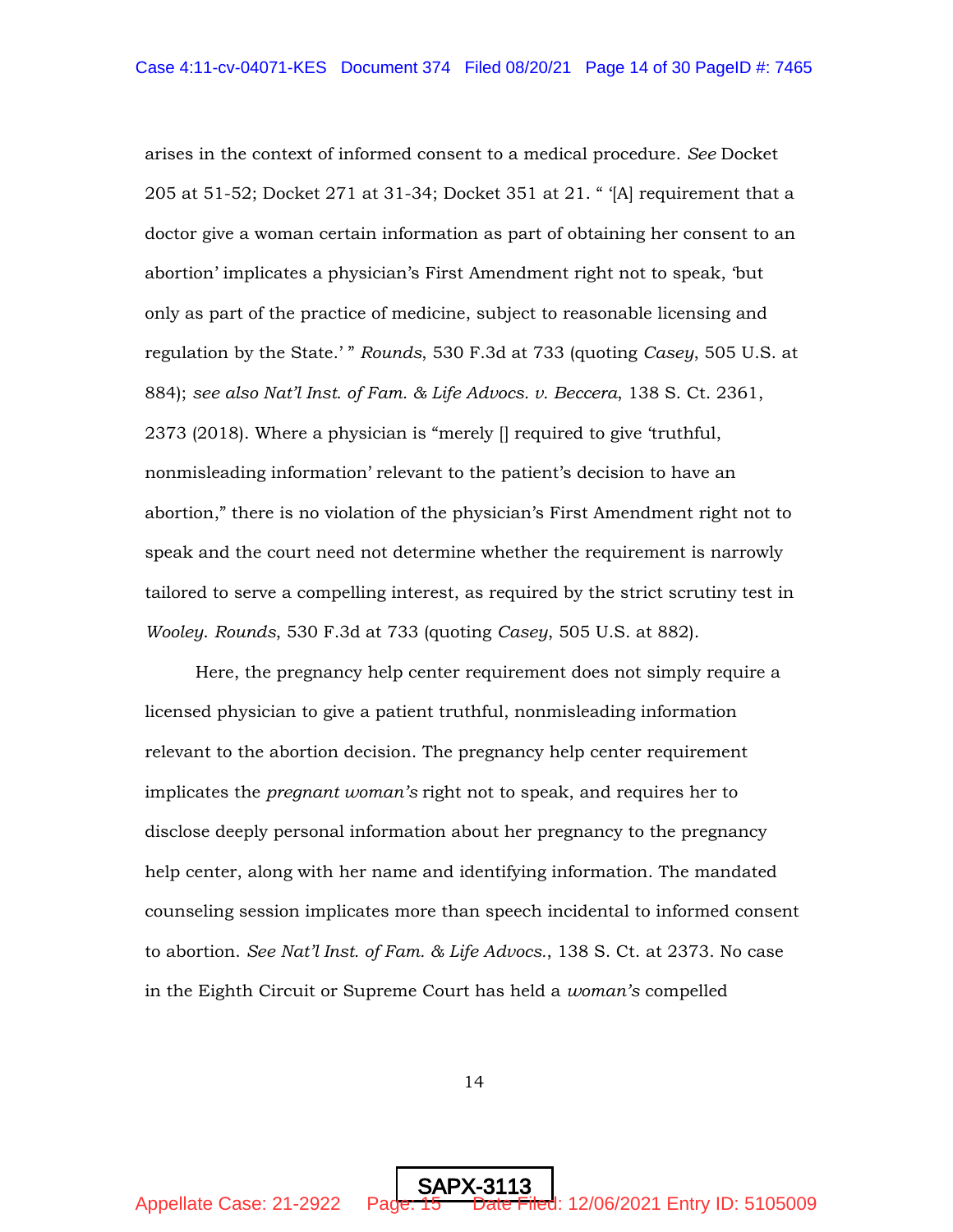arises in the context of informed consent to a medical procedure. *See* Docket 205 at 51-52; Docket 271 at 31-34; Docket 351 at 21. " '[A] requirement that a doctor give a woman certain information as part of obtaining her consent to an abortion' implicates a physician's First Amendment right not to speak, 'but only as part of the practice of medicine, subject to reasonable licensing and regulation by the State.' " *Rounds*, 530 F.3d at 733 (quoting *Casey*, 505 U.S. at 884); *see also Nat'l Inst. of Fam. & Life Advocs. v. Beccera*, 138 S. Ct. 2361, 2373 (2018). Where a physician is "merely [] required to give 'truthful, nonmisleading information' relevant to the patient's decision to have an abortion," there is no violation of the physician's First Amendment right not to speak and the court need not determine whether the requirement is narrowly tailored to serve a compelling interest, as required by the strict scrutiny test in *Wooley*. *Rounds*, 530 F.3d at 733 (quoting *Casey*, 505 U.S. at 882).

Here, the pregnancy help center requirement does not simply require a licensed physician to give a patient truthful, nonmisleading information relevant to the abortion decision. The pregnancy help center requirement implicates the *pregnant woman's* right not to speak, and requires her to disclose deeply personal information about her pregnancy to the pregnancy help center, along with her name and identifying information. The mandated counseling session implicates more than speech incidental to informed consent to abortion. *See Nat'l Inst. of Fam. & Life Advocs.*, 138 S. Ct. at 2373. No case in the Eighth Circuit or Supreme Court has held a *woman's* compelled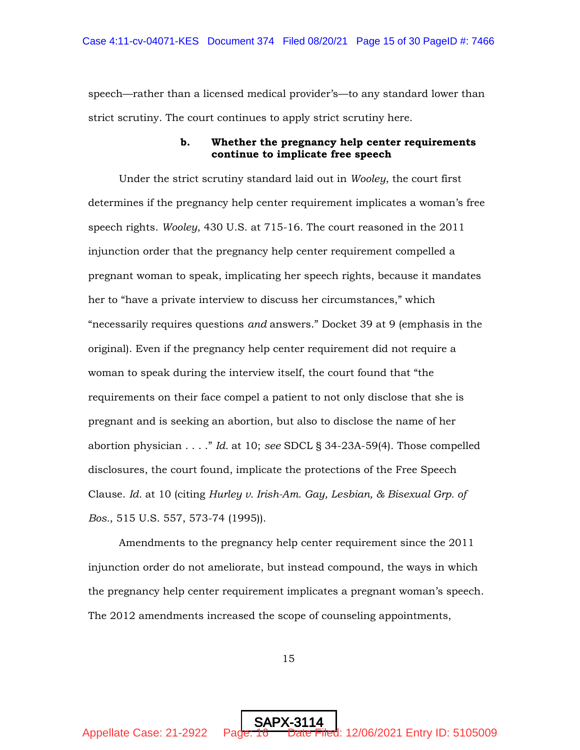speech—rather than a licensed medical provider's—to any standard lower than strict scrutiny. The court continues to apply strict scrutiny here.

**b. Whether the pregnancy help center requirements continue to implicate free speech**

Under the strict scrutiny standard laid out in *Wooley*, the court first determines if the pregnancy help center requirement implicates a woman's free speech rights. *Wooley*, 430 U.S. at 715-16. The court reasoned in the 2011 injunction order that the pregnancy help center requirement compelled a pregnant woman to speak, implicating her speech rights, because it mandates her to "have a private interview to discuss her circumstances," which "necessarily requires questions *and* answers." Docket 39 at 9 (emphasis in the original). Even if the pregnancy help center requirement did not require a woman to speak during the interview itself, the court found that "the requirements on their face compel a patient to not only disclose that she is pregnant and is seeking an abortion, but also to disclose the name of her abortion physician . . . ." *Id.* at 10; *see* SDCL § 34-23A-59(4). Those compelled disclosures, the court found, implicate the protections of the Free Speech Clause. *Id.* at 10 (citing *Hurley v. Irish-Am. Gay, Lesbian, & Bisexual Grp. of Bos.*, 515 U.S. 557, 573-74 (1995)).

Amendments to the pregnancy help center requirement since the 2011 injunction order do not ameliorate, but instead compound, the ways in which the pregnancy help center requirement implicates a pregnant woman's speech. The 2012 amendments increased the scope of counseling appointments,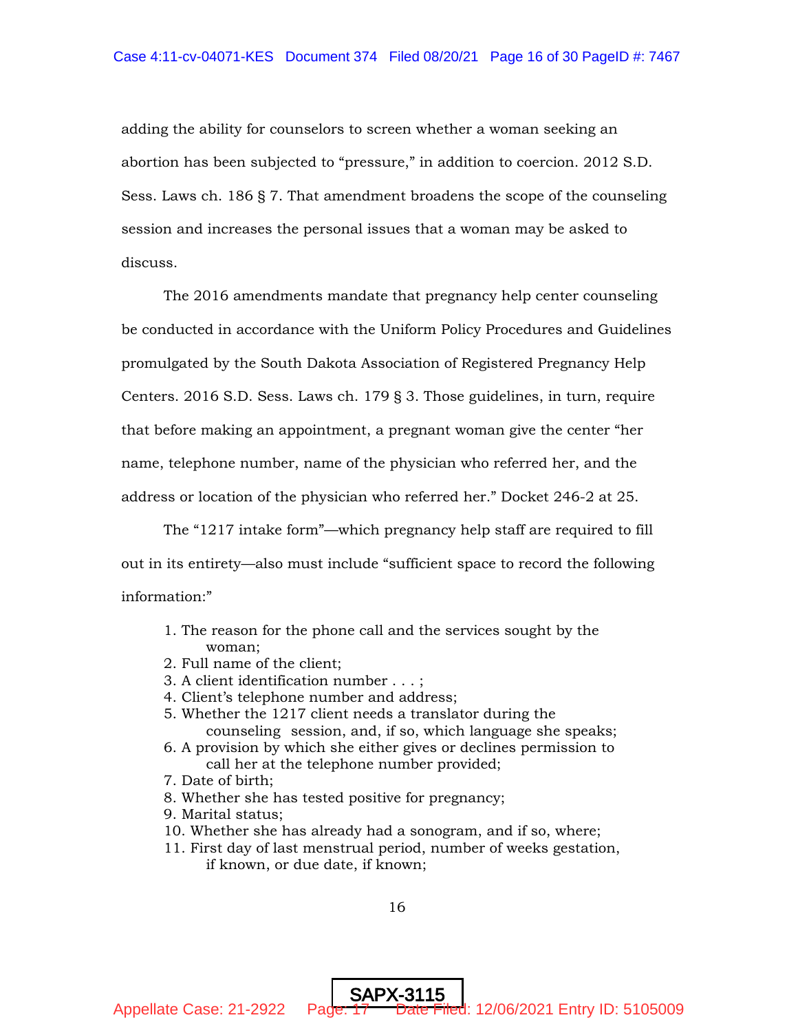adding the ability for counselors to screen whether a woman seeking an abortion has been subjected to "pressure," in addition to coercion. 2012 S.D. Sess. Laws ch. 186 § 7. That amendment broadens the scope of the counseling session and increases the personal issues that a woman may be asked to discuss.

The 2016 amendments mandate that pregnancy help center counseling be conducted in accordance with the Uniform Policy Procedures and Guidelines promulgated by the South Dakota Association of Registered Pregnancy Help Centers. 2016 S.D. Sess. Laws ch. 179 § 3. Those guidelines, in turn, require that before making an appointment, a pregnant woman give the center "her name, telephone number, name of the physician who referred her, and the address or location of the physician who referred her." Docket 246-2 at 25.

The "1217 intake form"—which pregnancy help staff are required to fill out in its entirety—also must include "sufficient space to record the following information:"

1. The reason for the phone call and the services sought by the woman;
2. Full name of the client;
3. A client identification number . . . ;
4. Client's telephone number and address;
5. Whether the 1217 client needs a translator during the counseling session, and, if so, which language she speaks;
6. A provision by which she either gives or declines permission to call her at the telephone number provided;
7. Date of birth;
8. Whether she has tested positive for pregnancy;
9. Marital status;
10. Whether she has already had a sonogram, and if so, where;
11. First day of last menstrual period, number of weeks gestation, if known, or due date, if known;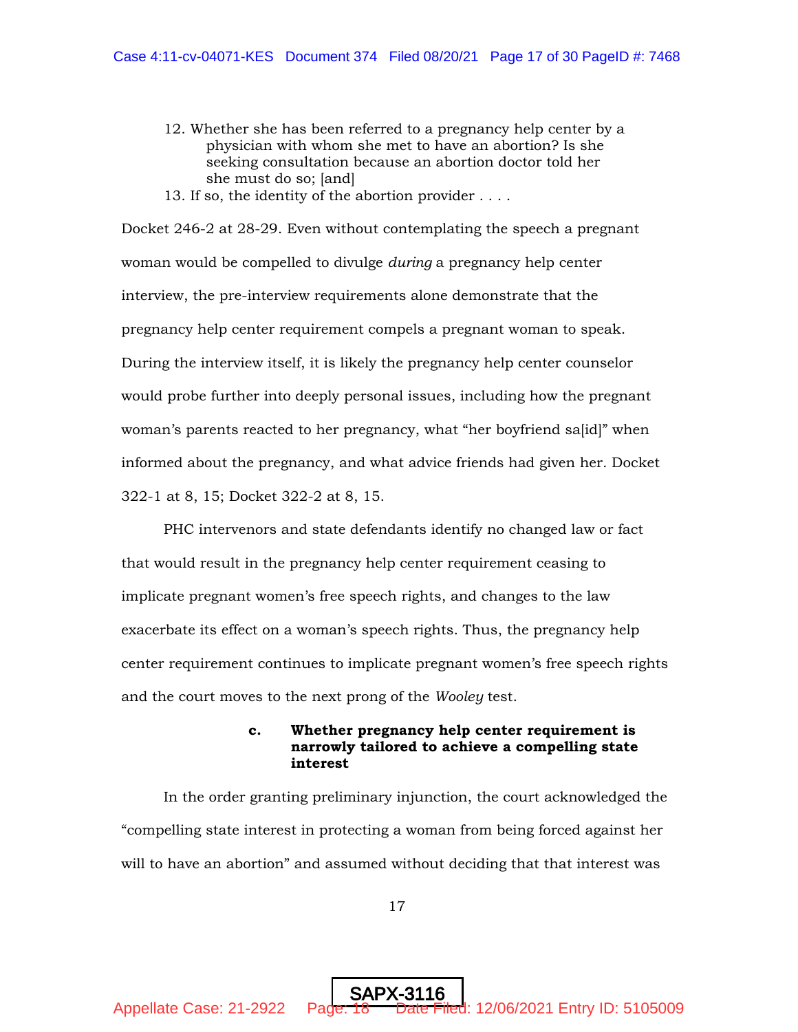12. Whether she has been referred to a pregnancy help center by a physician with whom she met to have an abortion? Is she seeking consultation because an abortion doctor told her she must do so; [and]
13. If so, the identity of the abortion provider . . . .

Docket 246-2 at 28-29. Even without contemplating the speech a pregnant woman would be compelled to divulge *during* a pregnancy help center interview, the pre-interview requirements alone demonstrate that the pregnancy help center requirement compels a pregnant woman to speak. During the interview itself, it is likely the pregnancy help center counselor would probe further into deeply personal issues, including how the pregnant woman's parents reacted to her pregnancy, what "her boyfriend sa[id]" when informed about the pregnancy, and what advice friends had given her. Docket 322-1 at 8, 15; Docket 322-2 at 8, 15.

PHC intervenors and state defendants identify no changed law or fact that would result in the pregnancy help center requirement ceasing to implicate pregnant women's free speech rights, and changes to the law exacerbate its effect on a woman's speech rights. Thus, the pregnancy help center requirement continues to implicate pregnant women's free speech rights and the court moves to the next prong of the *Wooley* test.

**c. Whether pregnancy help center requirement is narrowly tailored to achieve a compelling state interest**

In the order granting preliminary injunction, the court acknowledged the "compelling state interest in protecting a woman from being forced against her will to have an abortion" and assumed without deciding that that interest was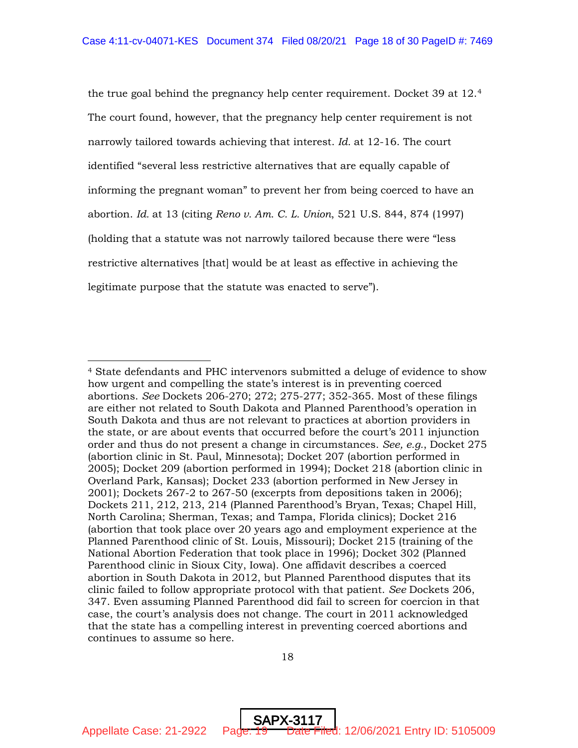the true goal behind the pregnancy help center requirement. Docket 39 at 12.[4] The court found, however, that the pregnancy help center requirement is not narrowly tailored towards achieving that interest. *Id.* at 12-16. The court identified "several less restrictive alternatives that are equally capable of informing the pregnant woman" to prevent her from being coerced to have an abortion. *Id.* at 13 (citing *Reno v. Am. C. L. Union*, 521 U.S. 844, 874 (1997) (holding that a statute was not narrowly tailored because there were "less restrictive alternatives [that] would be at least as effective in achieving the legitimate purpose that the statute was enacted to serve").

---

[4] State defendants and PHC intervenors submitted a deluge of evidence to show how urgent and compelling the state's interest is in preventing coerced abortions. *See* Dockets 206-270; 272; 275-277; 352-365. Most of these filings are either not related to South Dakota and Planned Parenthood's operation in South Dakota and thus are not relevant to practices at abortion providers in the state, or are about events that occurred before the court's 2011 injunction order and thus do not present a change in circumstances. *See, e.g.*, Docket 275 (abortion clinic in St. Paul, Minnesota); Docket 207 (abortion performed in 2005); Docket 209 (abortion performed in 1994); Docket 218 (abortion clinic in Overland Park, Kansas); Docket 233 (abortion performed in New Jersey in 2001); Dockets 267-2 to 267-50 (excerpts from depositions taken in 2006); Dockets 211, 212, 213, 214 (Planned Parenthood's Bryan, Texas; Chapel Hill, North Carolina; Sherman, Texas; and Tampa, Florida clinics); Docket 216 (abortion that took place over 20 years ago and employment experience at the Planned Parenthood clinic of St. Louis, Missouri); Docket 215 (training of the National Abortion Federation that took place in 1996); Docket 302 (Planned Parenthood clinic in Sioux City, Iowa). One affidavit describes a coerced abortion in South Dakota in 2012, but Planned Parenthood disputes that its clinic failed to follow appropriate protocol with that patient. *See* Dockets 206, 347. Even assuming Planned Parenthood did fail to screen for coercion in that case, the court's analysis does not change. The court in 2011 acknowledged that the state has a compelling interest in preventing coerced abortions and continues to assume so here.

SAPX-3117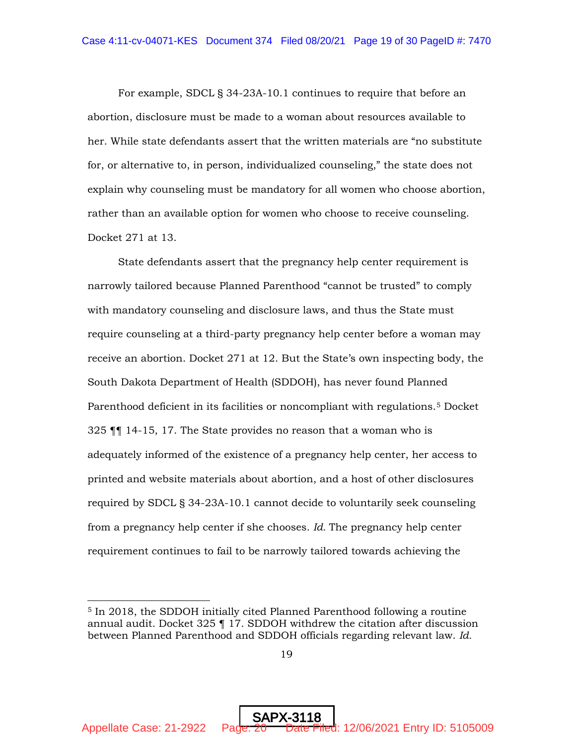For example, SDCL § 34-23A-10.1 continues to require that before an abortion, disclosure must be made to a woman about resources available to her. While state defendants assert that the written materials are "no substitute for, or alternative to, in person, individualized counseling," the state does not explain why counseling must be mandatory for all women who choose abortion, rather than an available option for women who choose to receive counseling. Docket 271 at 13.

State defendants assert that the pregnancy help center requirement is narrowly tailored because Planned Parenthood "cannot be trusted" to comply with mandatory counseling and disclosure laws, and thus the State must require counseling at a third-party pregnancy help center before a woman may receive an abortion. Docket 271 at 12. But the State's own inspecting body, the South Dakota Department of Health (SDDOH), has never found Planned Parenthood deficient in its facilities or noncompliant with regulations.[5] Docket 325 ¶¶ 14-15, 17. The State provides no reason that a woman who is adequately informed of the existence of a pregnancy help center, her access to printed and website materials about abortion, and a host of other disclosures required by SDCL § 34-23A-10.1 cannot decide to voluntarily seek counseling from a pregnancy help center if she chooses. *Id.* The pregnancy help center requirement continues to fail to be narrowly tailored towards achieving the

---

[5] In 2018, the SDDOH initially cited Planned Parenthood following a routine annual audit. Docket 325 ¶ 17. SDDOH withdrew the citation after discussion between Planned Parenthood and SDDOH officials regarding relevant law. *Id.*

SAPX-3118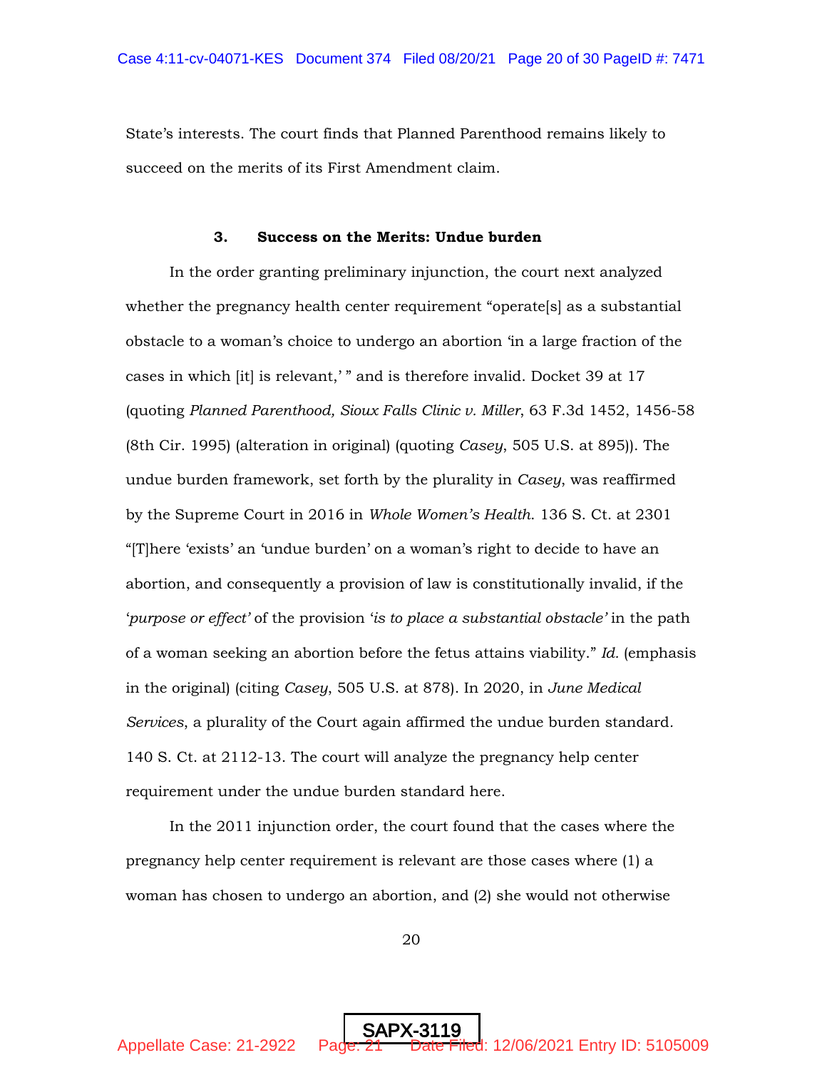State's interests. The court finds that Planned Parenthood remains likely to succeed on the merits of its First Amendment claim.

### 3. Success on the Merits: Undue burden

In the order granting preliminary injunction, the court next analyzed whether the pregnancy health center requirement "operate[s] as a substantial obstacle to a woman's choice to undergo an abortion 'in a large fraction of the cases in which [it] is relevant,' " and is therefore invalid. Docket 39 at 17 (quoting *Planned Parenthood, Sioux Falls Clinic v. Miller*, 63 F.3d 1452, 1456-58 (8th Cir. 1995) (alteration in original) (quoting *Casey*, 505 U.S. at 895)). The undue burden framework, set forth by the plurality in *Casey*, was reaffirmed by the Supreme Court in 2016 in *Whole Women's Health*. 136 S. Ct. at 2301 "[T]here 'exists' an 'undue burden' on a woman's right to decide to have an abortion, and consequently a provision of law is constitutionally invalid, if the '*purpose or effect'* of the provision '*is to place a substantial obstacle'* in the path of a woman seeking an abortion before the fetus attains viability." *Id.* (emphasis in the original) (citing *Casey*, 505 U.S. at 878). In 2020, in *June Medical Services*, a plurality of the Court again affirmed the undue burden standard. 140 S. Ct. at 2112-13. The court will analyze the pregnancy help center requirement under the undue burden standard here.

In the 2011 injunction order, the court found that the cases where the pregnancy help center requirement is relevant are those cases where (1) a woman has chosen to undergo an abortion, and (2) she would not otherwise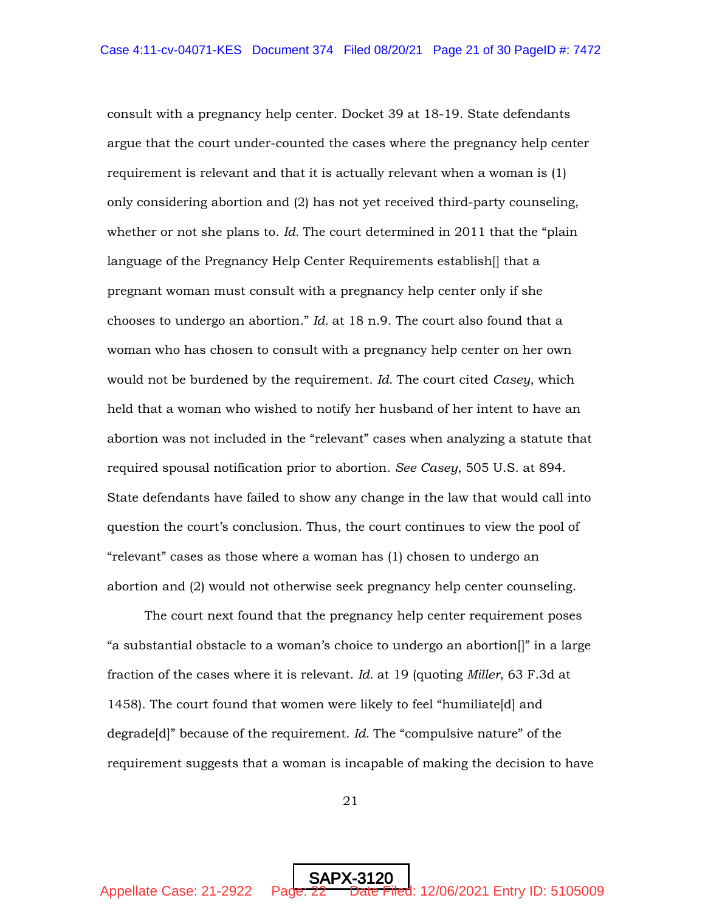consult with a pregnancy help center. Docket 39 at 18-19. State defendants argue that the court under-counted the cases where the pregnancy help center requirement is relevant and that it is actually relevant when a woman is (1) only considering abortion and (2) has not yet received third-party counseling, whether or not she plans to. *Id.* The court determined in 2011 that the "plain language of the Pregnancy Help Center Requirements establish[] that a pregnant woman must consult with a pregnancy help center only if she chooses to undergo an abortion." *Id.* at 18 n.9. The court also found that a woman who has chosen to consult with a pregnancy help center on her own would not be burdened by the requirement. *Id.* The court cited *Casey*, which held that a woman who wished to notify her husband of her intent to have an abortion was not included in the "relevant" cases when analyzing a statute that required spousal notification prior to abortion. *See Casey*, 505 U.S. at 894. State defendants have failed to show any change in the law that would call into question the court's conclusion. Thus, the court continues to view the pool of "relevant" cases as those where a woman has (1) chosen to undergo an abortion and (2) would not otherwise seek pregnancy help center counseling.

The court next found that the pregnancy help center requirement poses "a substantial obstacle to a woman's choice to undergo an abortion[]" in a large fraction of the cases where it is relevant. *Id.* at 19 (quoting *Miller*, 63 F.3d at 1458). The court found that women were likely to feel "humiliate[d] and degrade[d]" because of the requirement. *Id.* The "compulsive nature" of the requirement suggests that a woman is incapable of making the decision to have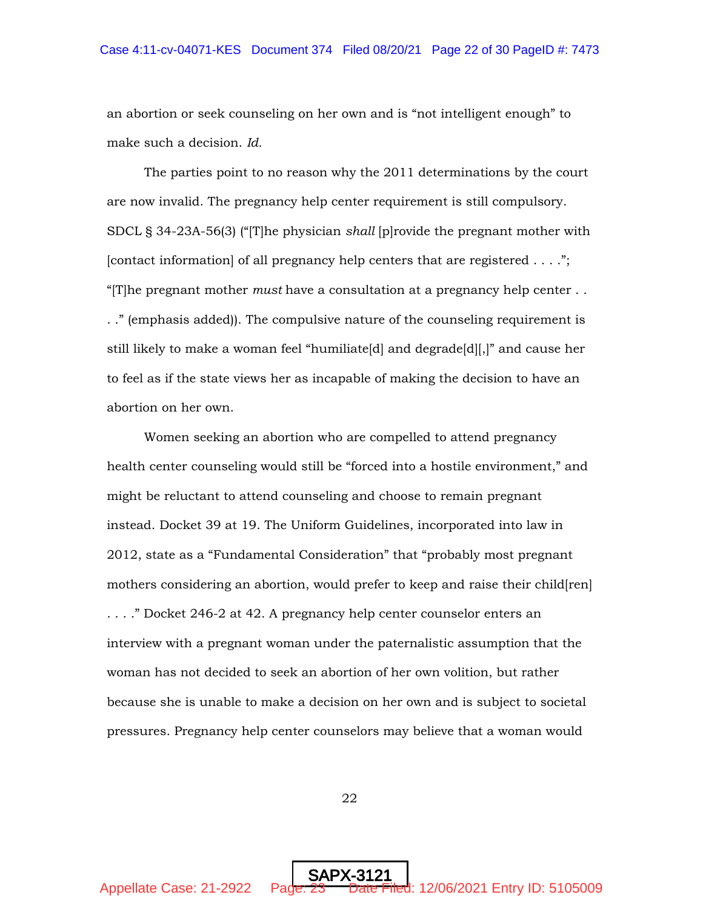an abortion or seek counseling on her own and is "not intelligent enough" to make such a decision. *Id.*

The parties point to no reason why the 2011 determinations by the court are now invalid. The pregnancy help center requirement is still compulsory. SDCL § 34-23A-56(3) ("[T]he physician *shall* [p]rovide the pregnant mother with [contact information] of all pregnancy help centers that are registered . . . ."; "[T]he pregnant mother *must* have a consultation at a pregnancy help center . . . ." (emphasis added)). The compulsive nature of the counseling requirement is still likely to make a woman feel "humiliate[d] and degrade[d][,]" and cause her to feel as if the state views her as incapable of making the decision to have an abortion on her own.

Women seeking an abortion who are compelled to attend pregnancy health center counseling would still be "forced into a hostile environment," and might be reluctant to attend counseling and choose to remain pregnant instead. Docket 39 at 19. The Uniform Guidelines, incorporated into law in 2012, state as a "Fundamental Consideration" that "probably most pregnant mothers considering an abortion, would prefer to keep and raise their child[ren] . . . ." Docket 246-2 at 42. A pregnancy help center counselor enters an interview with a pregnant woman under the paternalistic assumption that the woman has not decided to seek an abortion of her own volition, but rather because she is unable to make a decision on her own and is subject to societal pressures. Pregnancy help center counselors may believe that a woman would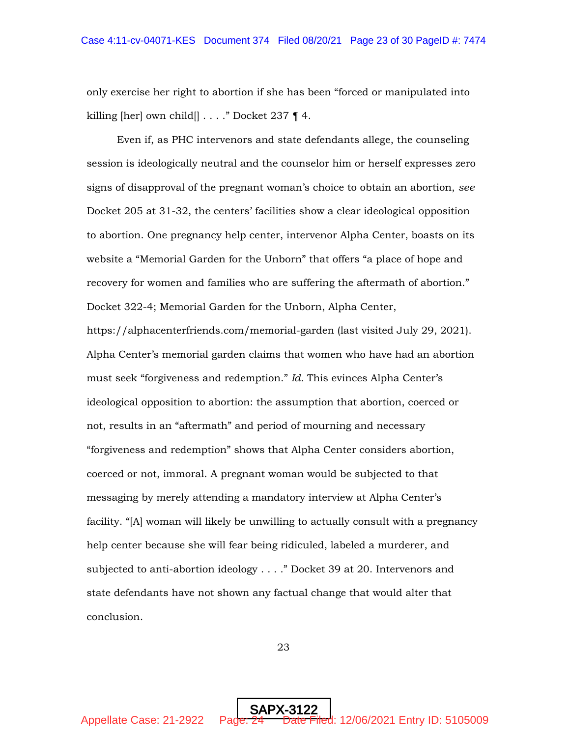only exercise her right to abortion if she has been "forced or manipulated into killing [her] own child[] . . . ." Docket 237 ¶ 4.

Even if, as PHC intervenors and state defendants allege, the counseling session is ideologically neutral and the counselor him or herself expresses zero signs of disapproval of the pregnant woman's choice to obtain an abortion, *see* Docket 205 at 31-32, the centers' facilities show a clear ideological opposition to abortion. One pregnancy help center, intervenor Alpha Center, boasts on its website a "Memorial Garden for the Unborn" that offers "a place of hope and recovery for women and families who are suffering the aftermath of abortion." Docket 322-4; Memorial Garden for the Unborn, Alpha Center, https://alphacenterfriends.com/memorial-garden (last visited July 29, 2021). Alpha Center's memorial garden claims that women who have had an abortion must seek "forgiveness and redemption." *Id.* This evinces Alpha Center's ideological opposition to abortion: the assumption that abortion, coerced or not, results in an "aftermath" and period of mourning and necessary "forgiveness and redemption" shows that Alpha Center considers abortion, coerced or not, immoral. A pregnant woman would be subjected to that messaging by merely attending a mandatory interview at Alpha Center's facility. "[A] woman will likely be unwilling to actually consult with a pregnancy help center because she will fear being ridiculed, labeled a murderer, and subjected to anti-abortion ideology . . . ." Docket 39 at 20. Intervenors and state defendants have not shown any factual change that would alter that conclusion.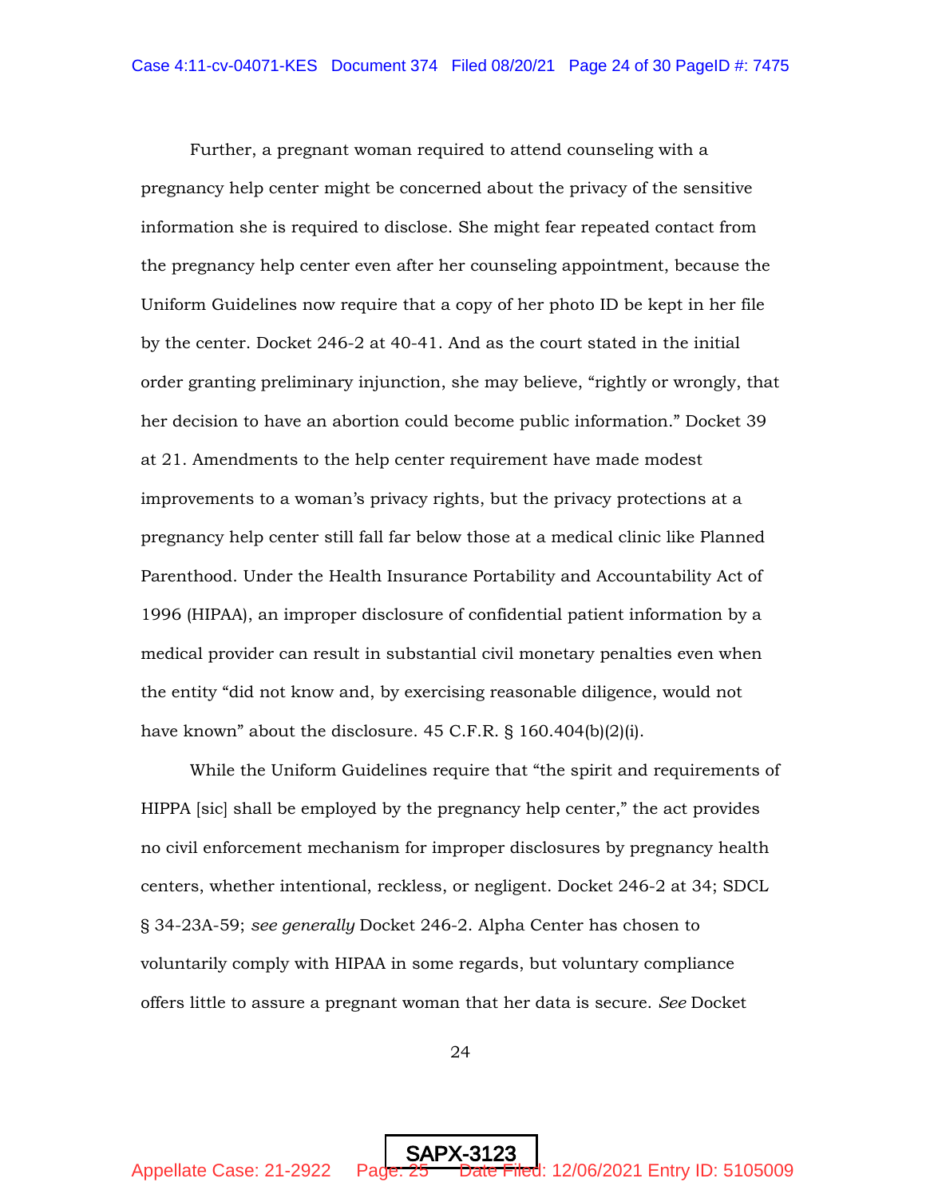Further, a pregnant woman required to attend counseling with a pregnancy help center might be concerned about the privacy of the sensitive information she is required to disclose. She might fear repeated contact from the pregnancy help center even after her counseling appointment, because the Uniform Guidelines now require that a copy of her photo ID be kept in her file by the center. Docket 246-2 at 40-41. And as the court stated in the initial order granting preliminary injunction, she may believe, "rightly or wrongly, that her decision to have an abortion could become public information." Docket 39 at 21. Amendments to the help center requirement have made modest improvements to a woman's privacy rights, but the privacy protections at a pregnancy help center still fall far below those at a medical clinic like Planned Parenthood. Under the Health Insurance Portability and Accountability Act of 1996 (HIPAA), an improper disclosure of confidential patient information by a medical provider can result in substantial civil monetary penalties even when the entity "did not know and, by exercising reasonable diligence, would not have known" about the disclosure. 45 C.F.R. § 160.404(b)(2)(i).

While the Uniform Guidelines require that "the spirit and requirements of HIPPA [sic] shall be employed by the pregnancy help center," the act provides no civil enforcement mechanism for improper disclosures by pregnancy health centers, whether intentional, reckless, or negligent. Docket 246-2 at 34; SDCL § 34-23A-59; *see generally* Docket 246-2. Alpha Center has chosen to voluntarily comply with HIPAA in some regards, but voluntary compliance offers little to assure a pregnant woman that her data is secure. *See* Docket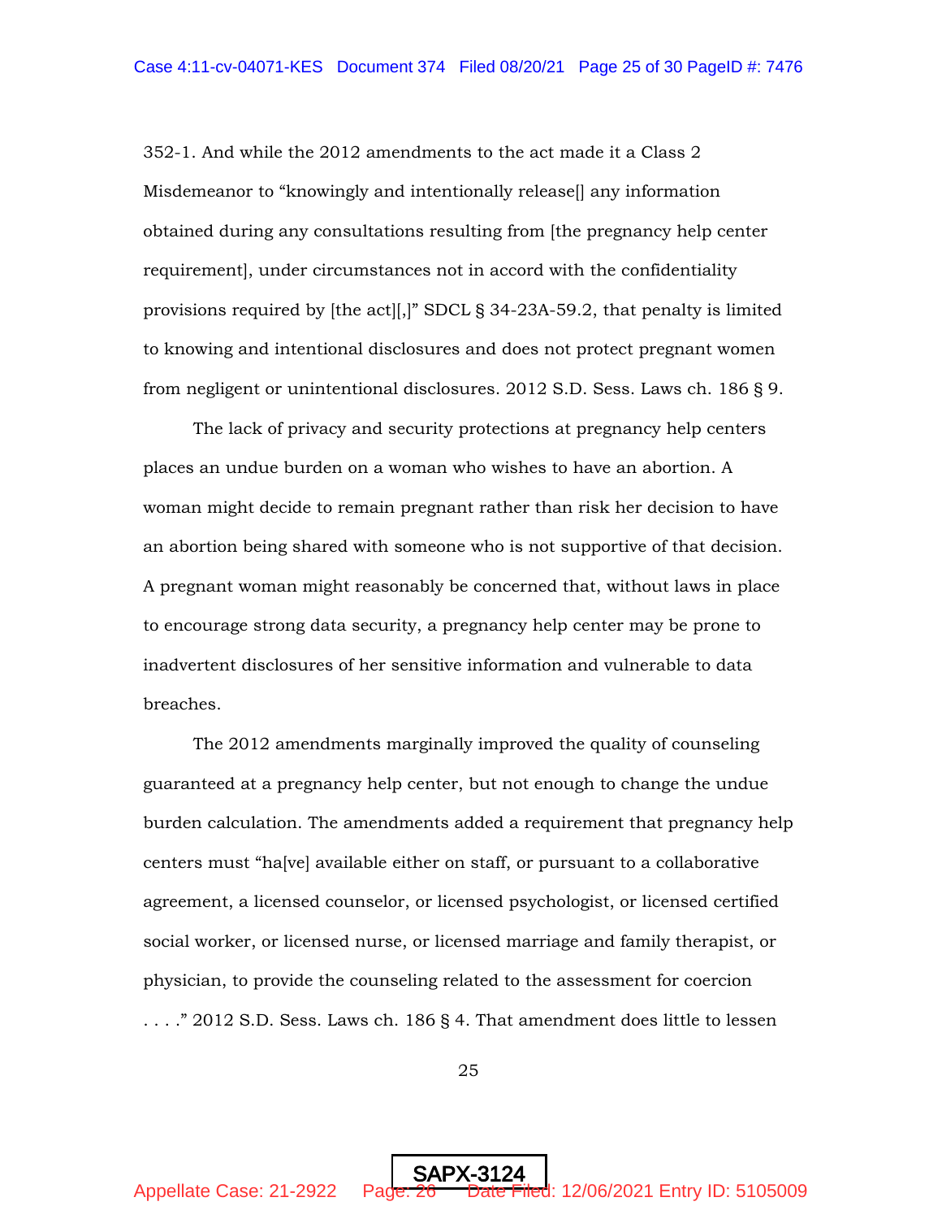352-1. And while the 2012 amendments to the act made it a Class 2 Misdemeanor to "knowingly and intentionally release[] any information obtained during any consultations resulting from [the pregnancy help center requirement], under circumstances not in accord with the confidentiality provisions required by [the act][,]" SDCL § 34-23A-59.2, that penalty is limited to knowing and intentional disclosures and does not protect pregnant women from negligent or unintentional disclosures. 2012 S.D. Sess. Laws ch. 186 § 9.

The lack of privacy and security protections at pregnancy help centers places an undue burden on a woman who wishes to have an abortion. A woman might decide to remain pregnant rather than risk her decision to have an abortion being shared with someone who is not supportive of that decision. A pregnant woman might reasonably be concerned that, without laws in place to encourage strong data security, a pregnancy help center may be prone to inadvertent disclosures of her sensitive information and vulnerable to data breaches.

The 2012 amendments marginally improved the quality of counseling guaranteed at a pregnancy help center, but not enough to change the undue burden calculation. The amendments added a requirement that pregnancy help centers must "ha[ve] available either on staff, or pursuant to a collaborative agreement, a licensed counselor, or licensed psychologist, or licensed certified social worker, or licensed nurse, or licensed marriage and family therapist, or physician, to provide the counseling related to the assessment for coercion . . . ." 2012 S.D. Sess. Laws ch. 186 § 4. That amendment does little to lessen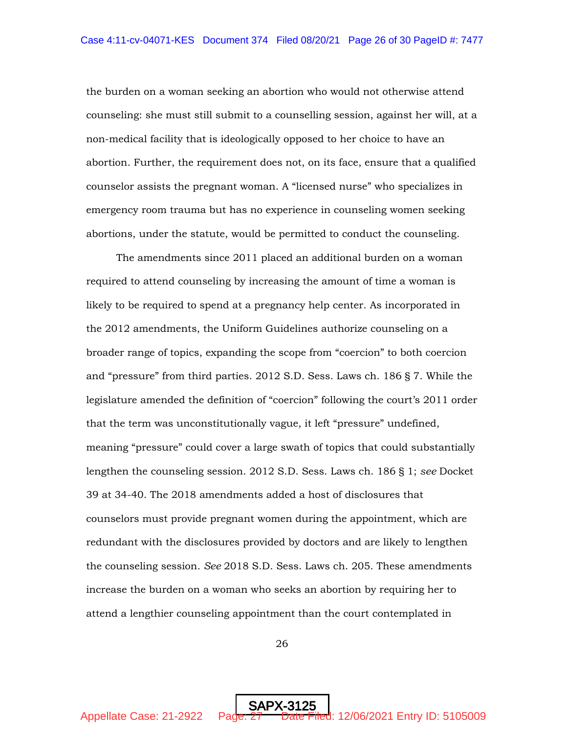the burden on a woman seeking an abortion who would not otherwise attend counseling: she must still submit to a counselling session, against her will, at a non-medical facility that is ideologically opposed to her choice to have an abortion. Further, the requirement does not, on its face, ensure that a qualified counselor assists the pregnant woman. A "licensed nurse" who specializes in emergency room trauma but has no experience in counseling women seeking abortions, under the statute, would be permitted to conduct the counseling.

The amendments since 2011 placed an additional burden on a woman required to attend counseling by increasing the amount of time a woman is likely to be required to spend at a pregnancy help center. As incorporated in the 2012 amendments, the Uniform Guidelines authorize counseling on a broader range of topics, expanding the scope from "coercion" to both coercion and "pressure" from third parties. 2012 S.D. Sess. Laws ch. 186 § 7. While the legislature amended the definition of "coercion" following the court's 2011 order that the term was unconstitutionally vague, it left "pressure" undefined, meaning "pressure" could cover a large swath of topics that could substantially lengthen the counseling session. 2012 S.D. Sess. Laws ch. 186 § 1; *see* Docket 39 at 34-40. The 2018 amendments added a host of disclosures that counselors must provide pregnant women during the appointment, which are redundant with the disclosures provided by doctors and are likely to lengthen the counseling session. *See* 2018 S.D. Sess. Laws ch. 205. These amendments increase the burden on a woman who seeks an abortion by requiring her to attend a lengthier counseling appointment than the court contemplated in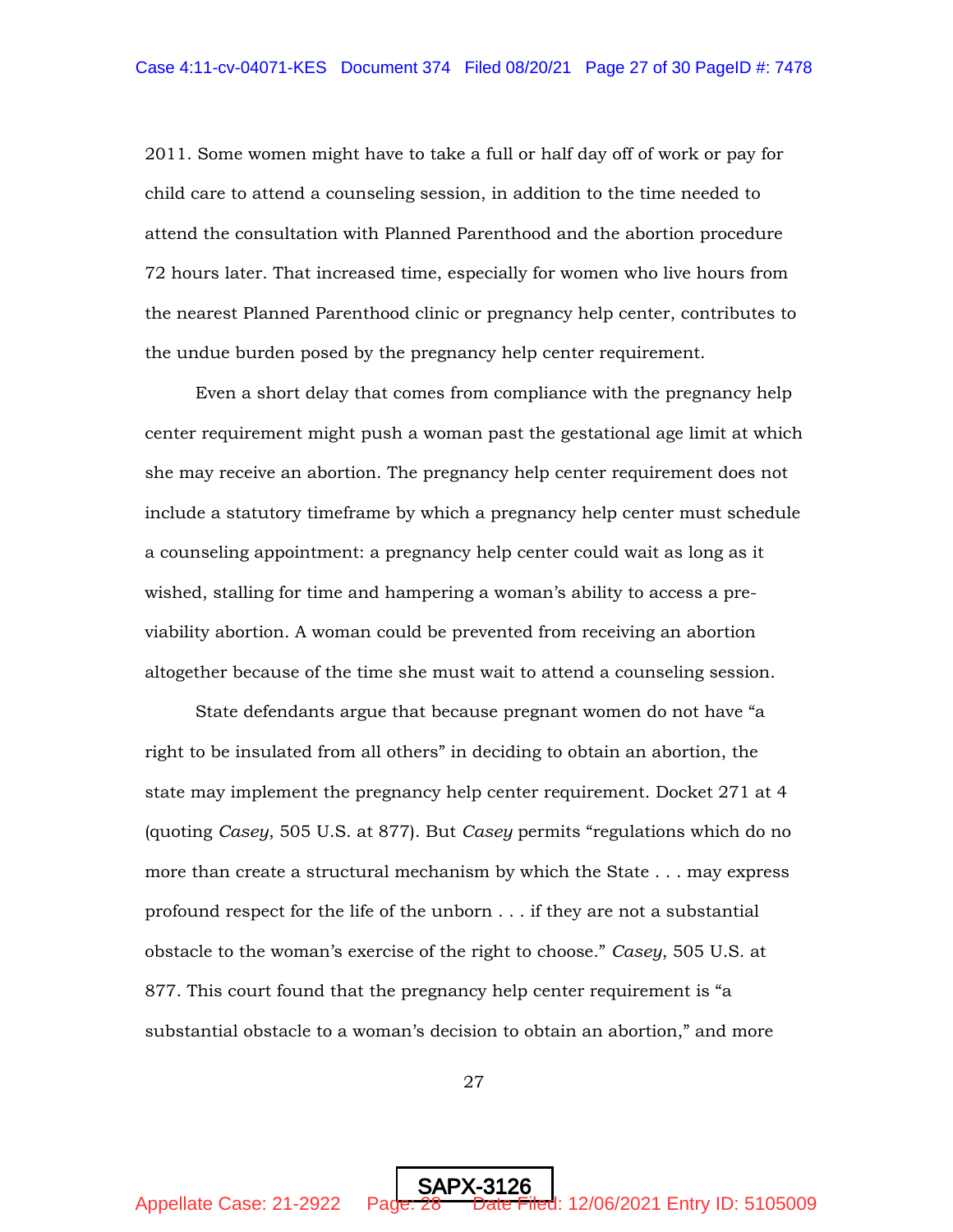2011. Some women might have to take a full or half day off of work or pay for child care to attend a counseling session, in addition to the time needed to attend the consultation with Planned Parenthood and the abortion procedure 72 hours later. That increased time, especially for women who live hours from the nearest Planned Parenthood clinic or pregnancy help center, contributes to the undue burden posed by the pregnancy help center requirement.

Even a short delay that comes from compliance with the pregnancy help center requirement might push a woman past the gestational age limit at which she may receive an abortion. The pregnancy help center requirement does not include a statutory timeframe by which a pregnancy help center must schedule a counseling appointment: a pregnancy help center could wait as long as it wished, stalling for time and hampering a woman's ability to access a pre-viability abortion. A woman could be prevented from receiving an abortion altogether because of the time she must wait to attend a counseling session.

State defendants argue that because pregnant women do not have "a right to be insulated from all others" in deciding to obtain an abortion, the state may implement the pregnancy help center requirement. Docket 271 at 4 (quoting *Casey*, 505 U.S. at 877). But *Casey* permits "regulations which do no more than create a structural mechanism by which the State . . . may express profound respect for the life of the unborn . . . if they are not a substantial obstacle to the woman's exercise of the right to choose." *Casey*, 505 U.S. at 877. This court found that the pregnancy help center requirement is "a substantial obstacle to a woman's decision to obtain an abortion," and more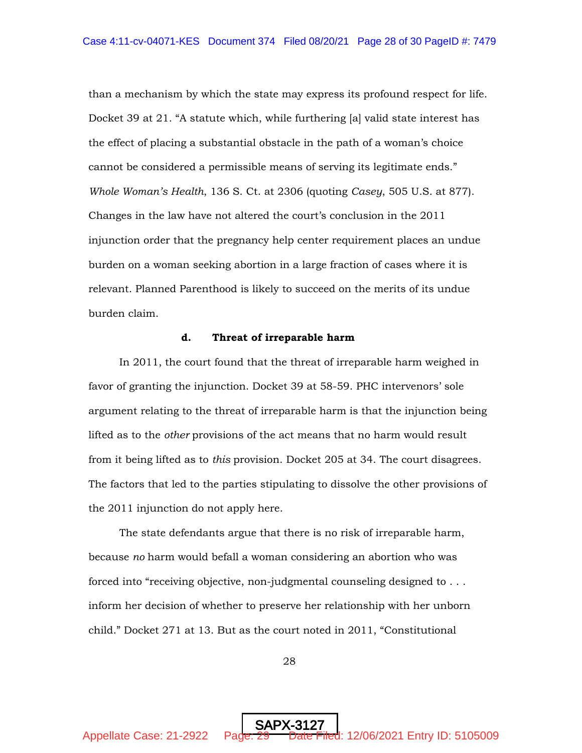than a mechanism by which the state may express its profound respect for life. Docket 39 at 21. "A statute which, while furthering [a] valid state interest has the effect of placing a substantial obstacle in the path of a woman's choice cannot be considered a permissible means of serving its legitimate ends." *Whole Woman's Health*, 136 S. Ct. at 2306 (quoting *Casey*, 505 U.S. at 877). Changes in the law have not altered the court's conclusion in the 2011 injunction order that the pregnancy help center requirement places an undue burden on a woman seeking abortion in a large fraction of cases where it is relevant. Planned Parenthood is likely to succeed on the merits of its undue burden claim.

**d. Threat of irreparable harm**

In 2011, the court found that the threat of irreparable harm weighed in favor of granting the injunction. Docket 39 at 58-59. PHC intervenors' sole argument relating to the threat of irreparable harm is that the injunction being lifted as to the *other* provisions of the act means that no harm would result from it being lifted as to *this* provision. Docket 205 at 34. The court disagrees. The factors that led to the parties stipulating to dissolve the other provisions of the 2011 injunction do not apply here.

The state defendants argue that there is no risk of irreparable harm, because *no* harm would befall a woman considering an abortion who was forced into "receiving objective, non-judgmental counseling designed to . . . inform her decision of whether to preserve her relationship with her unborn child." Docket 271 at 13. But as the court noted in 2011, "Constitutional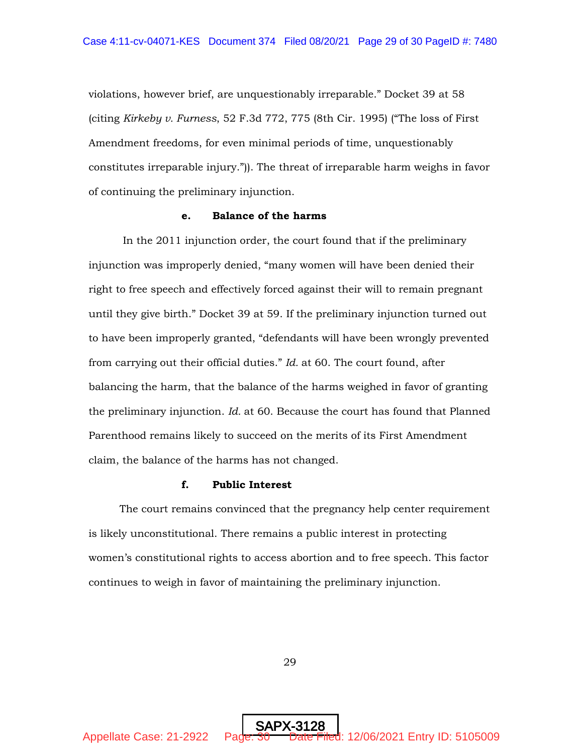violations, however brief, are unquestionably irreparable." Docket 39 at 58 (citing *Kirkeby v. Furness*, 52 F.3d 772, 775 (8th Cir. 1995) ("The loss of First Amendment freedoms, for even minimal periods of time, unquestionably constitutes irreparable injury.")). The threat of irreparable harm weighs in favor of continuing the preliminary injunction.

**e. Balance of the harms**

In the 2011 injunction order, the court found that if the preliminary injunction was improperly denied, "many women will have been denied their right to free speech and effectively forced against their will to remain pregnant until they give birth." Docket 39 at 59. If the preliminary injunction turned out to have been improperly granted, "defendants will have been wrongly prevented from carrying out their official duties." *Id.* at 60. The court found, after balancing the harm, that the balance of the harms weighed in favor of granting the preliminary injunction. *Id.* at 60. Because the court has found that Planned Parenthood remains likely to succeed on the merits of its First Amendment claim, the balance of the harms has not changed.

**f. Public Interest**

The court remains convinced that the pregnancy help center requirement is likely unconstitutional. There remains a public interest in protecting women's constitutional rights to access abortion and to free speech. This factor continues to weigh in favor of maintaining the preliminary injunction.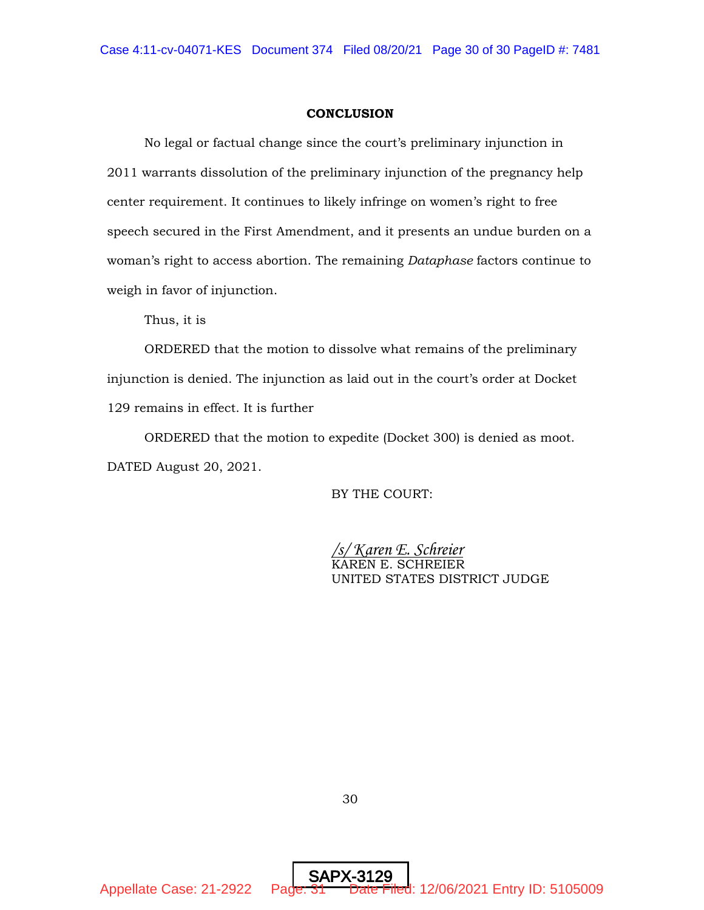**CONCLUSION**

No legal or factual change since the court's preliminary injunction in 2011 warrants dissolution of the preliminary injunction of the pregnancy help center requirement. It continues to likely infringe on women's right to free speech secured in the First Amendment, and it presents an undue burden on a woman's right to access abortion. The remaining *Dataphase* factors continue to weigh in favor of injunction.

Thus, it is

ORDERED that the motion to dissolve what remains of the preliminary injunction is denied. The injunction as laid out in the court's order at Docket 129 remains in effect. It is further

ORDERED that the motion to expedite (Docket 300) is denied as moot.

DATED August 20, 2021.

BY THE COURT:

*/s/ Karen E. Schreier*
KAREN E. SCHREIER
UNITED STATES DISTRICT JUDGE

SAPX-3129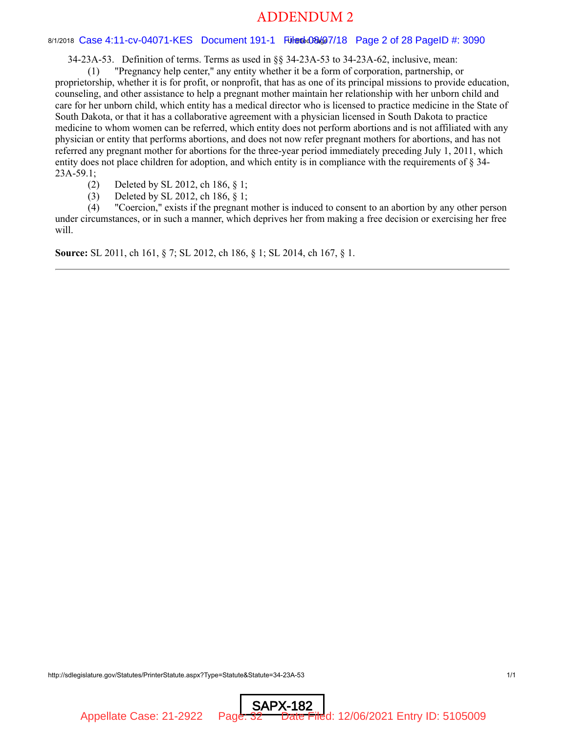# ADDENDUM 2

34-23A-53. Definition of terms. Terms as used in §§ 34-23A-53 to 34-23A-62, inclusive, mean:

(1) "Pregnancy help center," any entity whether it be a form of corporation, partnership, or proprietorship, whether it is for profit, or nonprofit, that has as one of its principal missions to provide education, counseling, and other assistance to help a pregnant mother maintain her relationship with her unborn child and care for her unborn child, which entity has a medical director who is licensed to practice medicine in the State of South Dakota, or that it has a collaborative agreement with a physician licensed in South Dakota to practice medicine to whom women can be referred, which entity does not perform abortions and is not affiliated with any physician or entity that performs abortions, and does not now refer pregnant mothers for abortions, and has not referred any pregnant mother for abortions for the three-year period immediately preceding July 1, 2011, which entity does not place children for adoption, and which entity is in compliance with the requirements of § 34-23A-59.1;

(2) Deleted by SL 2012, ch 186, § 1;

(3) Deleted by SL 2012, ch 186, § 1;

(4) "Coercion," exists if the pregnant mother is induced to consent to an abortion by any other person under circumstances, or in such a manner, which deprives her from making a free decision or exercising her free will.

**Source:** SL 2011, ch 161, § 7; SL 2012, ch 186, § 1; SL 2014, ch 167, § 1.

---

http://sdlegislature.gov/Statutes/PrinterStatute.aspx?Type=Statute&Statute=34-23A-53

SAPX-182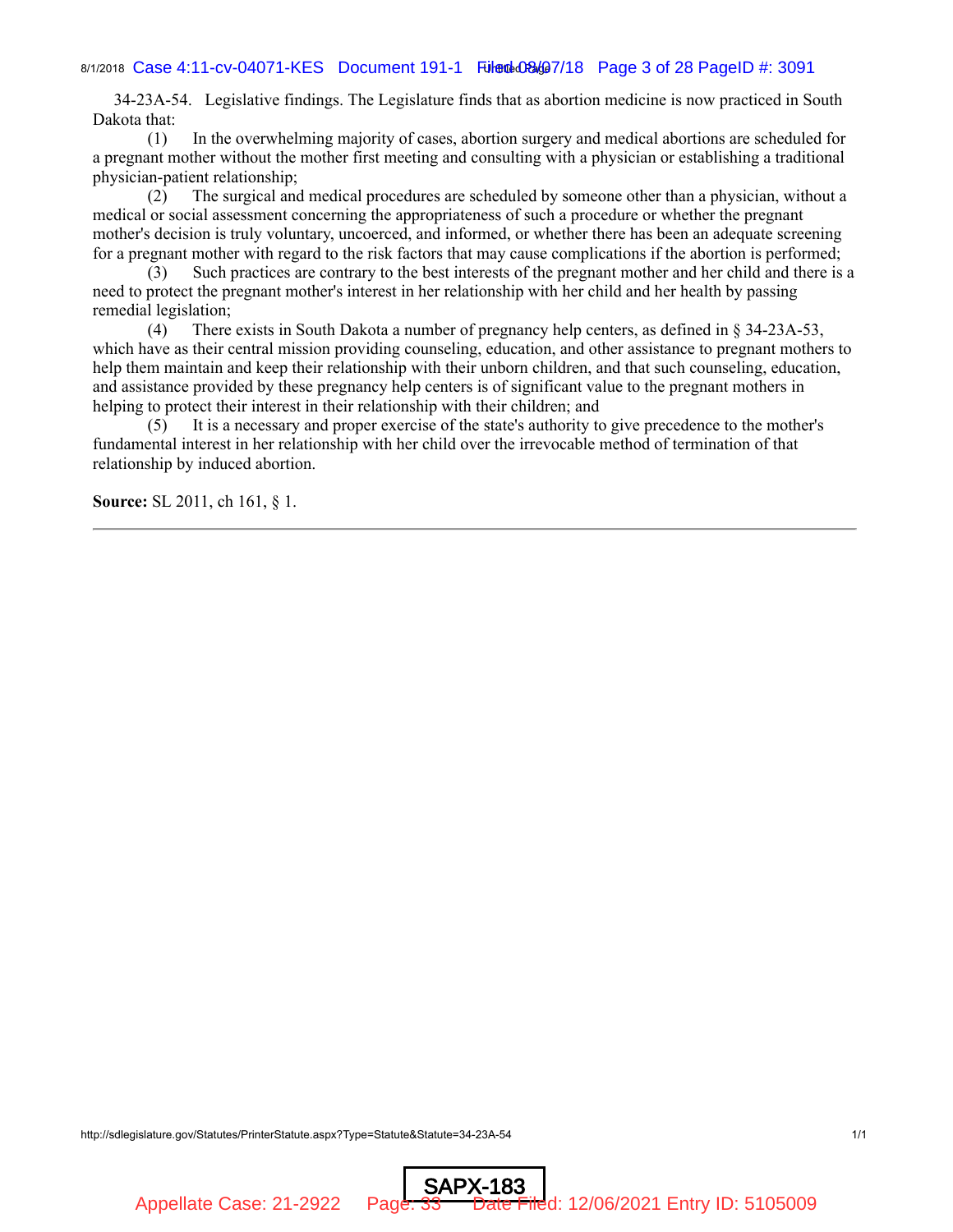34-23A-54. Legislative findings. The Legislature finds that as abortion medicine is now practiced in South Dakota that:

(1) In the overwhelming majority of cases, abortion surgery and medical abortions are scheduled for a pregnant mother without the mother first meeting and consulting with a physician or establishing a traditional physician-patient relationship;

(2) The surgical and medical procedures are scheduled by someone other than a physician, without a medical or social assessment concerning the appropriateness of such a procedure or whether the pregnant mother's decision is truly voluntary, uncoerced, and informed, or whether there has been an adequate screening for a pregnant mother with regard to the risk factors that may cause complications if the abortion is performed;

(3) Such practices are contrary to the best interests of the pregnant mother and her child and there is a need to protect the pregnant mother's interest in her relationship with her child and her health by passing remedial legislation;

(4) There exists in South Dakota a number of pregnancy help centers, as defined in § 34-23A-53, which have as their central mission providing counseling, education, and other assistance to pregnant mothers to help them maintain and keep their relationship with their unborn children, and that such counseling, education, and assistance provided by these pregnancy help centers is of significant value to the pregnant mothers in helping to protect their interest in their relationship with their children; and

(5) It is a necessary and proper exercise of the state's authority to give precedence to the mother's fundamental interest in her relationship with her child over the irrevocable method of termination of that relationship by induced abortion.

**Source:** SL 2011, ch 161, § 1.

---

SAPX-183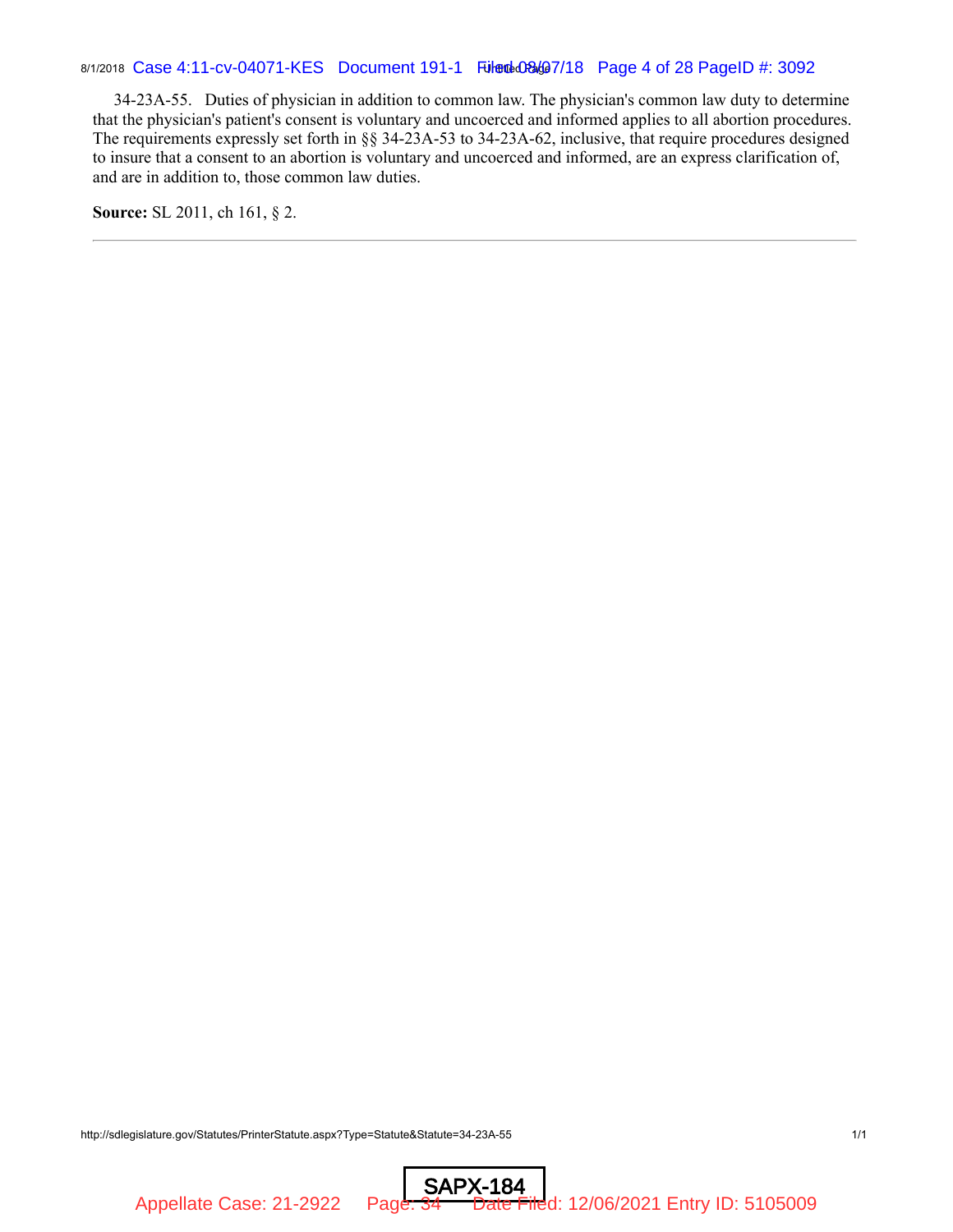34-23A-55. Duties of physician in addition to common law. The physician's common law duty to determine that the physician's patient's consent is voluntary and uncoerced and informed applies to all abortion procedures. The requirements expressly set forth in §§ 34-23A-53 to 34-23A-62, inclusive, that require procedures designed to insure that a consent to an abortion is voluntary and uncoerced and informed, are an express clarification of, and are in addition to, those common law duties.

**Source:** SL 2011, ch 161, § 2.

---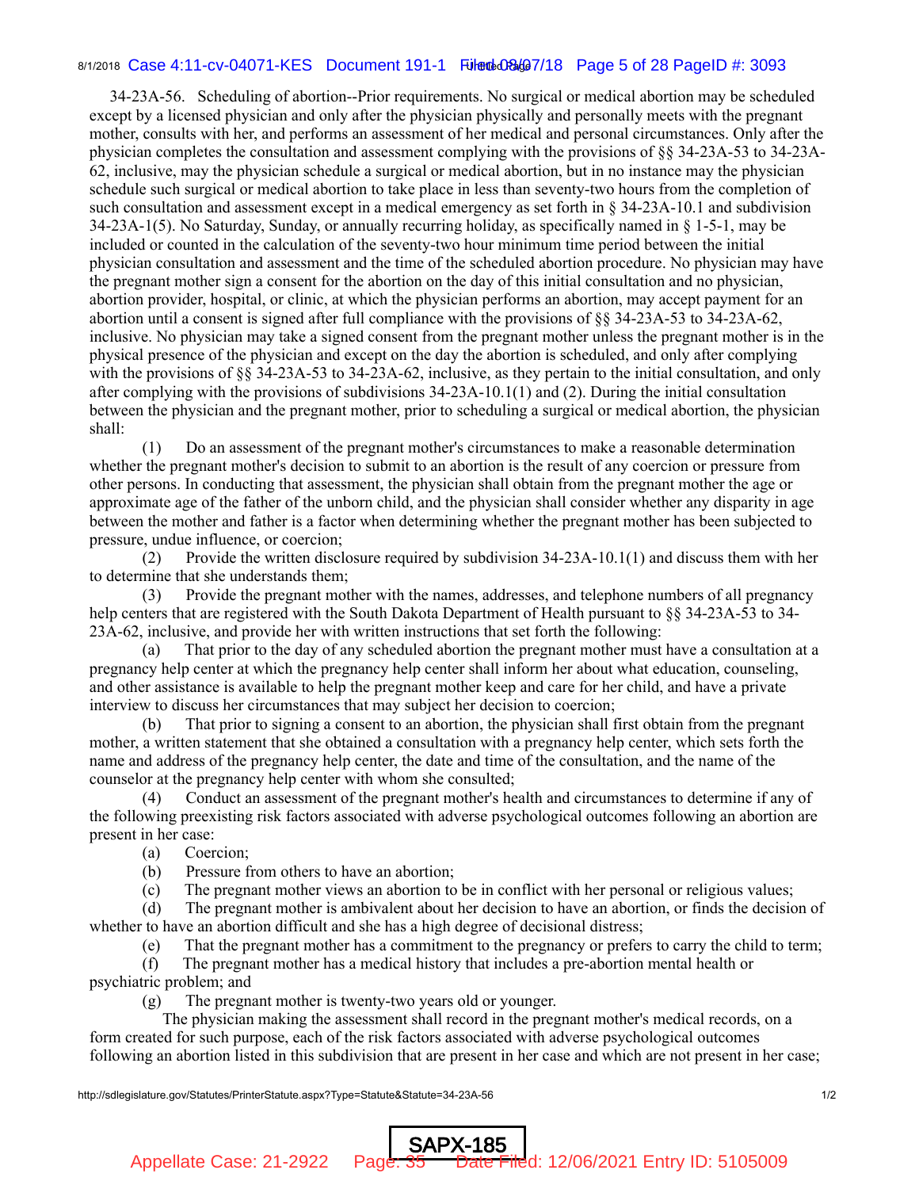34-23A-56. Scheduling of abortion--Prior requirements. No surgical or medical abortion may be scheduled except by a licensed physician and only after the physician physically and personally meets with the pregnant mother, consults with her, and performs an assessment of her medical and personal circumstances. Only after the physician completes the consultation and assessment complying with the provisions of §§ 34-23A-53 to 34-23A-62, inclusive, may the physician schedule a surgical or medical abortion, but in no instance may the physician schedule such surgical or medical abortion to take place in less than seventy-two hours from the completion of such consultation and assessment except in a medical emergency as set forth in § 34-23A-10.1 and subdivision 34-23A-1(5). No Saturday, Sunday, or annually recurring holiday, as specifically named in § 1-5-1, may be included or counted in the calculation of the seventy-two hour minimum time period between the initial physician consultation and assessment and the time of the scheduled abortion procedure. No physician may have the pregnant mother sign a consent for the abortion on the day of this initial consultation and no physician, abortion provider, hospital, or clinic, at which the physician performs an abortion, may accept payment for an abortion until a consent is signed after full compliance with the provisions of §§ 34-23A-53 to 34-23A-62, inclusive. No physician may take a signed consent from the pregnant mother unless the pregnant mother is in the physical presence of the physician and except on the day the abortion is scheduled, and only after complying with the provisions of §§ 34-23A-53 to 34-23A-62, inclusive, as they pertain to the initial consultation, and only after complying with the provisions of subdivisions 34-23A-10.1(1) and (2). During the initial consultation between the physician and the pregnant mother, prior to scheduling a surgical or medical abortion, the physician shall:

(1) Do an assessment of the pregnant mother's circumstances to make a reasonable determination whether the pregnant mother's decision to submit to an abortion is the result of any coercion or pressure from other persons. In conducting that assessment, the physician shall obtain from the pregnant mother the age or approximate age of the father of the unborn child, and the physician shall consider whether any disparity in age between the mother and father is a factor when determining whether the pregnant mother has been subjected to pressure, undue influence, or coercion;

(2) Provide the written disclosure required by subdivision 34-23A-10.1(1) and discuss them with her to determine that she understands them;

(3) Provide the pregnant mother with the names, addresses, and telephone numbers of all pregnancy help centers that are registered with the South Dakota Department of Health pursuant to §§ 34-23A-53 to 34-23A-62, inclusive, and provide her with written instructions that set forth the following:

(a) That prior to the day of any scheduled abortion the pregnant mother must have a consultation at a pregnancy help center at which the pregnancy help center shall inform her about what education, counseling, and other assistance is available to help the pregnant mother keep and care for her child, and have a private interview to discuss her circumstances that may subject her decision to coercion;

(b) That prior to signing a consent to an abortion, the physician shall first obtain from the pregnant mother, a written statement that she obtained a consultation with a pregnancy help center, which sets forth the name and address of the pregnancy help center, the date and time of the consultation, and the name of the counselor at the pregnancy help center with whom she consulted;

(4) Conduct an assessment of the pregnant mother's health and circumstances to determine if any of the following preexisting risk factors associated with adverse psychological outcomes following an abortion are present in her case:

(a) Coercion;

(b) Pressure from others to have an abortion;

(c) The pregnant mother views an abortion to be in conflict with her personal or religious values;

(d) The pregnant mother is ambivalent about her decision to have an abortion, or finds the decision of whether to have an abortion difficult and she has a high degree of decisional distress;

(e) That the pregnant mother has a commitment to the pregnancy or prefers to carry the child to term;

(f) The pregnant mother has a medical history that includes a pre-abortion mental health or psychiatric problem; and

(g) The pregnant mother is twenty-two years old or younger.

The physician making the assessment shall record in the pregnant mother's medical records, on a form created for such purpose, each of the risk factors associated with adverse psychological outcomes following an abortion listed in this subdivision that are present in her case and which are not present in her case;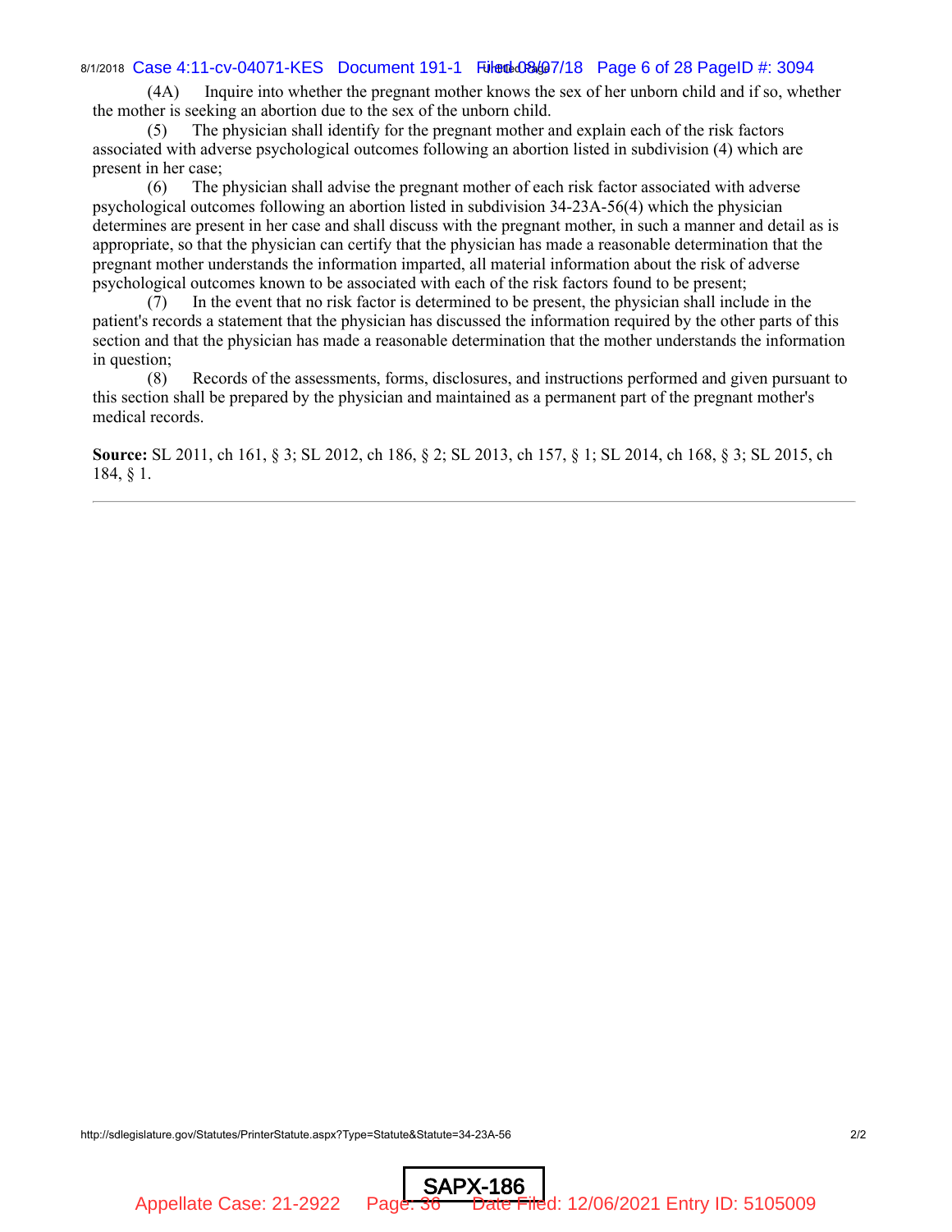(4A) Inquire into whether the pregnant mother knows the sex of her unborn child and if so, whether the mother is seeking an abortion due to the sex of the unborn child.

(5) The physician shall identify for the pregnant mother and explain each of the risk factors associated with adverse psychological outcomes following an abortion listed in subdivision (4) which are present in her case;

(6) The physician shall advise the pregnant mother of each risk factor associated with adverse psychological outcomes following an abortion listed in subdivision 34-23A-56(4) which the physician determines are present in her case and shall discuss with the pregnant mother, in such a manner and detail as is appropriate, so that the physician can certify that the physician has made a reasonable determination that the pregnant mother understands the information imparted, all material information about the risk of adverse psychological outcomes known to be associated with each of the risk factors found to be present;

(7) In the event that no risk factor is determined to be present, the physician shall include in the patient's records a statement that the physician has discussed the information required by the other parts of this section and that the physician has made a reasonable determination that the mother understands the information in question;

(8) Records of the assessments, forms, disclosures, and instructions performed and given pursuant to this section shall be prepared by the physician and maintained as a permanent part of the pregnant mother's medical records.

**Source:** SL 2011, ch 161, § 3; SL 2012, ch 186, § 2; SL 2013, ch 157, § 1; SL 2014, ch 168, § 3; SL 2015, ch 184, § 1.

---

SAPX-186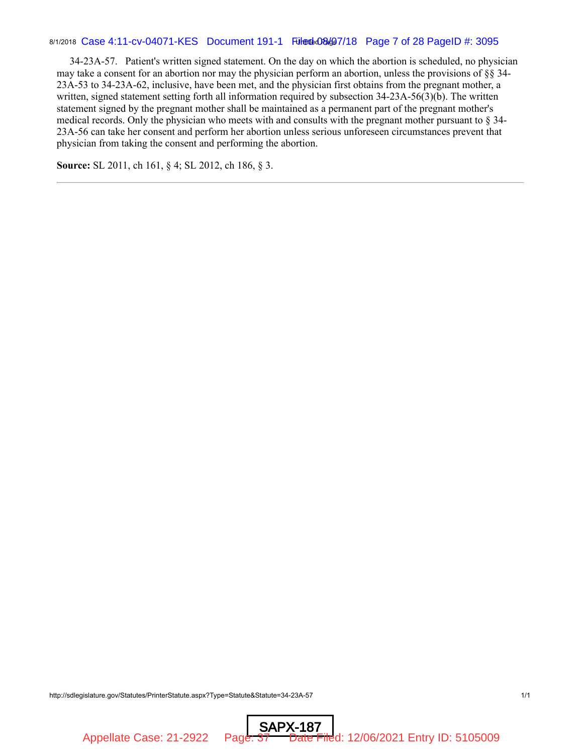34-23A-57. Patient's written signed statement. On the day on which the abortion is scheduled, no physician may take a consent for an abortion nor may the physician perform an abortion, unless the provisions of §§ 34-23A-53 to 34-23A-62, inclusive, have been met, and the physician first obtains from the pregnant mother, a written, signed statement setting forth all information required by subsection 34-23A-56(3)(b). The written statement signed by the pregnant mother shall be maintained as a permanent part of the pregnant mother's medical records. Only the physician who meets with and consults with the pregnant mother pursuant to § 34-23A-56 can take her consent and perform her abortion unless serious unforeseen circumstances prevent that physician from taking the consent and performing the abortion.

**Source:** SL 2011, ch 161, § 4; SL 2012, ch 186, § 3.

---

http://sdlegislature.gov/Statutes/PrinterStatute.aspx?Type=Statute&Statute=34-23A-57

SAPX-187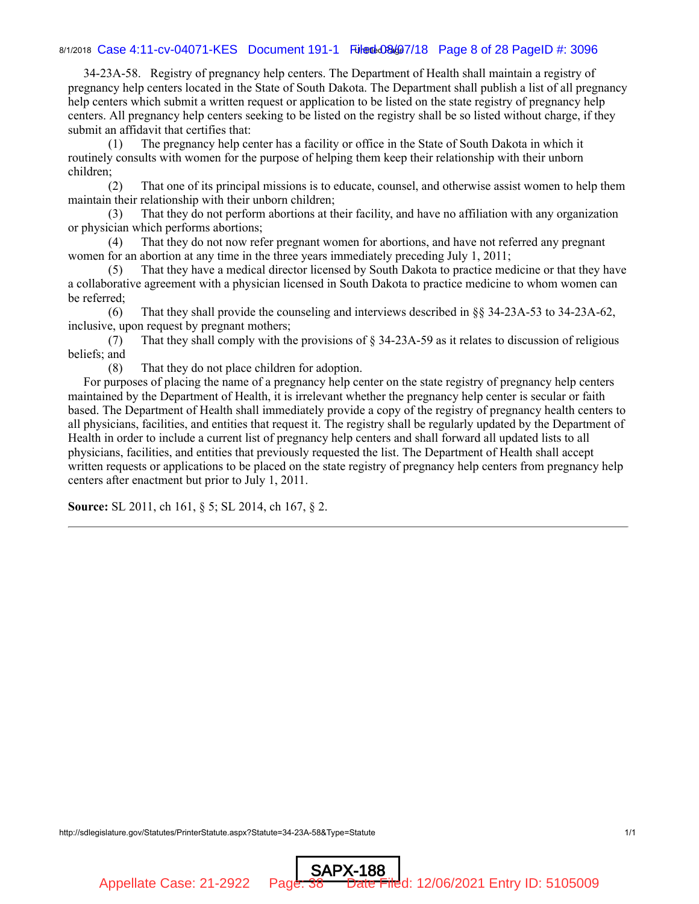34-23A-58. Registry of pregnancy help centers. The Department of Health shall maintain a registry of pregnancy help centers located in the State of South Dakota. The Department shall publish a list of all pregnancy help centers which submit a written request or application to be listed on the state registry of pregnancy help centers. All pregnancy help centers seeking to be listed on the registry shall be so listed without charge, if they submit an affidavit that certifies that:

(1) The pregnancy help center has a facility or office in the State of South Dakota in which it routinely consults with women for the purpose of helping them keep their relationship with their unborn children;

(2) That one of its principal missions is to educate, counsel, and otherwise assist women to help them maintain their relationship with their unborn children;

(3) That they do not perform abortions at their facility, and have no affiliation with any organization or physician which performs abortions;

(4) That they do not now refer pregnant women for abortions, and have not referred any pregnant women for an abortion at any time in the three years immediately preceding July 1, 2011;

(5) That they have a medical director licensed by South Dakota to practice medicine or that they have a collaborative agreement with a physician licensed in South Dakota to practice medicine to whom women can be referred;

(6) That they shall provide the counseling and interviews described in §§ 34-23A-53 to 34-23A-62, inclusive, upon request by pregnant mothers;

(7) That they shall comply with the provisions of § 34-23A-59 as it relates to discussion of religious beliefs; and

(8) That they do not place children for adoption.

For purposes of placing the name of a pregnancy help center on the state registry of pregnancy help centers maintained by the Department of Health, it is irrelevant whether the pregnancy help center is secular or faith based. The Department of Health shall immediately provide a copy of the registry of pregnancy health centers to all physicians, facilities, and entities that request it. The registry shall be regularly updated by the Department of Health in order to include a current list of pregnancy help centers and shall forward all updated lists to all physicians, facilities, and entities that previously requested the list. The Department of Health shall accept written requests or applications to be placed on the state registry of pregnancy help centers from pregnancy help centers after enactment but prior to July 1, 2011.

**Source:** SL 2011, ch 161, § 5; SL 2014, ch 167, § 2.

---

http://sdlegislature.gov/Statutes/PrinterStatute.aspx?Statute=34-23A-58&Type=Statute

SAPX-188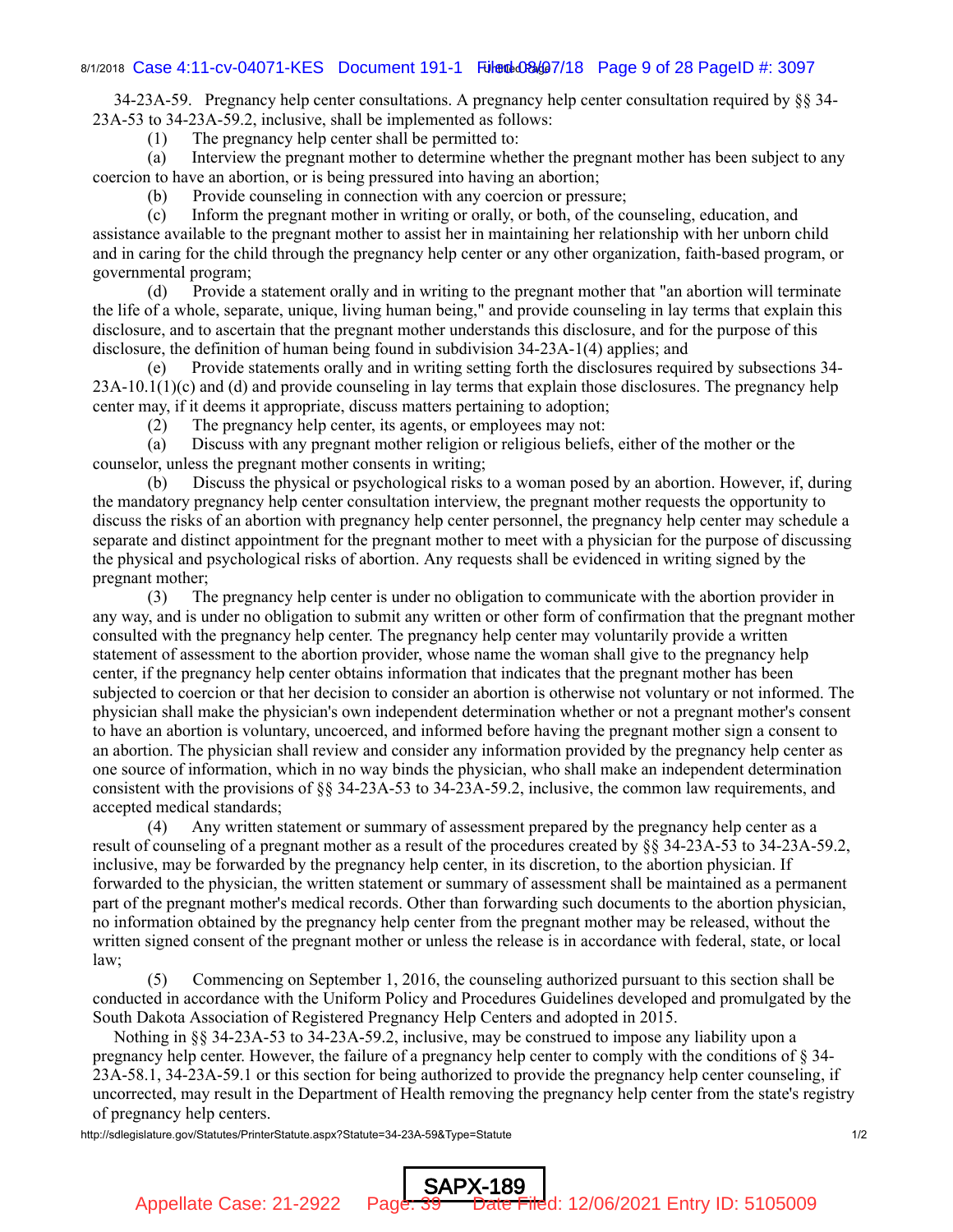34-23A-59. Pregnancy help center consultations. A pregnancy help center consultation required by §§ 34-23A-53 to 34-23A-59.2, inclusive, shall be implemented as follows:

(1) The pregnancy help center shall be permitted to:

(a) Interview the pregnant mother to determine whether the pregnant mother has been subject to any coercion to have an abortion, or is being pressured into having an abortion;

(b) Provide counseling in connection with any coercion or pressure;

(c) Inform the pregnant mother in writing or orally, or both, of the counseling, education, and assistance available to the pregnant mother to assist her in maintaining her relationship with her unborn child and in caring for the child through the pregnancy help center or any other organization, faith-based program, or governmental program;

(d) Provide a statement orally and in writing to the pregnant mother that "an abortion will terminate the life of a whole, separate, unique, living human being," and provide counseling in lay terms that explain this disclosure, and to ascertain that the pregnant mother understands this disclosure, and for the purpose of this disclosure, the definition of human being found in subdivision 34-23A-1(4) applies; and

(e) Provide statements orally and in writing setting forth the disclosures required by subsections 34-23A-10.1(1)(c) and (d) and provide counseling in lay terms that explain those disclosures. The pregnancy help center may, if it deems it appropriate, discuss matters pertaining to adoption;

(2) The pregnancy help center, its agents, or employees may not:

(a) Discuss with any pregnant mother religion or religious beliefs, either of the mother or the counselor, unless the pregnant mother consents in writing;

(b) Discuss the physical or psychological risks to a woman posed by an abortion. However, if, during the mandatory pregnancy help center consultation interview, the pregnant mother requests the opportunity to discuss the risks of an abortion with pregnancy help center personnel, the pregnancy help center may schedule a separate and distinct appointment for the pregnant mother to meet with a physician for the purpose of discussing the physical and psychological risks of abortion. Any requests shall be evidenced in writing signed by the pregnant mother;

(3) The pregnancy help center is under no obligation to communicate with the abortion provider in any way, and is under no obligation to submit any written or other form of confirmation that the pregnant mother consulted with the pregnancy help center. The pregnancy help center may voluntarily provide a written statement of assessment to the abortion provider, whose name the woman shall give to the pregnancy help center, if the pregnancy help center obtains information that indicates that the pregnant mother has been subjected to coercion or that her decision to consider an abortion is otherwise not voluntary or not informed. The physician shall make the physician's own independent determination whether or not a pregnant mother's consent to have an abortion is voluntary, uncoerced, and informed before having the pregnant mother sign a consent to an abortion. The physician shall review and consider any information provided by the pregnancy help center as one source of information, which in no way binds the physician, who shall make an independent determination consistent with the provisions of §§ 34-23A-53 to 34-23A-59.2, inclusive, the common law requirements, and accepted medical standards;

(4) Any written statement or summary of assessment prepared by the pregnancy help center as a result of counseling of a pregnant mother as a result of the procedures created by §§ 34-23A-53 to 34-23A-59.2, inclusive, may be forwarded by the pregnancy help center, in its discretion, to the abortion physician. If forwarded to the physician, the written statement or summary of assessment shall be maintained as a permanent part of the pregnant mother's medical records. Other than forwarding such documents to the abortion physician, no information obtained by the pregnancy help center from the pregnant mother may be released, without the written signed consent of the pregnant mother or unless the release is in accordance with federal, state, or local law;

(5) Commencing on September 1, 2016, the counseling authorized pursuant to this section shall be conducted in accordance with the Uniform Policy and Procedures Guidelines developed and promulgated by the South Dakota Association of Registered Pregnancy Help Centers and adopted in 2015.

Nothing in §§ 34-23A-53 to 34-23A-59.2, inclusive, may be construed to impose any liability upon a pregnancy help center. However, the failure of a pregnancy help center to comply with the conditions of § 34-23A-58.1, 34-23A-59.1 or this section for being authorized to provide the pregnancy help center counseling, if uncorrected, may result in the Department of Health removing the pregnancy help center from the state's registry of pregnancy help centers.

SAPX-189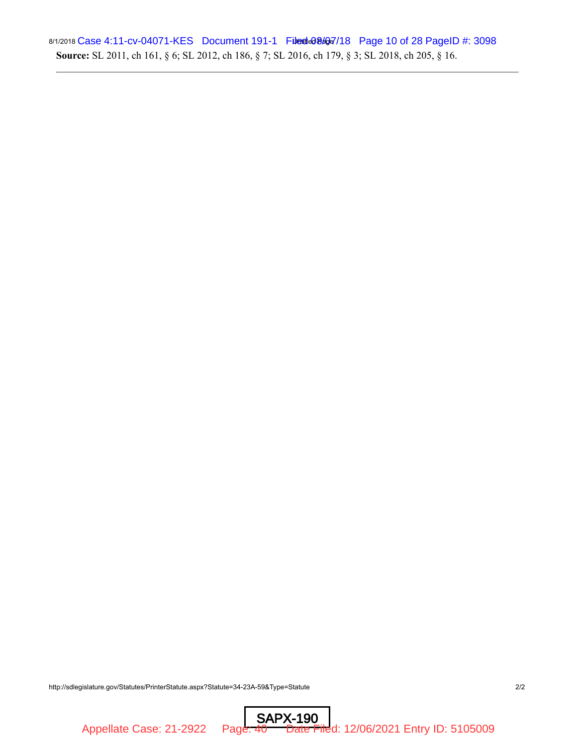**Source:** SL 2011, ch 161, § 6; SL 2012, ch 186, § 7; SL 2016, ch 179, § 3; SL 2018, ch 205, § 16.

---

SAPX-190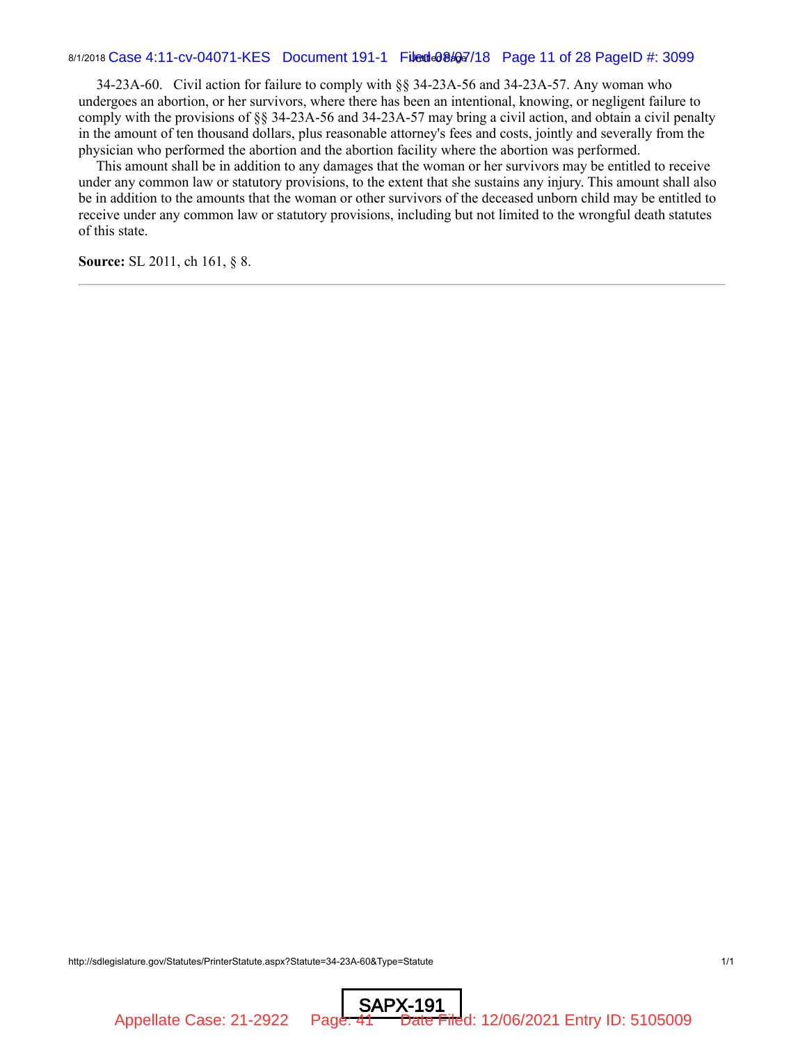34-23A-60. Civil action for failure to comply with §§ 34-23A-56 and 34-23A-57. Any woman who undergoes an abortion, or her survivors, where there has been an intentional, knowing, or negligent failure to comply with the provisions of §§ 34-23A-56 and 34-23A-57 may bring a civil action, and obtain a civil penalty in the amount of ten thousand dollars, plus reasonable attorney's fees and costs, jointly and severally from the physician who performed the abortion and the abortion facility where the abortion was performed.

This amount shall be in addition to any damages that the woman or her survivors may be entitled to receive under any common law or statutory provisions, to the extent that she sustains any injury. This amount shall also be in addition to the amounts that the woman or other survivors of the deceased unborn child may be entitled to receive under any common law or statutory provisions, including but not limited to the wrongful death statutes of this state.

**Source:** SL 2011, ch 161, § 8.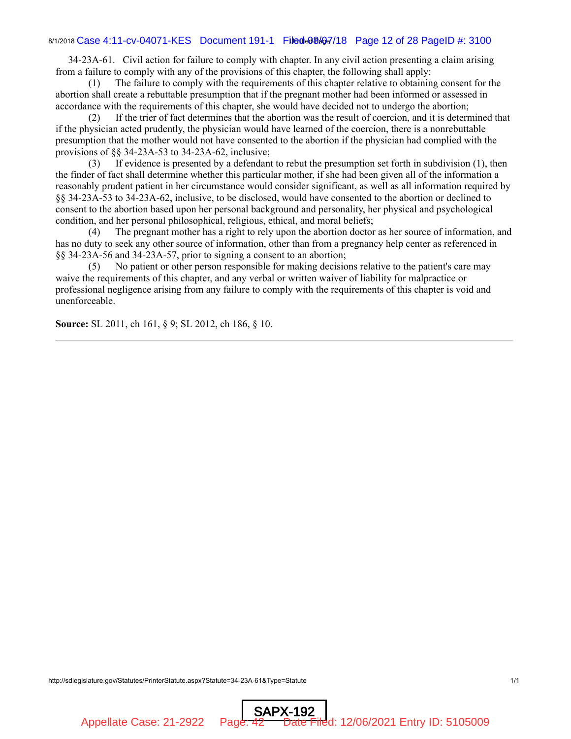34-23A-61. Civil action for failure to comply with chapter. In any civil action presenting a claim arising from a failure to comply with any of the provisions of this chapter, the following shall apply:

(1) The failure to comply with the requirements of this chapter relative to obtaining consent for the abortion shall create a rebuttable presumption that if the pregnant mother had been informed or assessed in accordance with the requirements of this chapter, she would have decided not to undergo the abortion;

(2) If the trier of fact determines that the abortion was the result of coercion, and it is determined that if the physician acted prudently, the physician would have learned of the coercion, there is a nonrebuttable presumption that the mother would not have consented to the abortion if the physician had complied with the provisions of §§ 34-23A-53 to 34-23A-62, inclusive;

(3) If evidence is presented by a defendant to rebut the presumption set forth in subdivision (1), then the finder of fact shall determine whether this particular mother, if she had been given all of the information a reasonably prudent patient in her circumstance would consider significant, as well as all information required by §§ 34-23A-53 to 34-23A-62, inclusive, to be disclosed, would have consented to the abortion or declined to consent to the abortion based upon her personal background and personality, her physical and psychological condition, and her personal philosophical, religious, ethical, and moral beliefs;

(4) The pregnant mother has a right to rely upon the abortion doctor as her source of information, and has no duty to seek any other source of information, other than from a pregnancy help center as referenced in §§ 34-23A-56 and 34-23A-57, prior to signing a consent to an abortion;

(5) No patient or other person responsible for making decisions relative to the patient's care may waive the requirements of this chapter, and any verbal or written waiver of liability for malpractice or professional negligence arising from any failure to comply with the requirements of this chapter is void and unenforceable.

**Source:** SL 2011, ch 161, § 9; SL 2012, ch 186, § 10.

---

http://sdlegislature.gov/Statutes/PrinterStatute.aspx?Statute=34-23A-61&Type=Statute

SAPX-192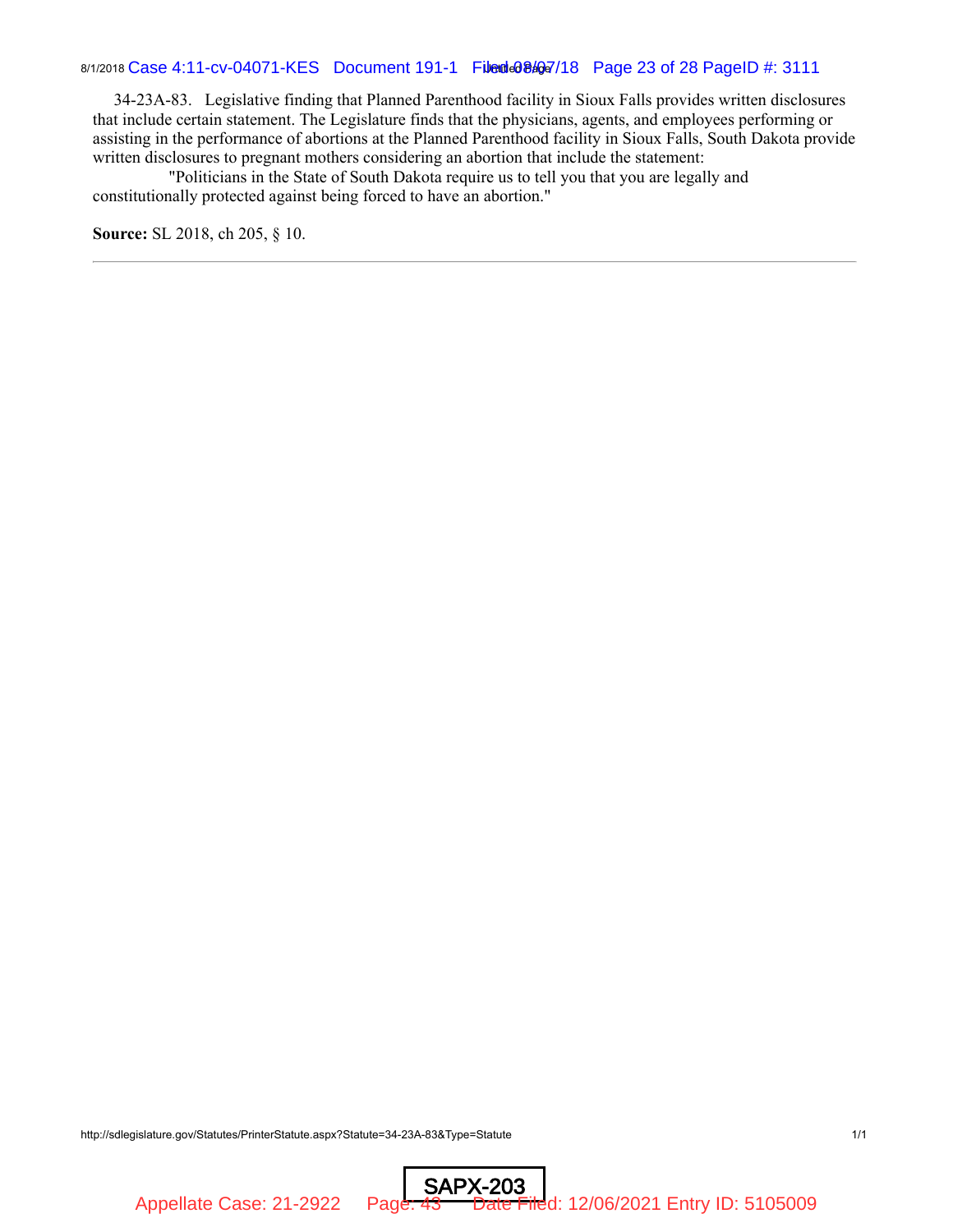34-23A-83. Legislative finding that Planned Parenthood facility in Sioux Falls provides written disclosures that include certain statement. The Legislature finds that the physicians, agents, and employees performing or assisting in the performance of abortions at the Planned Parenthood facility in Sioux Falls, South Dakota provide written disclosures to pregnant mothers considering an abortion that include the statement:

"Politicians in the State of South Dakota require us to tell you that you are legally and constitutionally protected against being forced to have an abortion."

**Source:** SL 2018, ch 205, § 10.

---

SAPX-203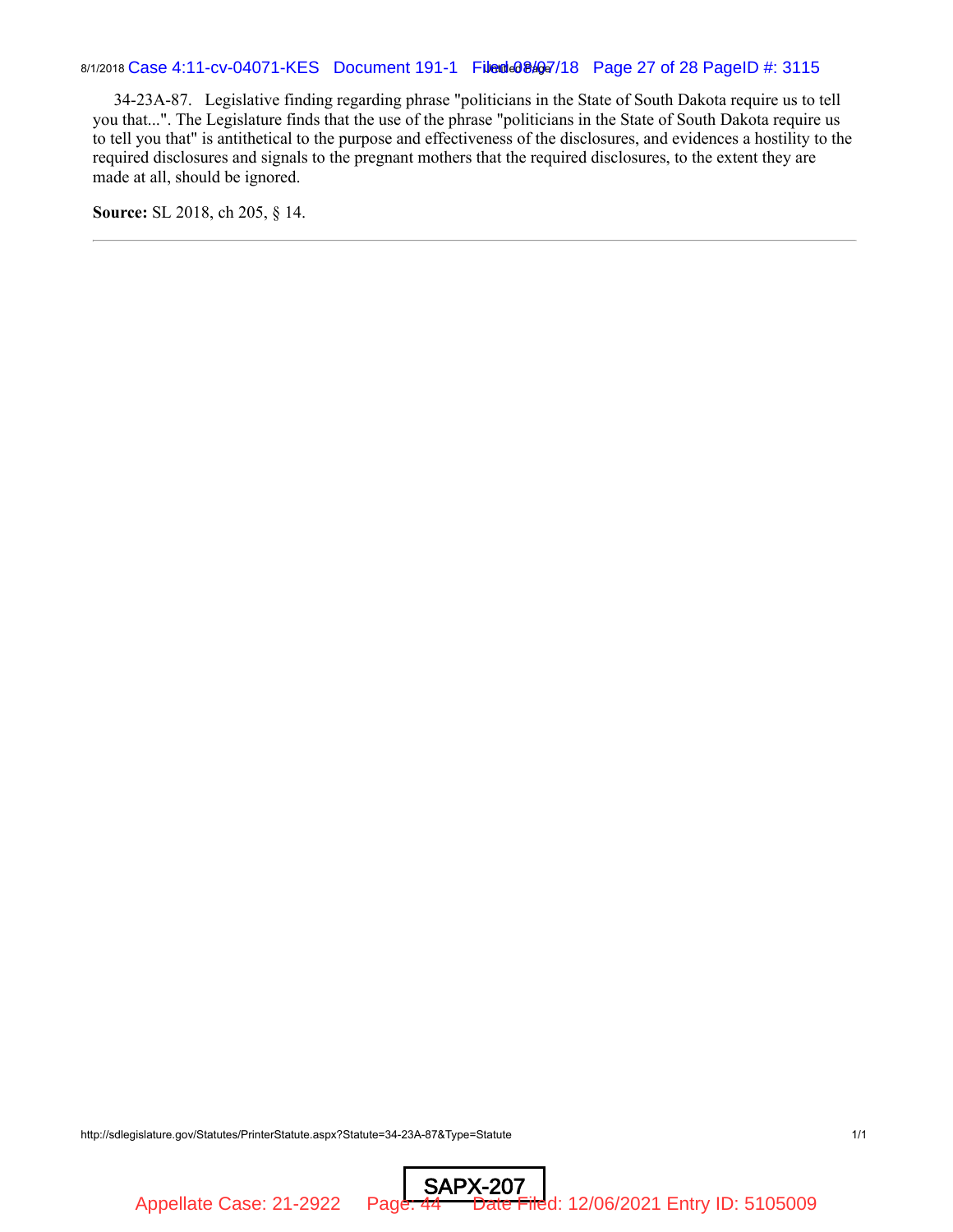34-23A-87. Legislative finding regarding phrase "politicians in the State of South Dakota require us to tell you that...". The Legislature finds that the use of the phrase "politicians in the State of South Dakota require us to tell you that" is antithetical to the purpose and effectiveness of the disclosures, and evidences a hostility to the required disclosures and signals to the pregnant mothers that the required disclosures, to the extent they are made at all, should be ignored.

**Source:** SL 2018, ch 205, § 14.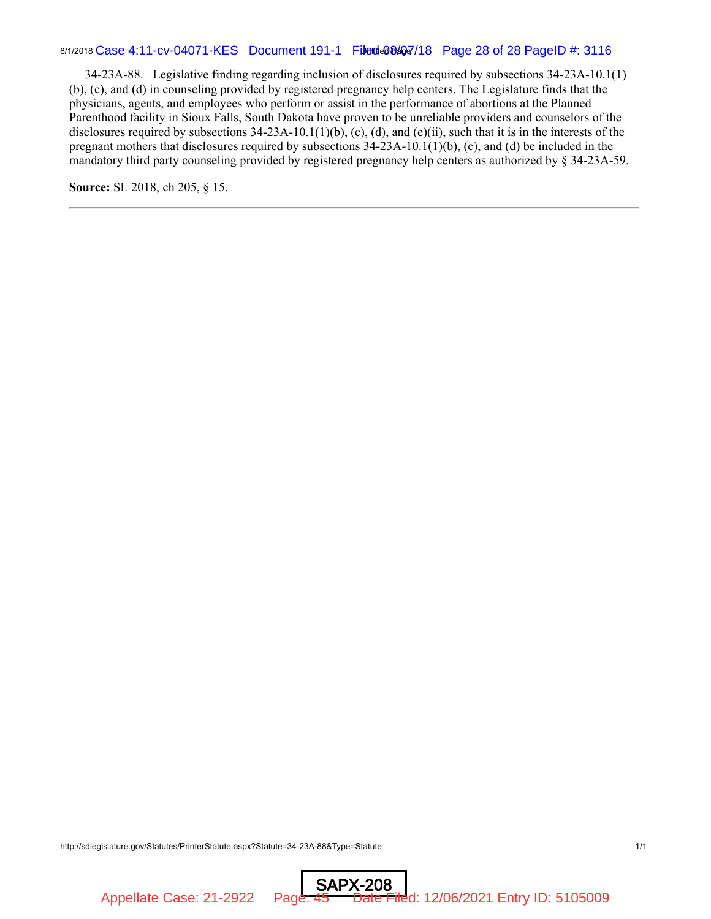34-23A-88. Legislative finding regarding inclusion of disclosures required by subsections 34-23A-10.1(1)(b), (c), and (d) in counseling provided by registered pregnancy help centers. The Legislature finds that the physicians, agents, and employees who perform or assist in the performance of abortions at the Planned Parenthood facility in Sioux Falls, South Dakota have proven to be unreliable providers and counselors of the disclosures required by subsections 34-23A-10.1(1)(b), (c), (d), and (e)(ii), such that it is in the interests of the pregnant mothers that disclosures required by subsections 34-23A-10.1(1)(b), (c), and (d) be included in the mandatory third party counseling provided by registered pregnancy help centers as authorized by § 34-23A-59.

**Source:** SL 2018, ch 205, § 15.

---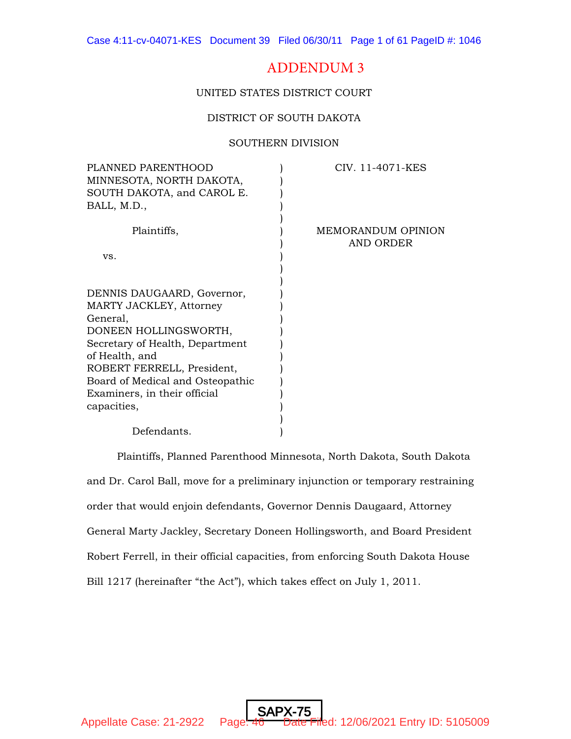ADDENDUM 3

UNITED STATES DISTRICT COURT

DISTRICT OF SOUTH DAKOTA

SOUTHERN DIVISION

| | | |
|---|---|---|
| PLANNED PARENTHOOD MINNESOTA, NORTH DAKOTA, SOUTH DAKOTA, and CAROL E. BALL, M.D., | ) | CIV. 11-4071-KES |
| Plaintiffs, | ) | MEMORANDUM OPINION AND ORDER |
| vs. | ) | |
| DENNIS DAUGAARD, Governor, MARTY JACKLEY, Attorney General, DONEEN HOLLINGSWORTH, Secretary of Health, Department of Health, and ROBERT FERRELL, President, Board of Medical and Osteopathic Examiners, in their official capacities, | ) | |
| Defendants. | ) | |

Plaintiffs, Planned Parenthood Minnesota, North Dakota, South Dakota and Dr. Carol Ball, move for a preliminary injunction or temporary restraining order that would enjoin defendants, Governor Dennis Daugaard, Attorney General Marty Jackley, Secretary Doneen Hollingsworth, and Board President Robert Ferrell, in their official capacities, from enforcing South Dakota House Bill 1217 (hereinafter "the Act"), which takes effect on July 1, 2011.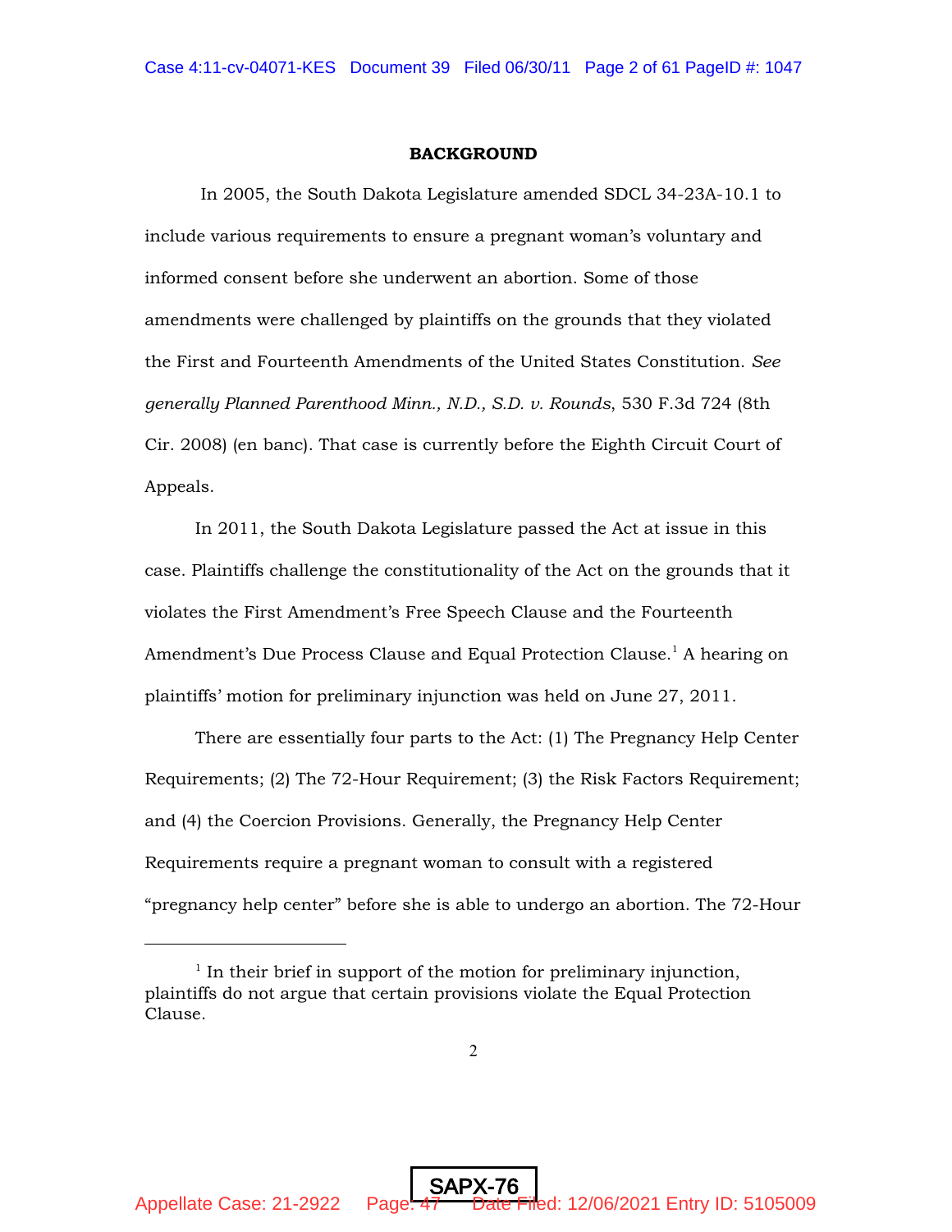## BACKGROUND

In 2005, the South Dakota Legislature amended SDCL 34-23A-10.1 to include various requirements to ensure a pregnant woman's voluntary and informed consent before she underwent an abortion. Some of those amendments were challenged by plaintiffs on the grounds that they violated the First and Fourteenth Amendments of the United States Constitution. *See generally Planned Parenthood Minn., N.D., S.D. v. Rounds*, 530 F.3d 724 (8th Cir. 2008) (en banc). That case is currently before the Eighth Circuit Court of Appeals.

In 2011, the South Dakota Legislature passed the Act at issue in this case. Plaintiffs challenge the constitutionality of the Act on the grounds that it violates the First Amendment's Free Speech Clause and the Fourteenth Amendment's Due Process Clause and Equal Protection Clause.[1] A hearing on plaintiffs' motion for preliminary injunction was held on June 27, 2011.

There are essentially four parts to the Act: (1) The Pregnancy Help Center Requirements; (2) The 72-Hour Requirement; (3) the Risk Factors Requirement; and (4) the Coercion Provisions. Generally, the Pregnancy Help Center Requirements require a pregnant woman to consult with a registered "pregnancy help center" before she is able to undergo an abortion. The 72-Hour

[1] In their brief in support of the motion for preliminary injunction, plaintiffs do not argue that certain provisions violate the Equal Protection Clause.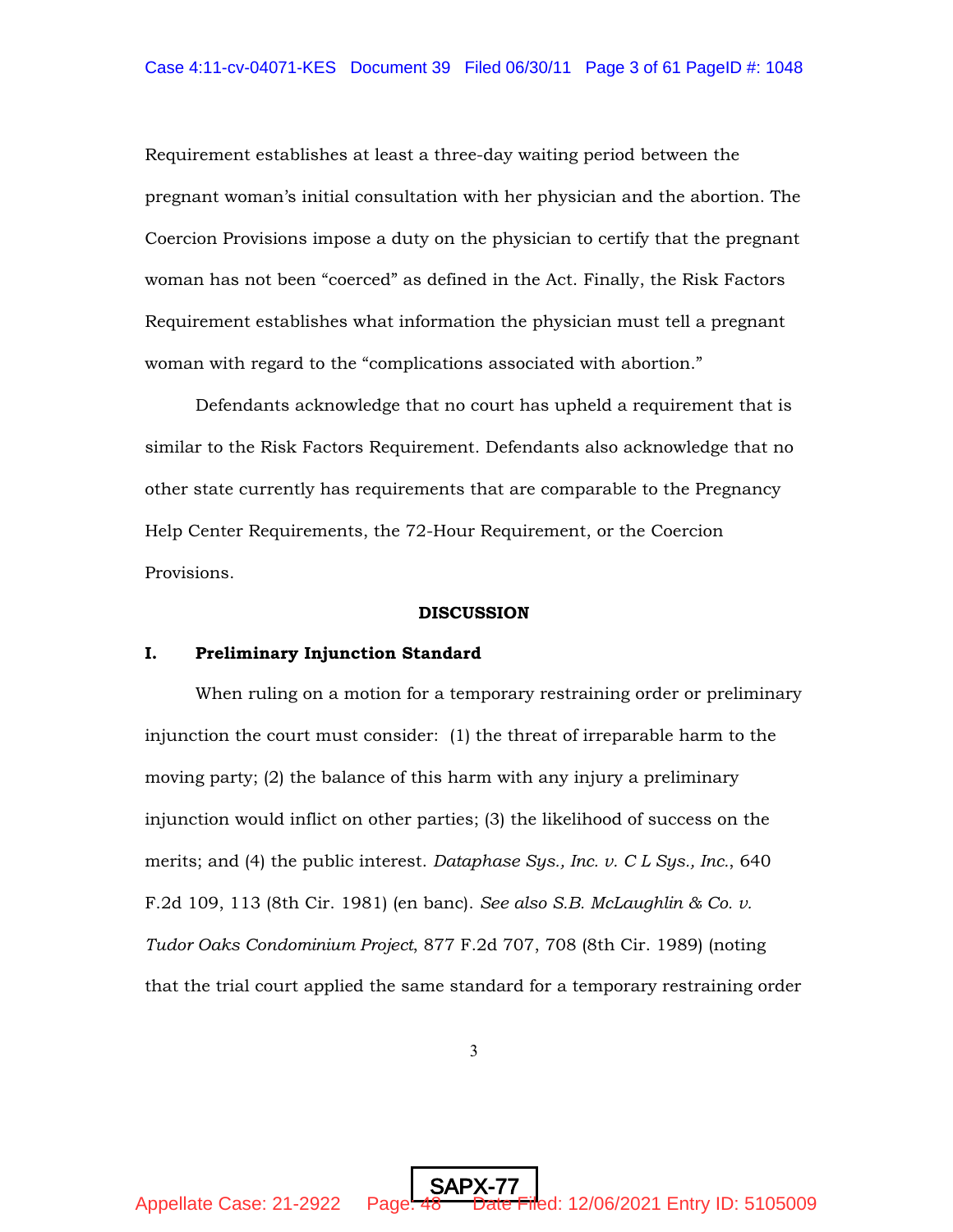Requirement establishes at least a three-day waiting period between the pregnant woman's initial consultation with her physician and the abortion. The Coercion Provisions impose a duty on the physician to certify that the pregnant woman has not been "coerced" as defined in the Act. Finally, the Risk Factors Requirement establishes what information the physician must tell a pregnant woman with regard to the "complications associated with abortion."

Defendants acknowledge that no court has upheld a requirement that is similar to the Risk Factors Requirement. Defendants also acknowledge that no other state currently has requirements that are comparable to the Pregnancy Help Center Requirements, the 72-Hour Requirement, or the Coercion Provisions.

**DISCUSSION**

**I. Preliminary Injunction Standard**

When ruling on a motion for a temporary restraining order or preliminary injunction the court must consider: (1) the threat of irreparable harm to the moving party; (2) the balance of this harm with any injury a preliminary injunction would inflict on other parties; (3) the likelihood of success on the merits; and (4) the public interest. *Dataphase Sys., Inc. v. C L Sys., Inc.*, 640 F.2d 109, 113 (8th Cir. 1981) (en banc). *See also S.B. McLaughlin & Co. v. Tudor Oaks Condominium Project*, 877 F.2d 707, 708 (8th Cir. 1989) (noting that the trial court applied the same standard for a temporary restraining order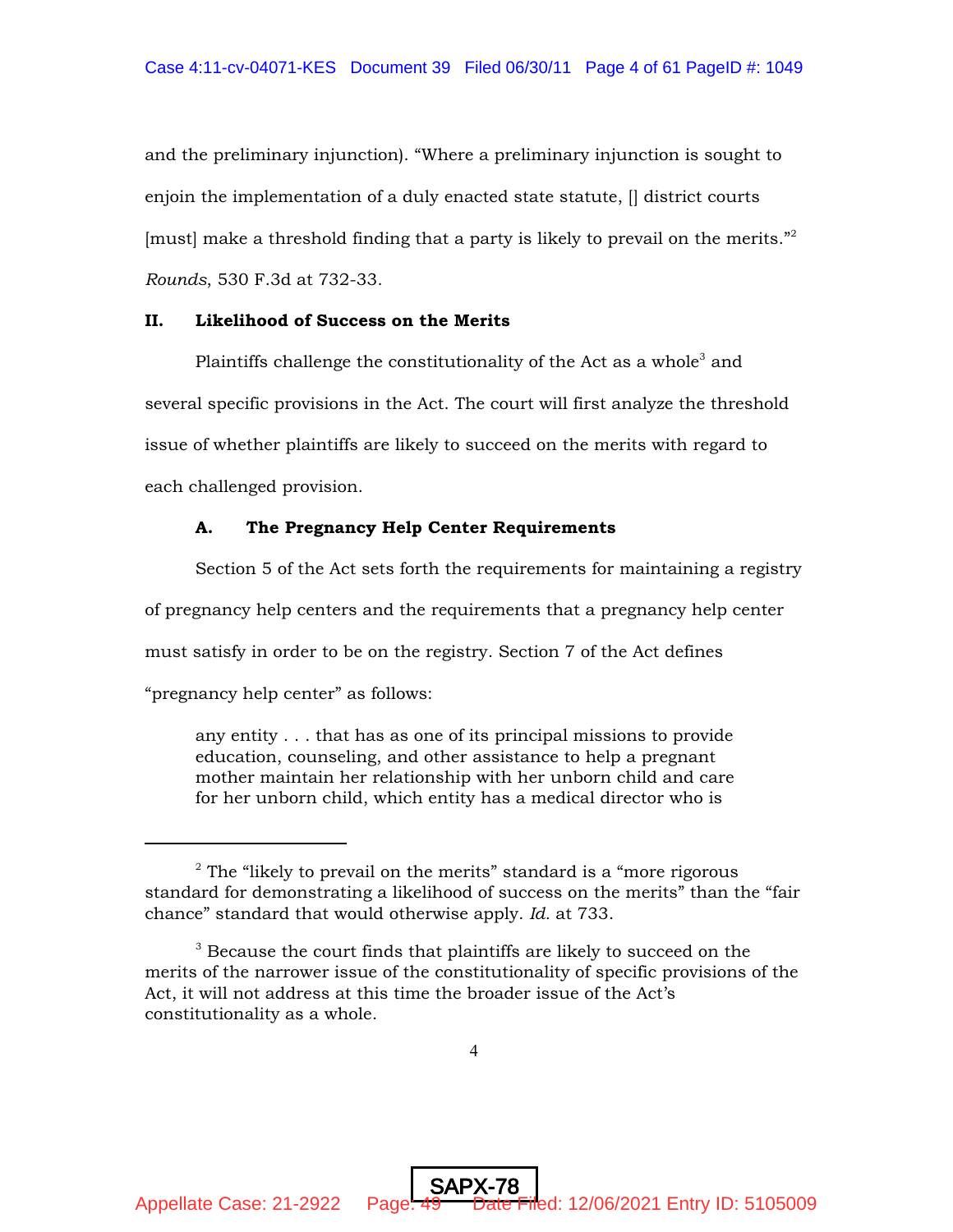and the preliminary injunction). "Where a preliminary injunction is sought to enjoin the implementation of a duly enacted state statute, [] district courts [must] make a threshold finding that a party is likely to prevail on the merits."[2] *Rounds*, 530 F.3d at 732-33.

## II. Likelihood of Success on the Merits

Plaintiffs challenge the constitutionality of the Act as a whole[3] and several specific provisions in the Act. The court will first analyze the threshold issue of whether plaintiffs are likely to succeed on the merits with regard to each challenged provision.

### A. The Pregnancy Help Center Requirements

Section 5 of the Act sets forth the requirements for maintaining a registry of pregnancy help centers and the requirements that a pregnancy help center must satisfy in order to be on the registry. Section 7 of the Act defines "pregnancy help center" as follows:

> any entity . . . that has as one of its principal missions to provide education, counseling, and other assistance to help a pregnant mother maintain her relationship with her unborn child and care for her unborn child, which entity has a medical director who is

---

[2] The "likely to prevail on the merits" standard is a "more rigorous standard for demonstrating a likelihood of success on the merits" than the "fair chance" standard that would otherwise apply. *Id.* at 733.

[3] Because the court finds that plaintiffs are likely to succeed on the merits of the narrower issue of the constitutionality of specific provisions of the Act, it will not address at this time the broader issue of the Act's constitutionality as a whole.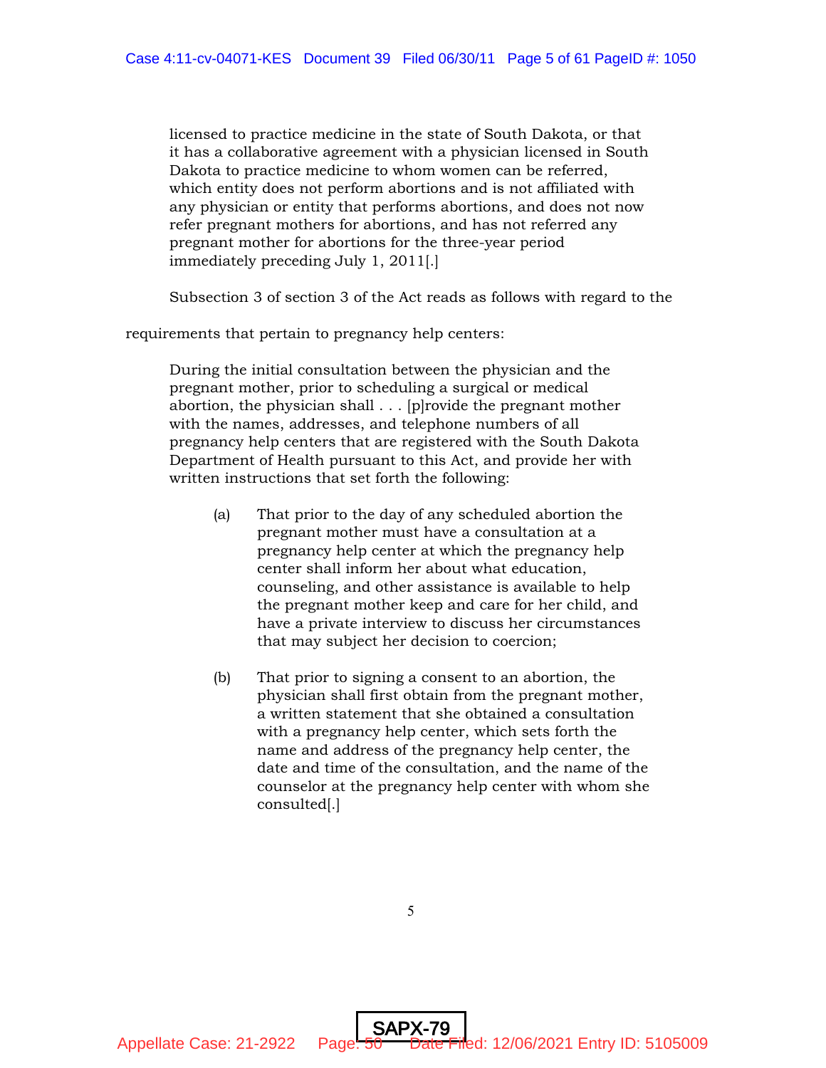> licensed to practice medicine in the state of South Dakota, or that it has a collaborative agreement with a physician licensed in South Dakota to practice medicine to whom women can be referred, which entity does not perform abortions and is not affiliated with any physician or entity that performs abortions, and does not now refer pregnant mothers for abortions, and has not referred any pregnant mother for abortions for the three-year period immediately preceding July 1, 2011[.]

Subsection 3 of section 3 of the Act reads as follows with regard to the requirements that pertain to pregnancy help centers:

> During the initial consultation between the physician and the pregnant mother, prior to scheduling a surgical or medical abortion, the physician shall . . . [p]rovide the pregnant mother with the names, addresses, and telephone numbers of all pregnancy help centers that are registered with the South Dakota Department of Health pursuant to this Act, and provide her with written instructions that set forth the following:
>
> (a) That prior to the day of any scheduled abortion the pregnant mother must have a consultation at a pregnancy help center at which the pregnancy help center shall inform her about what education, counseling, and other assistance is available to help the pregnant mother keep and care for her child, and have a private interview to discuss her circumstances that may subject her decision to coercion;
>
> (b) That prior to signing a consent to an abortion, the physician shall first obtain from the pregnant mother, a written statement that she obtained a consultation with a pregnancy help center, which sets forth the name and address of the pregnancy help center, the date and time of the consultation, and the name of the counselor at the pregnancy help center with whom she consulted[.]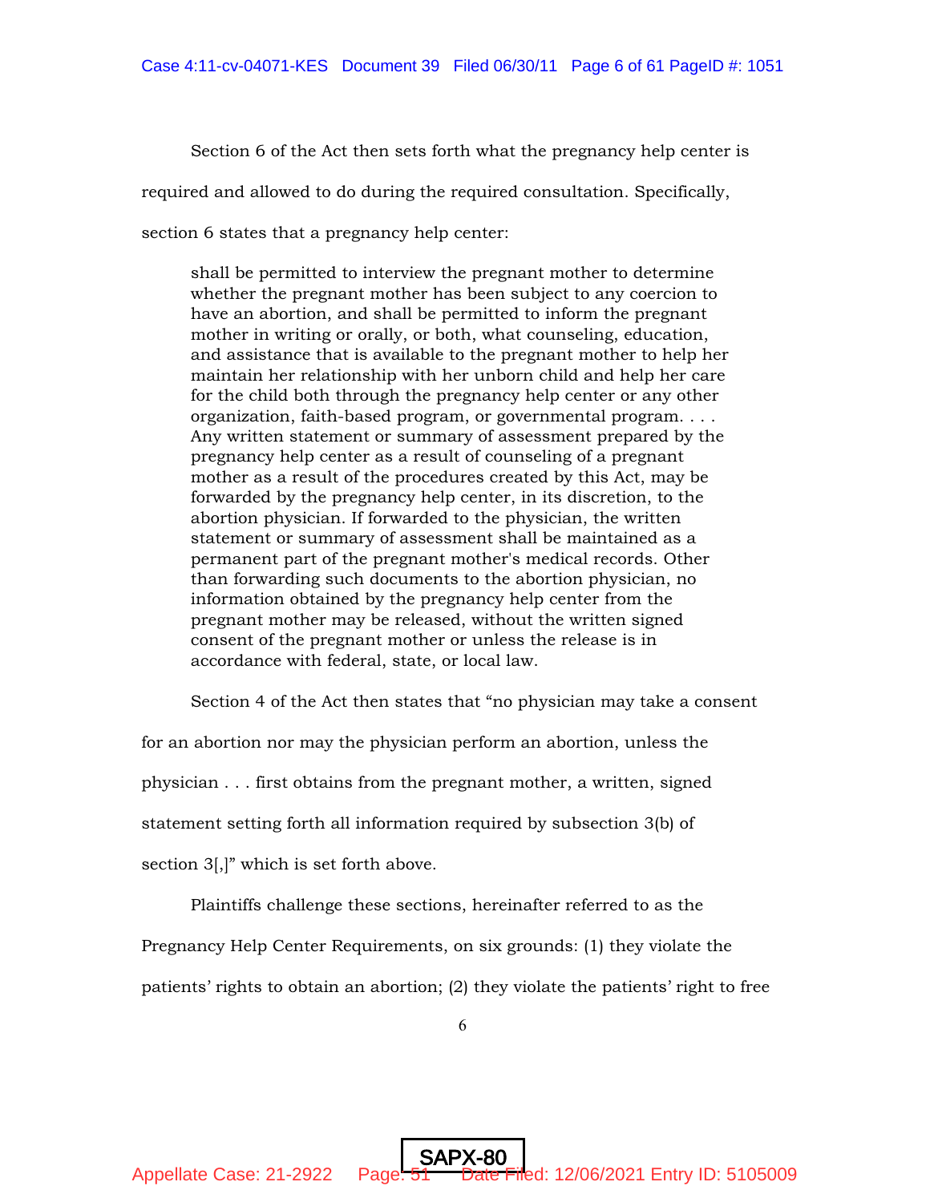Section 6 of the Act then sets forth what the pregnancy help center is required and allowed to do during the required consultation. Specifically, section 6 states that a pregnancy help center:

> shall be permitted to interview the pregnant mother to determine whether the pregnant mother has been subject to any coercion to have an abortion, and shall be permitted to inform the pregnant mother in writing or orally, or both, what counseling, education, and assistance that is available to the pregnant mother to help her maintain her relationship with her unborn child and help her care for the child both through the pregnancy help center or any other organization, faith-based program, or governmental program. . . . Any written statement or summary of assessment prepared by the pregnancy help center as a result of counseling of a pregnant mother as a result of the procedures created by this Act, may be forwarded by the pregnancy help center, in its discretion, to the abortion physician. If forwarded to the physician, the written statement or summary of assessment shall be maintained as a permanent part of the pregnant mother's medical records. Other than forwarding such documents to the abortion physician, no information obtained by the pregnancy help center from the pregnant mother may be released, without the written signed consent of the pregnant mother or unless the release is in accordance with federal, state, or local law.

Section 4 of the Act then states that "no physician may take a consent for an abortion nor may the physician perform an abortion, unless the physician . . . first obtains from the pregnant mother, a written, signed statement setting forth all information required by subsection 3(b) of section 3[,]" which is set forth above.

Plaintiffs challenge these sections, hereinafter referred to as the Pregnancy Help Center Requirements, on six grounds: (1) they violate the patients' rights to obtain an abortion; (2) they violate the patients' right to free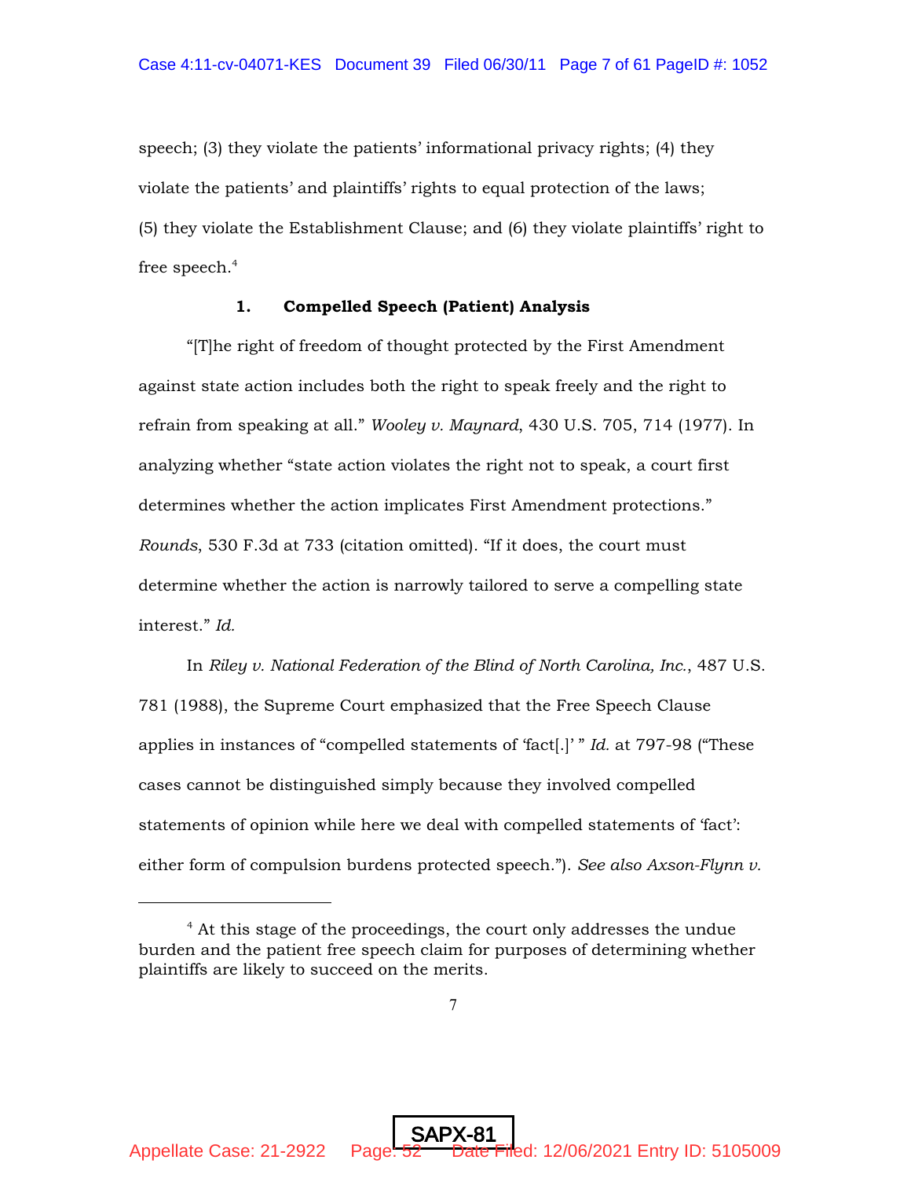speech; (3) they violate the patients' informational privacy rights; (4) they violate the patients' and plaintiffs' rights to equal protection of the laws; (5) they violate the Establishment Clause; and (6) they violate plaintiffs' right to free speech.[4]

### 1. Compelled Speech (Patient) Analysis

"[T]he right of freedom of thought protected by the First Amendment against state action includes both the right to speak freely and the right to refrain from speaking at all." *Wooley v. Maynard*, 430 U.S. 705, 714 (1977). In analyzing whether "state action violates the right not to speak, a court first determines whether the action implicates First Amendment protections." *Rounds*, 530 F.3d at 733 (citation omitted). "If it does, the court must determine whether the action is narrowly tailored to serve a compelling state interest." *Id.*

In *Riley v. National Federation of the Blind of North Carolina, Inc.*, 487 U.S. 781 (1988), the Supreme Court emphasized that the Free Speech Clause applies in instances of "compelled statements of 'fact[.]' " *Id.* at 797-98 ("These cases cannot be distinguished simply because they involved compelled statements of opinion while here we deal with compelled statements of 'fact': either form of compulsion burdens protected speech."). *See also Axson-Flynn v.*

[4] At this stage of the proceedings, the court only addresses the undue burden and the patient free speech claim for purposes of determining whether plaintiffs are likely to succeed on the merits.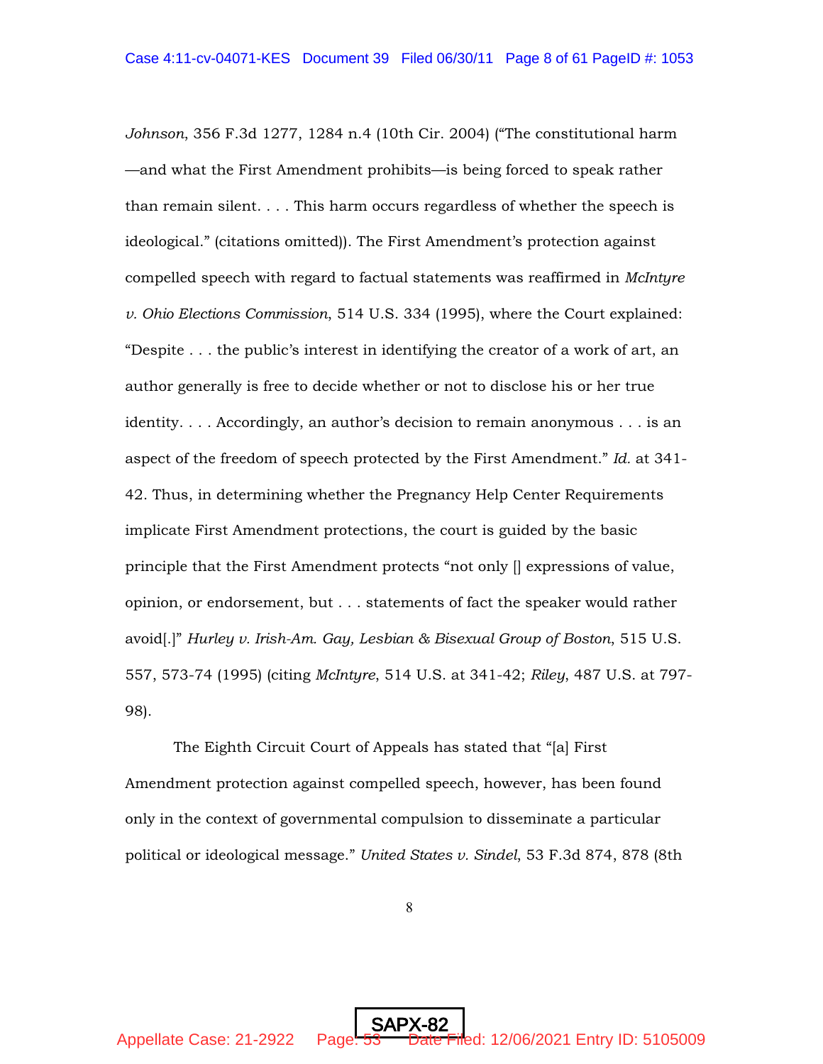*Johnson*, 356 F.3d 1277, 1284 n.4 (10th Cir. 2004) ("The constitutional harm —and what the First Amendment prohibits—is being forced to speak rather than remain silent. . . . This harm occurs regardless of whether the speech is ideological." (citations omitted)). The First Amendment's protection against compelled speech with regard to factual statements was reaffirmed in *McIntyre v. Ohio Elections Commission*, 514 U.S. 334 (1995), where the Court explained: "Despite . . . the public's interest in identifying the creator of a work of art, an author generally is free to decide whether or not to disclose his or her true identity. . . . Accordingly, an author's decision to remain anonymous . . . is an aspect of the freedom of speech protected by the First Amendment." *Id.* at 341-42. Thus, in determining whether the Pregnancy Help Center Requirements implicate First Amendment protections, the court is guided by the basic principle that the First Amendment protects "not only [] expressions of value, opinion, or endorsement, but . . . statements of fact the speaker would rather avoid[.]" *Hurley v. Irish-Am. Gay, Lesbian & Bisexual Group of Boston*, 515 U.S. 557, 573-74 (1995) (citing *McIntyre*, 514 U.S. at 341-42; *Riley*, 487 U.S. at 797-98).

The Eighth Circuit Court of Appeals has stated that "[a] First Amendment protection against compelled speech, however, has been found only in the context of governmental compulsion to disseminate a particular political or ideological message." *United States v. Sindel*, 53 F.3d 874, 878 (8th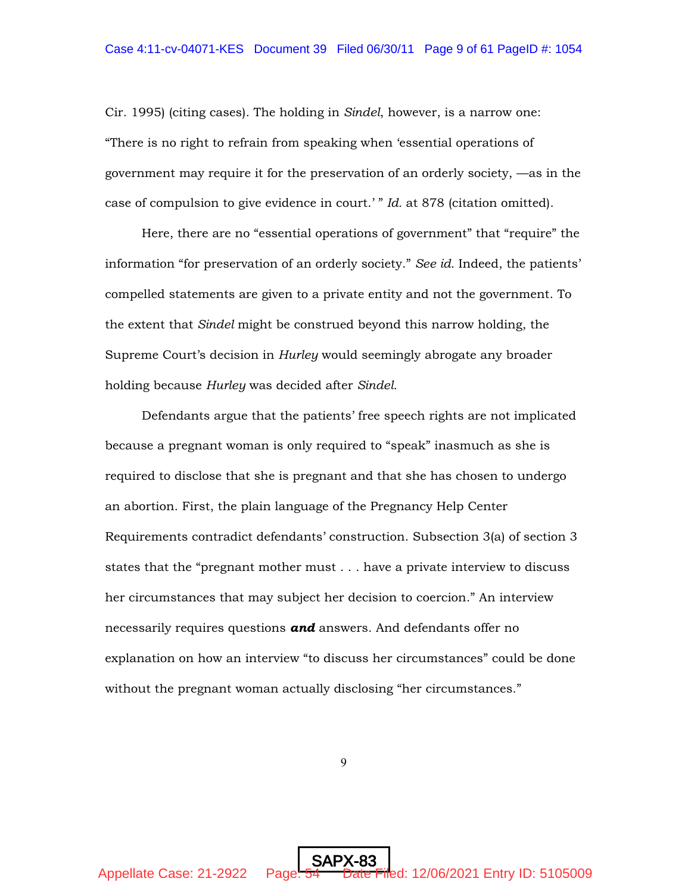Cir. 1995) (citing cases). The holding in *Sindel*, however, is a narrow one: "There is no right to refrain from speaking when 'essential operations of government may require it for the preservation of an orderly society, —as in the case of compulsion to give evidence in court.' " *Id.* at 878 (citation omitted).

Here, there are no "essential operations of government" that "require" the information "for preservation of an orderly society." *See id.* Indeed, the patients' compelled statements are given to a private entity and not the government. To the extent that *Sindel* might be construed beyond this narrow holding, the Supreme Court's decision in *Hurley* would seemingly abrogate any broader holding because *Hurley* was decided after *Sindel*.

Defendants argue that the patients' free speech rights are not implicated because a pregnant woman is only required to "speak" inasmuch as she is required to disclose that she is pregnant and that she has chosen to undergo an abortion. First, the plain language of the Pregnancy Help Center Requirements contradict defendants' construction. Subsection 3(a) of section 3 states that the "pregnant mother must . . . have a private interview to discuss her circumstances that may subject her decision to coercion." An interview necessarily requires questions ***and*** answers. And defendants offer no explanation on how an interview "to discuss her circumstances" could be done without the pregnant woman actually disclosing "her circumstances."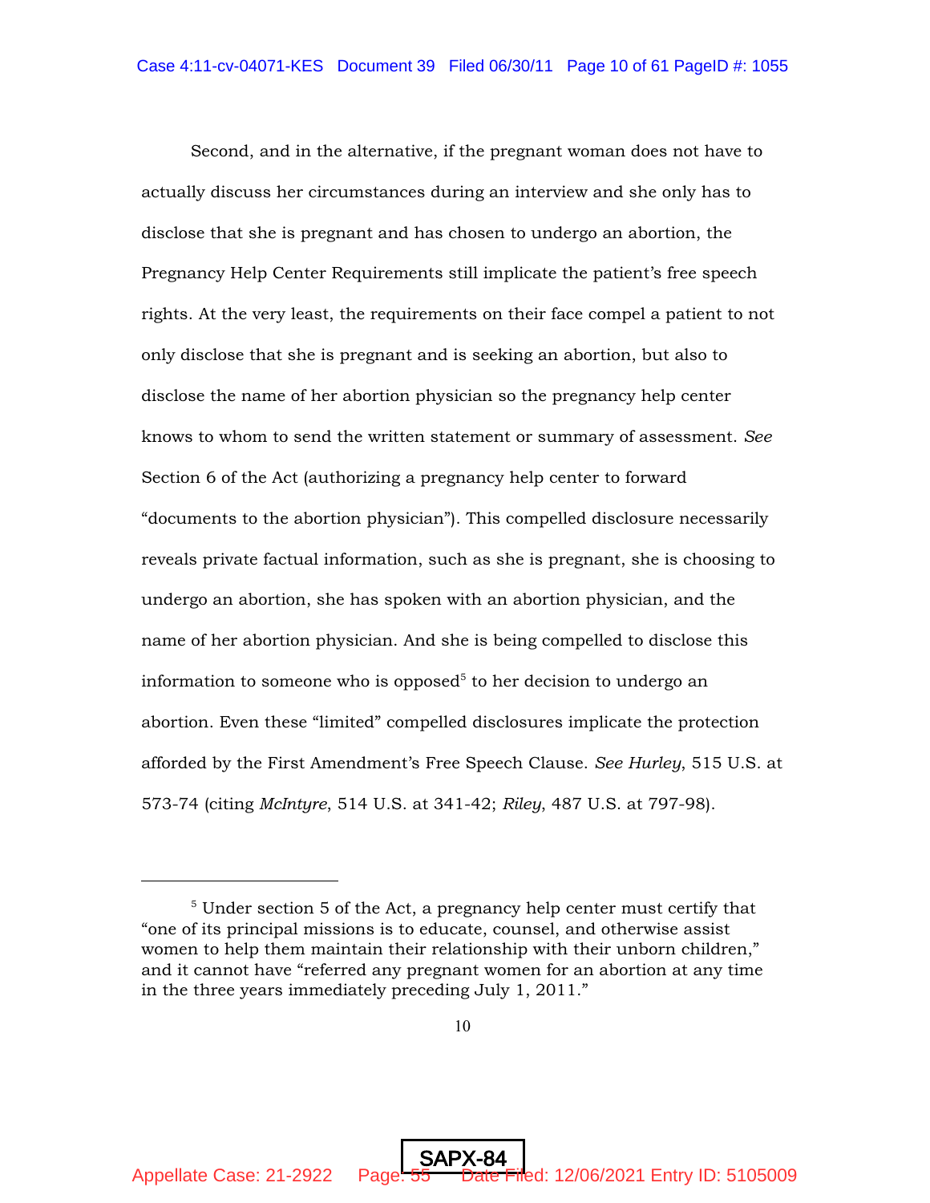Second, and in the alternative, if the pregnant woman does not have to actually discuss her circumstances during an interview and she only has to disclose that she is pregnant and has chosen to undergo an abortion, the Pregnancy Help Center Requirements still implicate the patient's free speech rights. At the very least, the requirements on their face compel a patient to not only disclose that she is pregnant and is seeking an abortion, but also to disclose the name of her abortion physician so the pregnancy help center knows to whom to send the written statement or summary of assessment. *See* Section 6 of the Act (authorizing a pregnancy help center to forward "documents to the abortion physician"). This compelled disclosure necessarily reveals private factual information, such as she is pregnant, she is choosing to undergo an abortion, she has spoken with an abortion physician, and the name of her abortion physician. And she is being compelled to disclose this information to someone who is opposed[5] to her decision to undergo an abortion. Even these "limited" compelled disclosures implicate the protection afforded by the First Amendment's Free Speech Clause. *See Hurley*, 515 U.S. at 573-74 (citing *McIntyre*, 514 U.S. at 341-42; *Riley*, 487 U.S. at 797-98).

---

[5] Under section 5 of the Act, a pregnancy help center must certify that "one of its principal missions is to educate, counsel, and otherwise assist women to help them maintain their relationship with their unborn children," and it cannot have "referred any pregnant women for an abortion at any time in the three years immediately preceding July 1, 2011."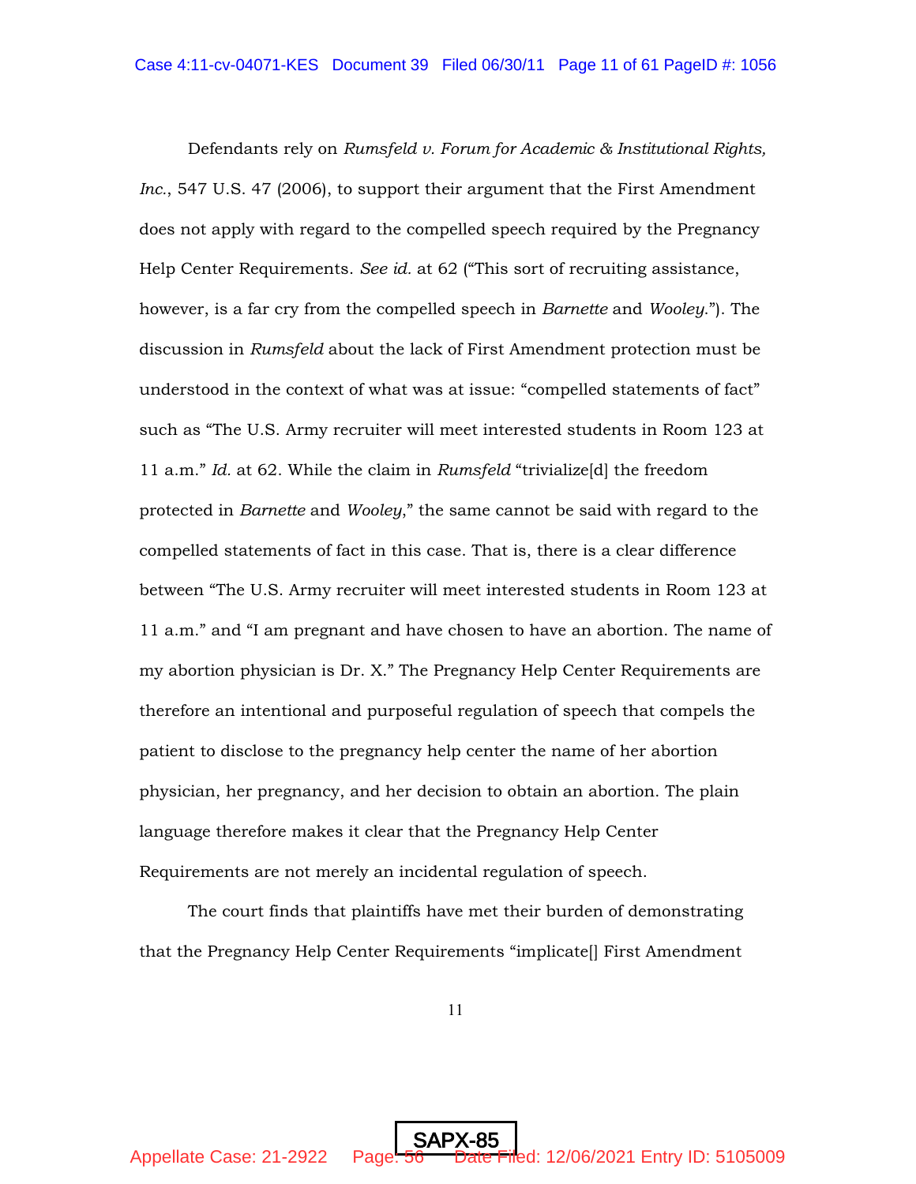Defendants rely on *Rumsfeld v. Forum for Academic & Institutional Rights, Inc.*, 547 U.S. 47 (2006), to support their argument that the First Amendment does not apply with regard to the compelled speech required by the Pregnancy Help Center Requirements. *See id.* at 62 ("This sort of recruiting assistance, however, is a far cry from the compelled speech in *Barnette* and *Wooley.*"). The discussion in *Rumsfeld* about the lack of First Amendment protection must be understood in the context of what was at issue: "compelled statements of fact" such as "The U.S. Army recruiter will meet interested students in Room 123 at 11 a.m." *Id.* at 62. While the claim in *Rumsfeld* "trivialize[d] the freedom protected in *Barnette* and *Wooley*," the same cannot be said with regard to the compelled statements of fact in this case. That is, there is a clear difference between "The U.S. Army recruiter will meet interested students in Room 123 at 11 a.m." and "I am pregnant and have chosen to have an abortion. The name of my abortion physician is Dr. X." The Pregnancy Help Center Requirements are therefore an intentional and purposeful regulation of speech that compels the patient to disclose to the pregnancy help center the name of her abortion physician, her pregnancy, and her decision to obtain an abortion. The plain language therefore makes it clear that the Pregnancy Help Center Requirements are not merely an incidental regulation of speech.

The court finds that plaintiffs have met their burden of demonstrating that the Pregnancy Help Center Requirements "implicate[] First Amendment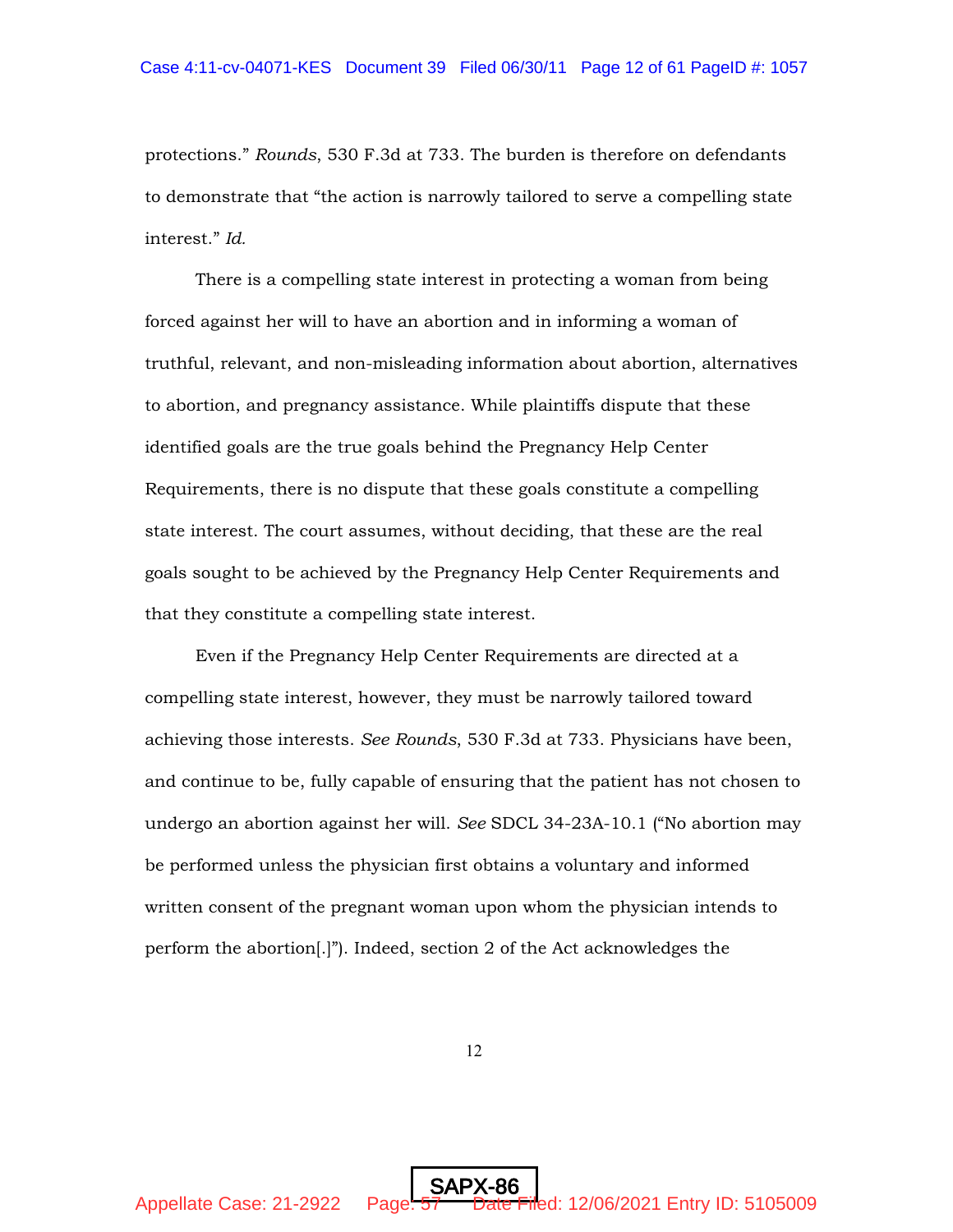protections." *Rounds*, 530 F.3d at 733. The burden is therefore on defendants to demonstrate that "the action is narrowly tailored to serve a compelling state interest." *Id.*

There is a compelling state interest in protecting a woman from being forced against her will to have an abortion and in informing a woman of truthful, relevant, and non-misleading information about abortion, alternatives to abortion, and pregnancy assistance. While plaintiffs dispute that these identified goals are the true goals behind the Pregnancy Help Center Requirements, there is no dispute that these goals constitute a compelling state interest. The court assumes, without deciding, that these are the real goals sought to be achieved by the Pregnancy Help Center Requirements and that they constitute a compelling state interest.

Even if the Pregnancy Help Center Requirements are directed at a compelling state interest, however, they must be narrowly tailored toward achieving those interests. *See Rounds*, 530 F.3d at 733. Physicians have been, and continue to be, fully capable of ensuring that the patient has not chosen to undergo an abortion against her will. *See* SDCL 34-23A-10.1 ("No abortion may be performed unless the physician first obtains a voluntary and informed written consent of the pregnant woman upon whom the physician intends to perform the abortion[.]"). Indeed, section 2 of the Act acknowledges the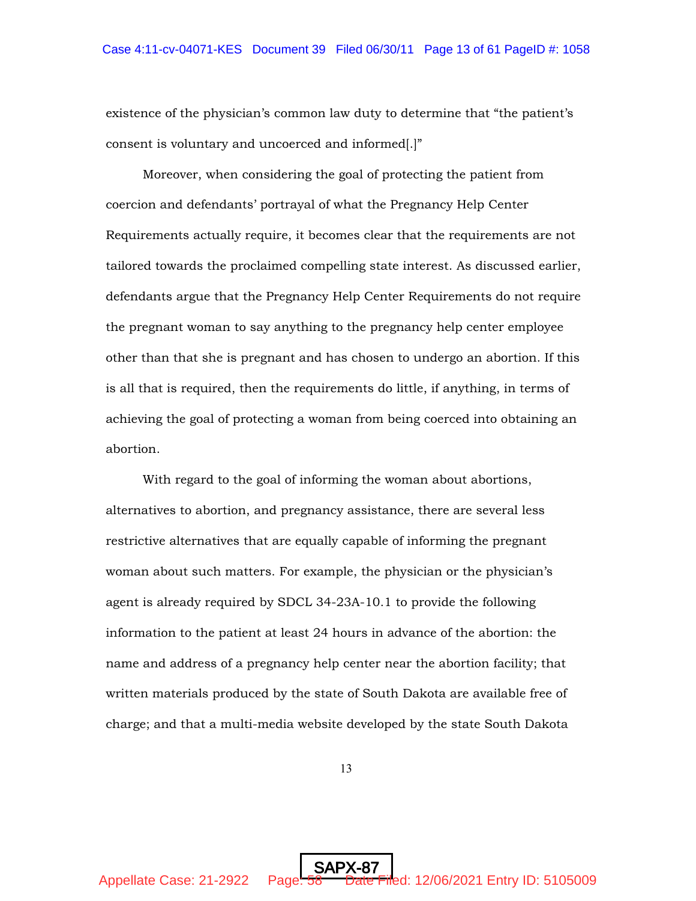existence of the physician's common law duty to determine that "the patient's consent is voluntary and uncoerced and informed[.]"

Moreover, when considering the goal of protecting the patient from coercion and defendants' portrayal of what the Pregnancy Help Center Requirements actually require, it becomes clear that the requirements are not tailored towards the proclaimed compelling state interest. As discussed earlier, defendants argue that the Pregnancy Help Center Requirements do not require the pregnant woman to say anything to the pregnancy help center employee other than that she is pregnant and has chosen to undergo an abortion. If this is all that is required, then the requirements do little, if anything, in terms of achieving the goal of protecting a woman from being coerced into obtaining an abortion.

With regard to the goal of informing the woman about abortions, alternatives to abortion, and pregnancy assistance, there are several less restrictive alternatives that are equally capable of informing the pregnant woman about such matters. For example, the physician or the physician's agent is already required by SDCL 34-23A-10.1 to provide the following information to the patient at least 24 hours in advance of the abortion: the name and address of a pregnancy help center near the abortion facility; that written materials produced by the state of South Dakota are available free of charge; and that a multi-media website developed by the state South Dakota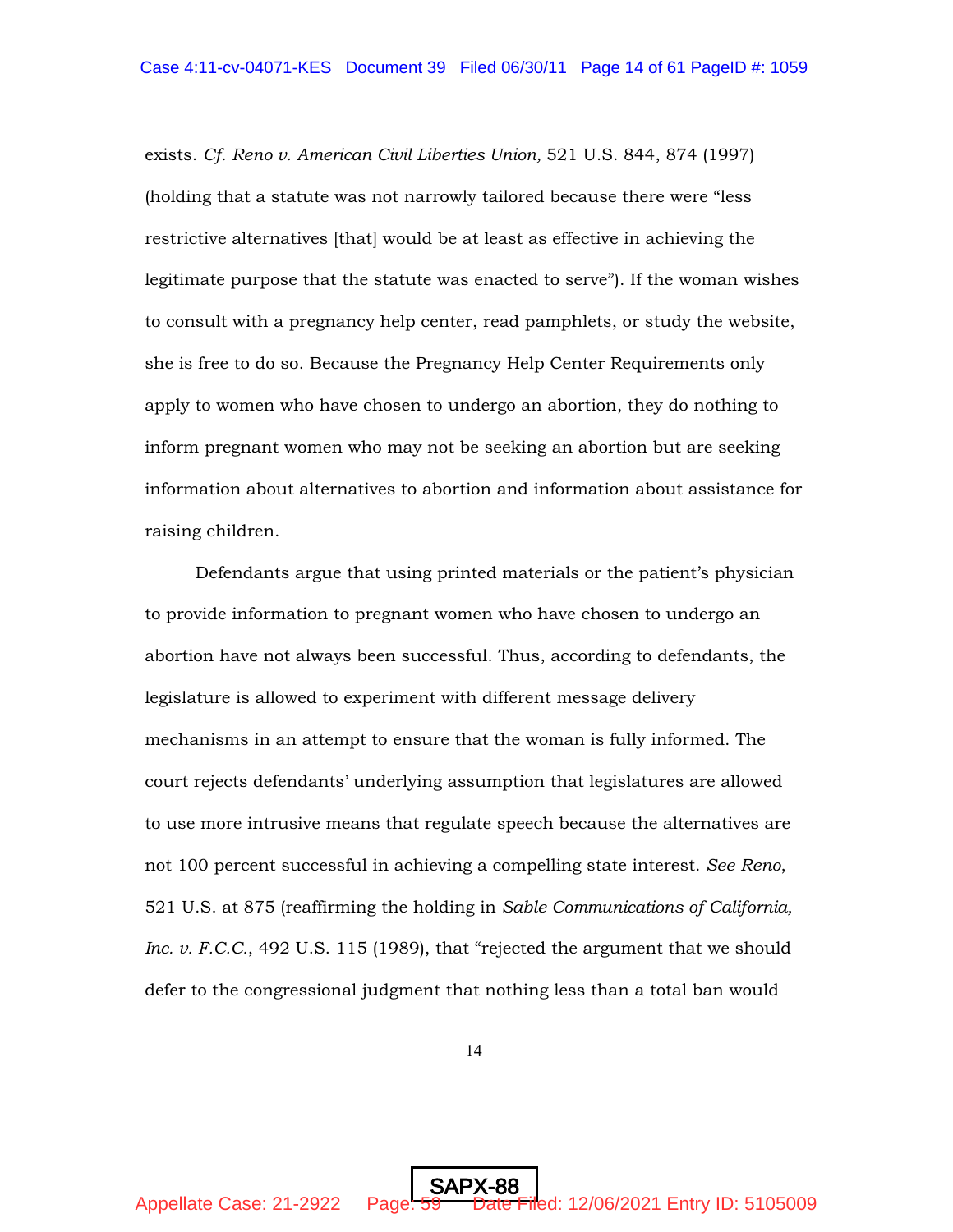exists. *Cf. Reno v. American Civil Liberties Union,* 521 U.S. 844, 874 (1997) (holding that a statute was not narrowly tailored because there were "less restrictive alternatives [that] would be at least as effective in achieving the legitimate purpose that the statute was enacted to serve"). If the woman wishes to consult with a pregnancy help center, read pamphlets, or study the website, she is free to do so. Because the Pregnancy Help Center Requirements only apply to women who have chosen to undergo an abortion, they do nothing to inform pregnant women who may not be seeking an abortion but are seeking information about alternatives to abortion and information about assistance for raising children.

Defendants argue that using printed materials or the patient's physician to provide information to pregnant women who have chosen to undergo an abortion have not always been successful. Thus, according to defendants, the legislature is allowed to experiment with different message delivery mechanisms in an attempt to ensure that the woman is fully informed. The court rejects defendants' underlying assumption that legislatures are allowed to use more intrusive means that regulate speech because the alternatives are not 100 percent successful in achieving a compelling state interest. *See Reno*, 521 U.S. at 875 (reaffirming the holding in *Sable Communications of California, Inc. v. F.C.C.*, 492 U.S. 115 (1989), that "rejected the argument that we should defer to the congressional judgment that nothing less than a total ban would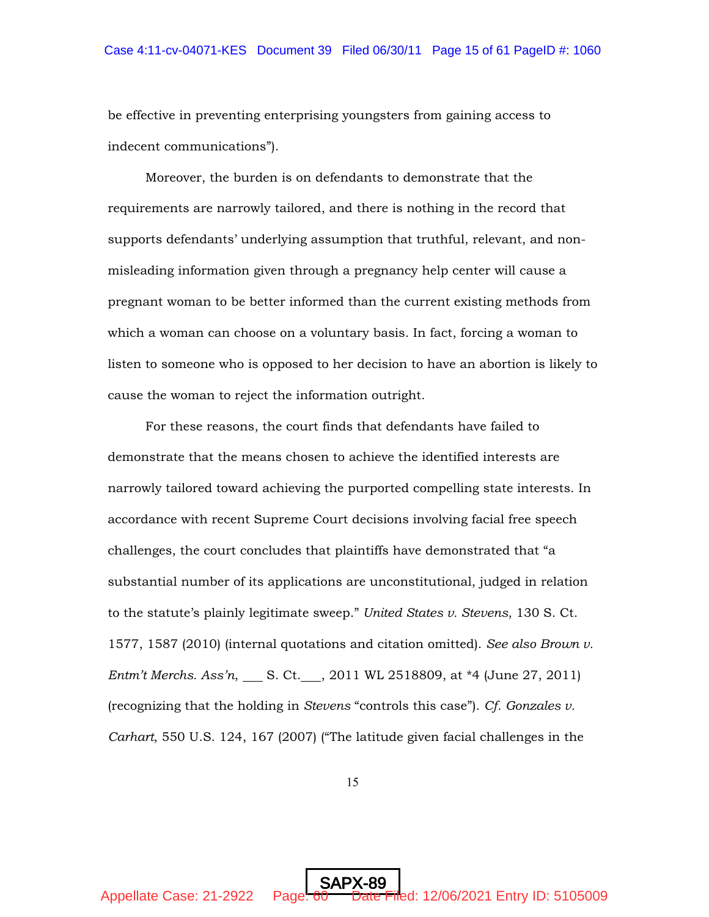be effective in preventing enterprising youngsters from gaining access to indecent communications").

Moreover, the burden is on defendants to demonstrate that the requirements are narrowly tailored, and there is nothing in the record that supports defendants' underlying assumption that truthful, relevant, and non-misleading information given through a pregnancy help center will cause a pregnant woman to be better informed than the current existing methods from which a woman can choose on a voluntary basis. In fact, forcing a woman to listen to someone who is opposed to her decision to have an abortion is likely to cause the woman to reject the information outright.

For these reasons, the court finds that defendants have failed to demonstrate that the means chosen to achieve the identified interests are narrowly tailored toward achieving the purported compelling state interests. In accordance with recent Supreme Court decisions involving facial free speech challenges, the court concludes that plaintiffs have demonstrated that "a substantial number of its applications are unconstitutional, judged in relation to the statute's plainly legitimate sweep." *United States v. Stevens*, 130 S. Ct. 1577, 1587 (2010) (internal quotations and citation omitted). *See also Brown v. Entm't Merchs. Ass'n*, ___ S. Ct.___, 2011 WL 2518809, at *4 (June 27, 2011) (recognizing that the holding in *Stevens* "controls this case"). *Cf. Gonzales v. Carhart*, 550 U.S. 124, 167 (2007) ("The latitude given facial challenges in the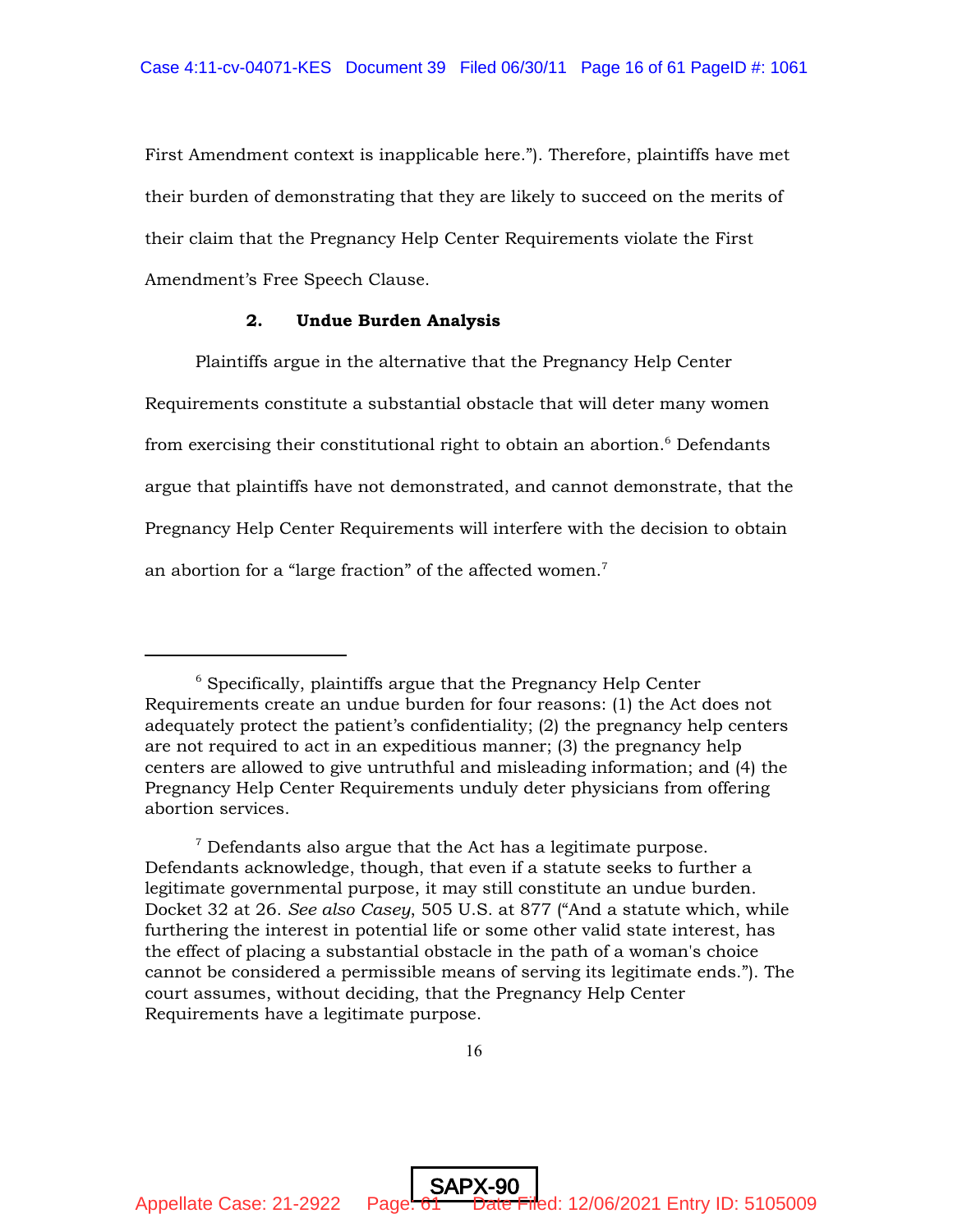First Amendment context is inapplicable here."). Therefore, plaintiffs have met their burden of demonstrating that they are likely to succeed on the merits of their claim that the Pregnancy Help Center Requirements violate the First Amendment's Free Speech Clause.

### 2. Undue Burden Analysis

Plaintiffs argue in the alternative that the Pregnancy Help Center Requirements constitute a substantial obstacle that will deter many women from exercising their constitutional right to obtain an abortion.[6] Defendants argue that plaintiffs have not demonstrated, and cannot demonstrate, that the Pregnancy Help Center Requirements will interfere with the decision to obtain an abortion for a "large fraction" of the affected women.[7]

---

[6] Specifically, plaintiffs argue that the Pregnancy Help Center Requirements create an undue burden for four reasons: (1) the Act does not adequately protect the patient's confidentiality; (2) the pregnancy help centers are not required to act in an expeditious manner; (3) the pregnancy help centers are allowed to give untruthful and misleading information; and (4) the Pregnancy Help Center Requirements unduly deter physicians from offering abortion services.

[7] Defendants also argue that the Act has a legitimate purpose. Defendants acknowledge, though, that even if a statute seeks to further a legitimate governmental purpose, it may still constitute an undue burden. Docket 32 at 26. *See also Casey*, 505 U.S. at 877 ("And a statute which, while furthering the interest in potential life or some other valid state interest, has the effect of placing a substantial obstacle in the path of a woman's choice cannot be considered a permissible means of serving its legitimate ends."). The court assumes, without deciding, that the Pregnancy Help Center Requirements have a legitimate purpose.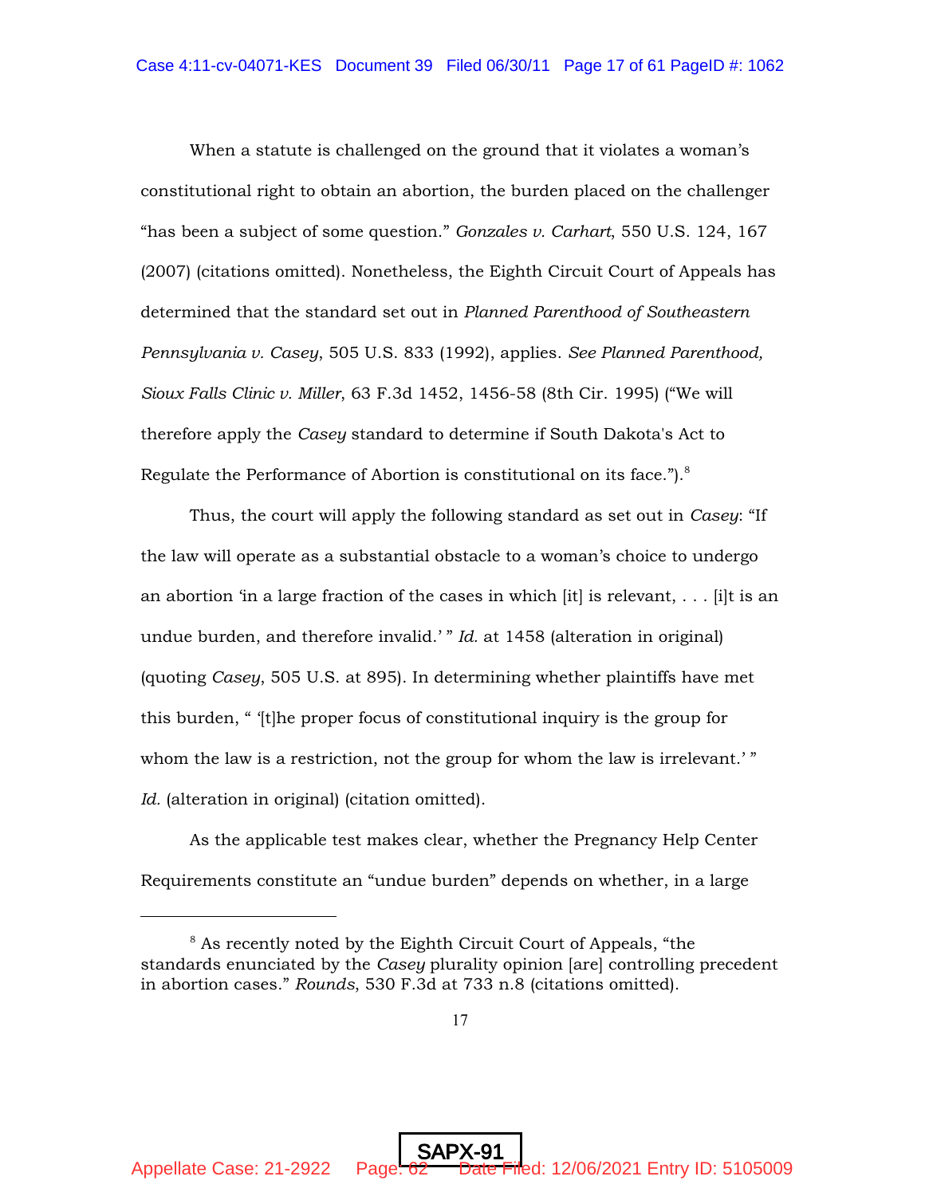When a statute is challenged on the ground that it violates a woman's constitutional right to obtain an abortion, the burden placed on the challenger "has been a subject of some question." *Gonzales v. Carhart*, 550 U.S. 124, 167 (2007) (citations omitted). Nonetheless, the Eighth Circuit Court of Appeals has determined that the standard set out in *Planned Parenthood of Southeastern Pennsylvania v. Casey*, 505 U.S. 833 (1992), applies. *See Planned Parenthood, Sioux Falls Clinic v. Miller*, 63 F.3d 1452, 1456-58 (8th Cir. 1995) ("We will therefore apply the *Casey* standard to determine if South Dakota's Act to Regulate the Performance of Abortion is constitutional on its face.").[8]

Thus, the court will apply the following standard as set out in *Casey*: "If the law will operate as a substantial obstacle to a woman's choice to undergo an abortion 'in a large fraction of the cases in which [it] is relevant, . . . [i]t is an undue burden, and therefore invalid.' " *Id.* at 1458 (alteration in original) (quoting *Casey*, 505 U.S. at 895). In determining whether plaintiffs have met this burden, " '[t]he proper focus of constitutional inquiry is the group for whom the law is a restriction, not the group for whom the law is irrelevant.' " *Id.* (alteration in original) (citation omitted).

As the applicable test makes clear, whether the Pregnancy Help Center Requirements constitute an "undue burden" depends on whether, in a large

---

[8] As recently noted by the Eighth Circuit Court of Appeals, "the standards enunciated by the *Casey* plurality opinion [are] controlling precedent in abortion cases." *Rounds*, 530 F.3d at 733 n.8 (citations omitted).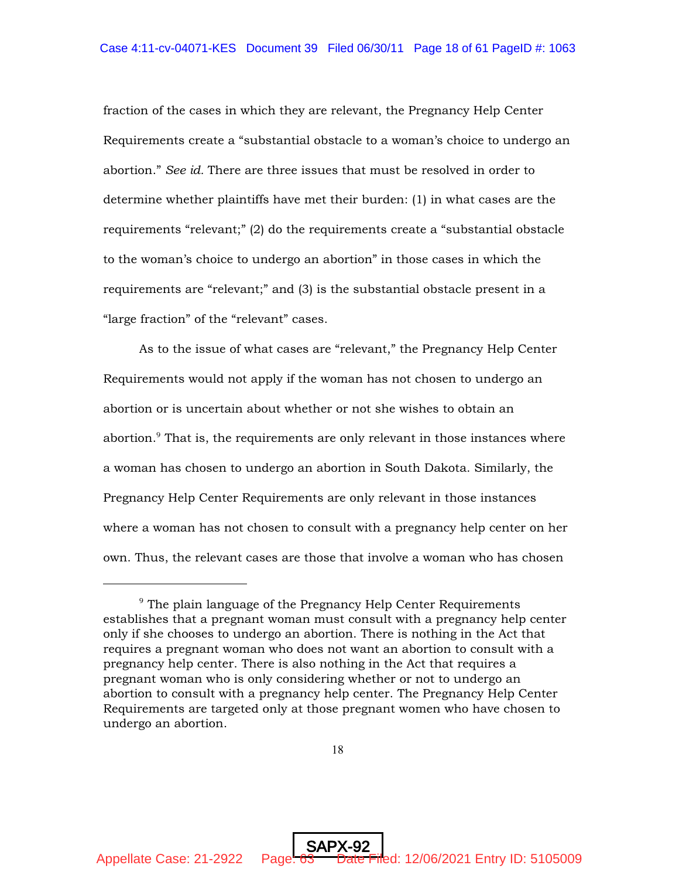fraction of the cases in which they are relevant, the Pregnancy Help Center Requirements create a "substantial obstacle to a woman's choice to undergo an abortion." *See id.* There are three issues that must be resolved in order to determine whether plaintiffs have met their burden: (1) in what cases are the requirements "relevant;" (2) do the requirements create a "substantial obstacle to the woman's choice to undergo an abortion" in those cases in which the requirements are "relevant;" and (3) is the substantial obstacle present in a "large fraction" of the "relevant" cases.

As to the issue of what cases are "relevant," the Pregnancy Help Center Requirements would not apply if the woman has not chosen to undergo an abortion or is uncertain about whether or not she wishes to obtain an abortion.[9] That is, the requirements are only relevant in those instances where a woman has chosen to undergo an abortion in South Dakota. Similarly, the Pregnancy Help Center Requirements are only relevant in those instances where a woman has not chosen to consult with a pregnancy help center on her own. Thus, the relevant cases are those that involve a woman who has chosen

---

[9] The plain language of the Pregnancy Help Center Requirements establishes that a pregnant woman must consult with a pregnancy help center only if she chooses to undergo an abortion. There is nothing in the Act that requires a pregnant woman who does not want an abortion to consult with a pregnancy help center. There is also nothing in the Act that requires a pregnant woman who is only considering whether or not to undergo an abortion to consult with a pregnancy help center. The Pregnancy Help Center Requirements are targeted only at those pregnant women who have chosen to undergo an abortion.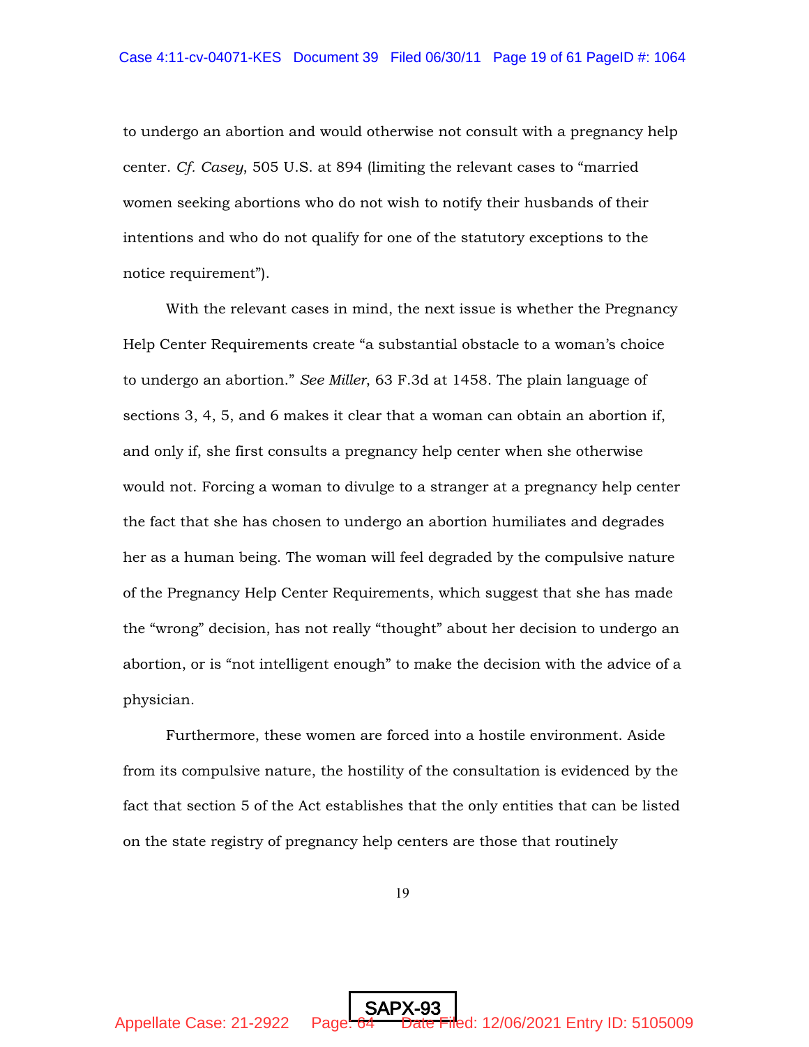to undergo an abortion and would otherwise not consult with a pregnancy help center. *Cf. Casey*, 505 U.S. at 894 (limiting the relevant cases to "married women seeking abortions who do not wish to notify their husbands of their intentions and who do not qualify for one of the statutory exceptions to the notice requirement").

With the relevant cases in mind, the next issue is whether the Pregnancy Help Center Requirements create "a substantial obstacle to a woman's choice to undergo an abortion." *See Miller*, 63 F.3d at 1458. The plain language of sections 3, 4, 5, and 6 makes it clear that a woman can obtain an abortion if, and only if, she first consults a pregnancy help center when she otherwise would not. Forcing a woman to divulge to a stranger at a pregnancy help center the fact that she has chosen to undergo an abortion humiliates and degrades her as a human being. The woman will feel degraded by the compulsive nature of the Pregnancy Help Center Requirements, which suggest that she has made the "wrong" decision, has not really "thought" about her decision to undergo an abortion, or is "not intelligent enough" to make the decision with the advice of a physician.

Furthermore, these women are forced into a hostile environment. Aside from its compulsive nature, the hostility of the consultation is evidenced by the fact that section 5 of the Act establishes that the only entities that can be listed on the state registry of pregnancy help centers are those that routinely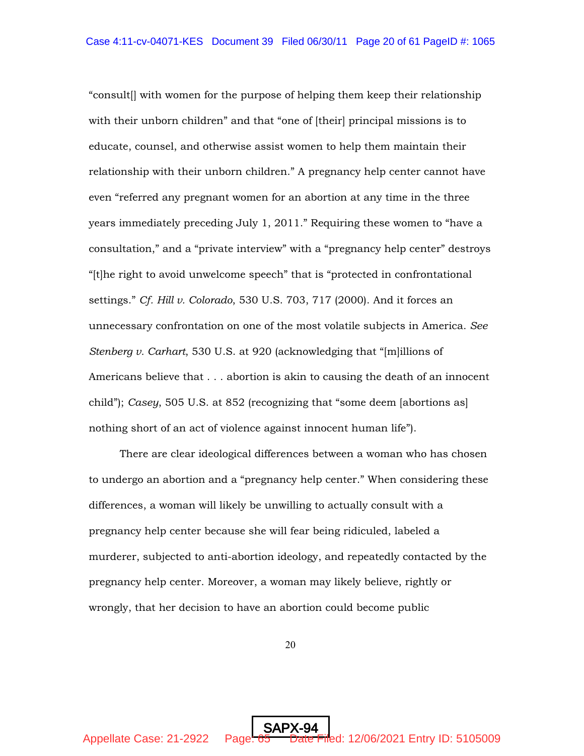"consult[] with women for the purpose of helping them keep their relationship with their unborn children" and that "one of [their] principal missions is to educate, counsel, and otherwise assist women to help them maintain their relationship with their unborn children." A pregnancy help center cannot have even "referred any pregnant women for an abortion at any time in the three years immediately preceding July 1, 2011." Requiring these women to "have a consultation," and a "private interview" with a "pregnancy help center" destroys "[t]he right to avoid unwelcome speech" that is "protected in confrontational settings." *Cf. Hill v. Colorado*, 530 U.S. 703, 717 (2000). And it forces an unnecessary confrontation on one of the most volatile subjects in America. *See Stenberg v. Carhart*, 530 U.S. at 920 (acknowledging that "[m]illions of Americans believe that . . . abortion is akin to causing the death of an innocent child"); *Casey*, 505 U.S. at 852 (recognizing that "some deem [abortions as] nothing short of an act of violence against innocent human life").

There are clear ideological differences between a woman who has chosen to undergo an abortion and a "pregnancy help center." When considering these differences, a woman will likely be unwilling to actually consult with a pregnancy help center because she will fear being ridiculed, labeled a murderer, subjected to anti-abortion ideology, and repeatedly contacted by the pregnancy help center. Moreover, a woman may likely believe, rightly or wrongly, that her decision to have an abortion could become public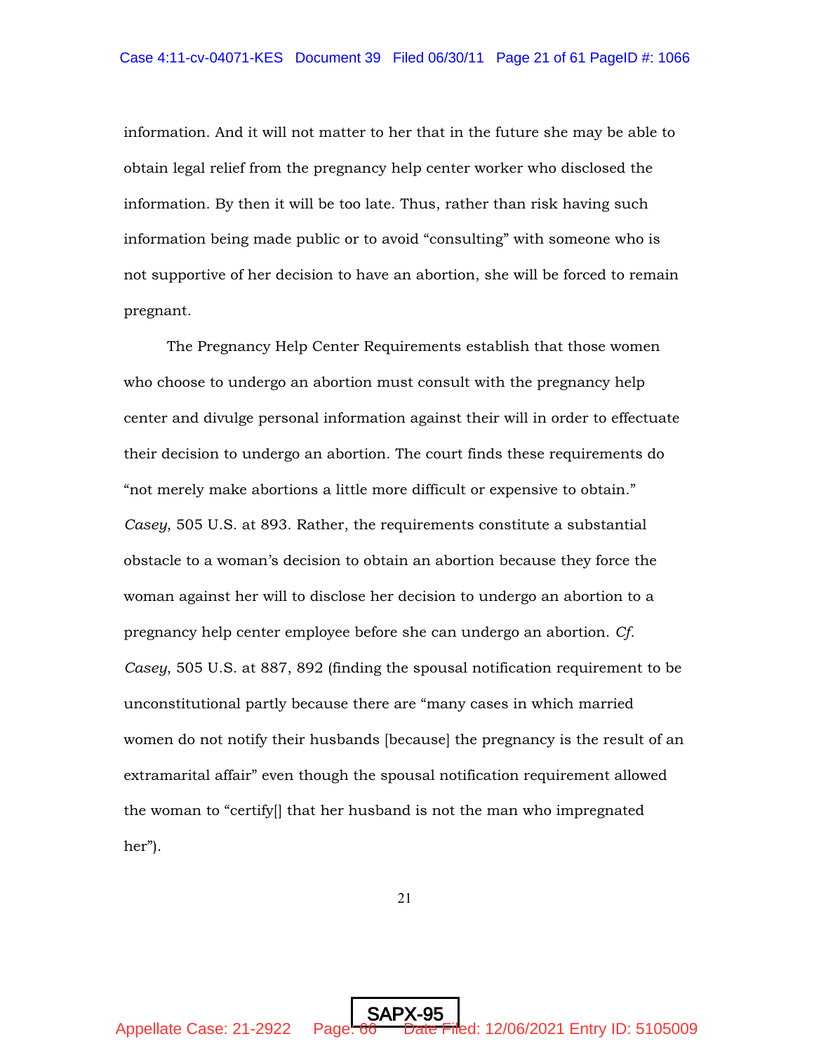information. And it will not matter to her that in the future she may be able to obtain legal relief from the pregnancy help center worker who disclosed the information. By then it will be too late. Thus, rather than risk having such information being made public or to avoid "consulting" with someone who is not supportive of her decision to have an abortion, she will be forced to remain pregnant.

The Pregnancy Help Center Requirements establish that those women who choose to undergo an abortion must consult with the pregnancy help center and divulge personal information against their will in order to effectuate their decision to undergo an abortion. The court finds these requirements do "not merely make abortions a little more difficult or expensive to obtain." *Casey*, 505 U.S. at 893. Rather, the requirements constitute a substantial obstacle to a woman's decision to obtain an abortion because they force the woman against her will to disclose her decision to undergo an abortion to a pregnancy help center employee before she can undergo an abortion. *Cf. Casey*, 505 U.S. at 887, 892 (finding the spousal notification requirement to be unconstitutional partly because there are "many cases in which married women do not notify their husbands [because] the pregnancy is the result of an extramarital affair" even though the spousal notification requirement allowed the woman to "certify[] that her husband is not the man who impregnated her").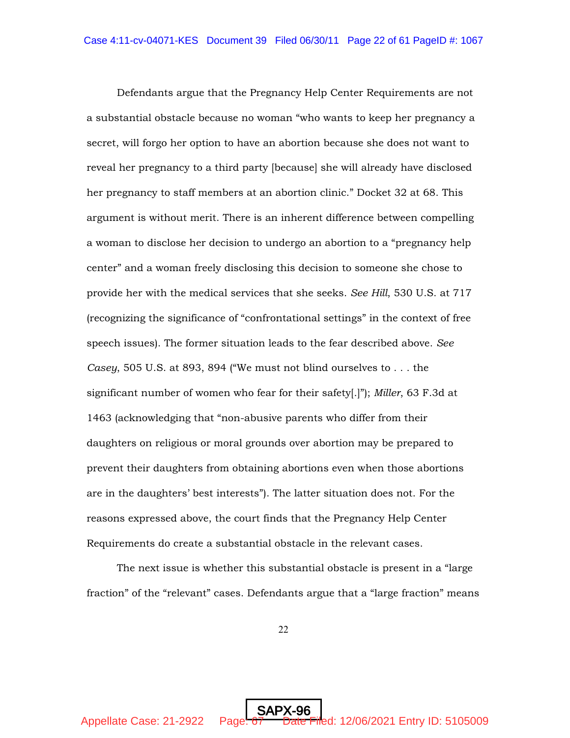Defendants argue that the Pregnancy Help Center Requirements are not a substantial obstacle because no woman "who wants to keep her pregnancy a secret, will forgo her option to have an abortion because she does not want to reveal her pregnancy to a third party [because] she will already have disclosed her pregnancy to staff members at an abortion clinic." Docket 32 at 68. This argument is without merit. There is an inherent difference between compelling a woman to disclose her decision to undergo an abortion to a "pregnancy help center" and a woman freely disclosing this decision to someone she chose to provide her with the medical services that she seeks. *See Hill*, 530 U.S. at 717 (recognizing the significance of "confrontational settings" in the context of free speech issues). The former situation leads to the fear described above. *See Casey*, 505 U.S. at 893, 894 ("We must not blind ourselves to . . . the significant number of women who fear for their safety[.]"); *Miller*, 63 F.3d at 1463 (acknowledging that "non-abusive parents who differ from their daughters on religious or moral grounds over abortion may be prepared to prevent their daughters from obtaining abortions even when those abortions are in the daughters' best interests"). The latter situation does not. For the reasons expressed above, the court finds that the Pregnancy Help Center Requirements do create a substantial obstacle in the relevant cases.

The next issue is whether this substantial obstacle is present in a "large fraction" of the "relevant" cases. Defendants argue that a "large fraction" means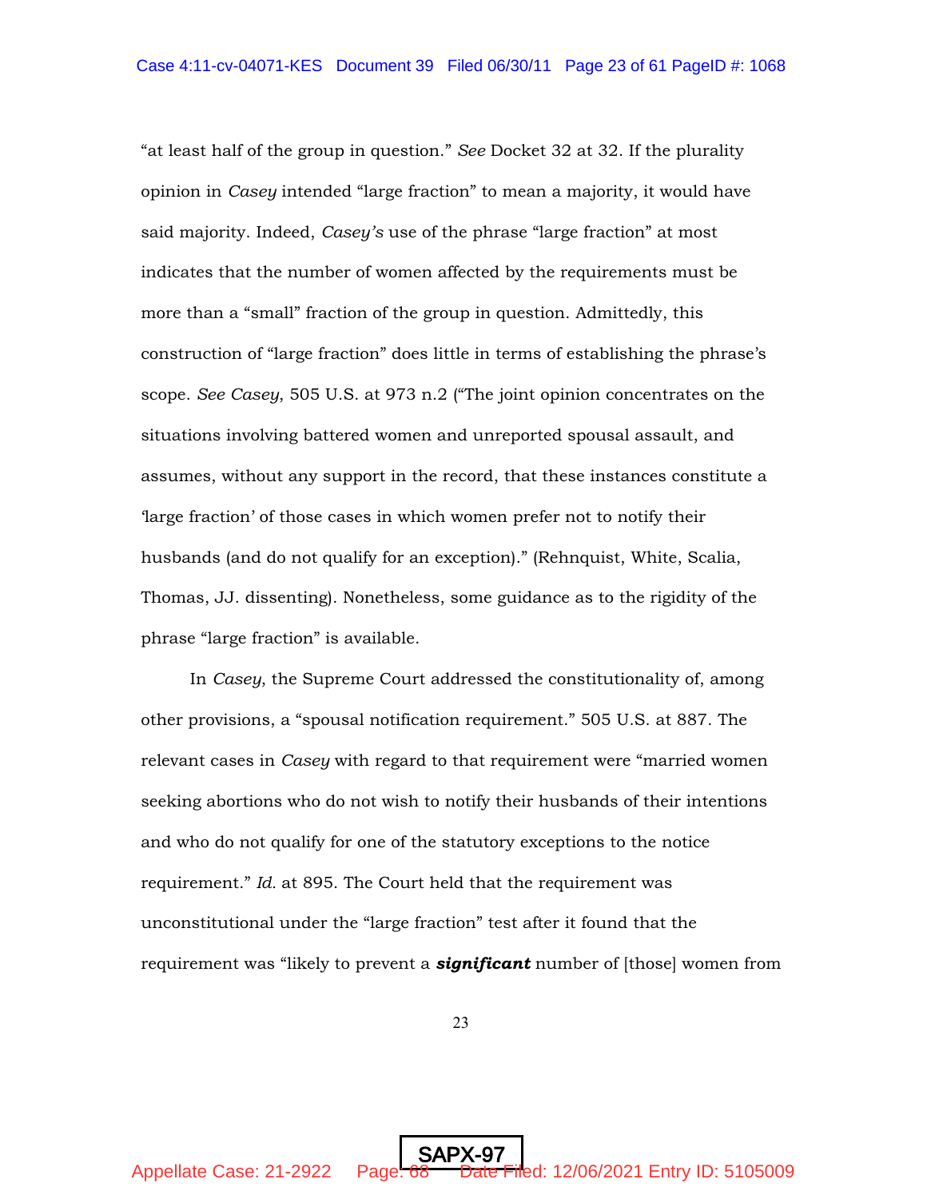"at least half of the group in question." *See* Docket 32 at 32. If the plurality opinion in *Casey* intended "large fraction" to mean a majority, it would have said majority. Indeed, *Casey's* use of the phrase "large fraction" at most indicates that the number of women affected by the requirements must be more than a "small" fraction of the group in question. Admittedly, this construction of "large fraction" does little in terms of establishing the phrase's scope. *See Casey*, 505 U.S. at 973 n.2 ("The joint opinion concentrates on the situations involving battered women and unreported spousal assault, and assumes, without any support in the record, that these instances constitute a 'large fraction' of those cases in which women prefer not to notify their husbands (and do not qualify for an exception)." (Rehnquist, White, Scalia, Thomas, JJ. dissenting). Nonetheless, some guidance as to the rigidity of the phrase "large fraction" is available.

In *Casey*, the Supreme Court addressed the constitutionality of, among other provisions, a "spousal notification requirement." 505 U.S. at 887. The relevant cases in *Casey* with regard to that requirement were "married women seeking abortions who do not wish to notify their husbands of their intentions and who do not qualify for one of the statutory exceptions to the notice requirement." *Id.* at 895. The Court held that the requirement was unconstitutional under the "large fraction" test after it found that the requirement was "likely to prevent a ***significant*** number of [those] women from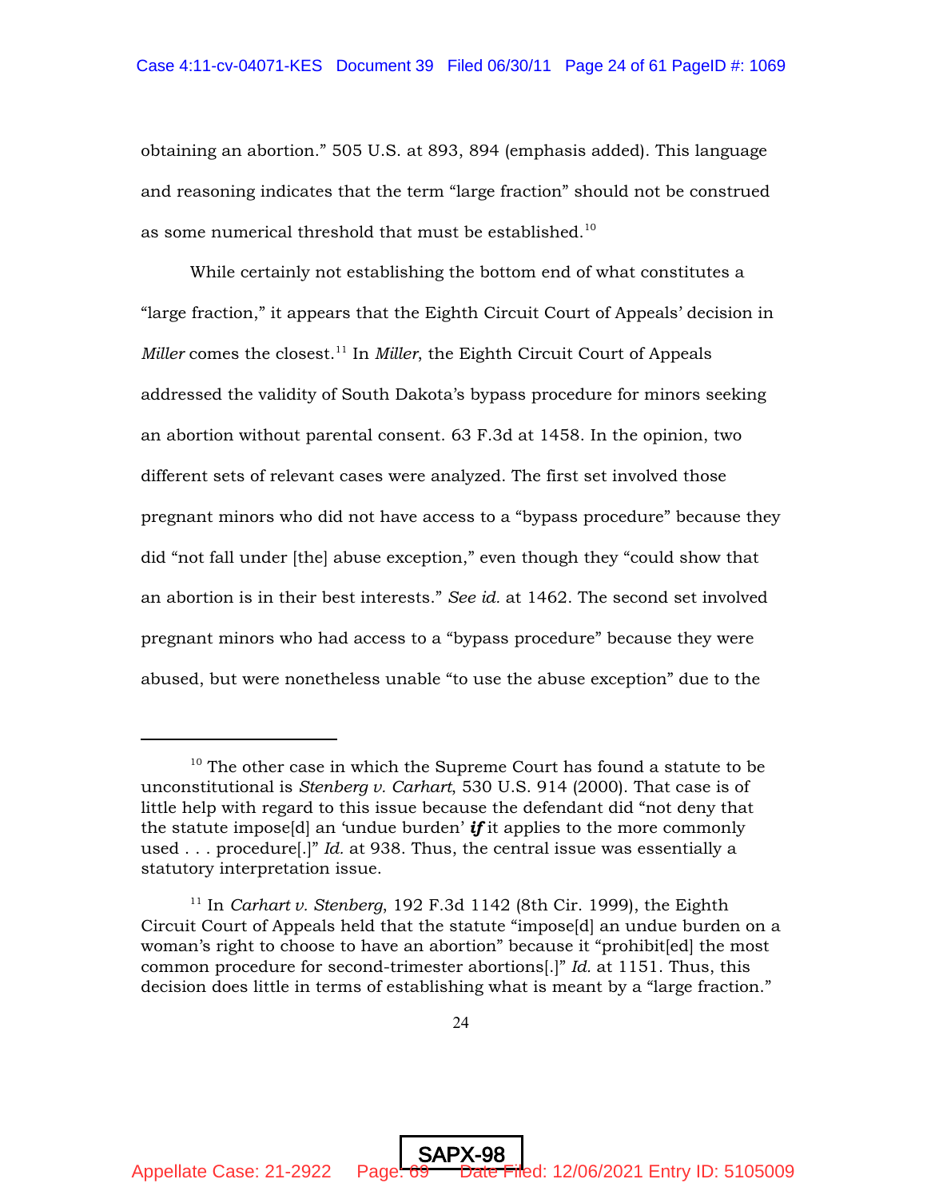obtaining an abortion." 505 U.S. at 893, 894 (emphasis added). This language and reasoning indicates that the term "large fraction" should not be construed as some numerical threshold that must be established.[10]

While certainly not establishing the bottom end of what constitutes a "large fraction," it appears that the Eighth Circuit Court of Appeals' decision in *Miller* comes the closest.[11] In *Miller*, the Eighth Circuit Court of Appeals addressed the validity of South Dakota's bypass procedure for minors seeking an abortion without parental consent. 63 F.3d at 1458. In the opinion, two different sets of relevant cases were analyzed. The first set involved those pregnant minors who did not have access to a "bypass procedure" because they did "not fall under [the] abuse exception," even though they "could show that an abortion is in their best interests." *See id.* at 1462. The second set involved pregnant minors who had access to a "bypass procedure" because they were abused, but were nonetheless unable "to use the abuse exception" due to the

---

[10] The other case in which the Supreme Court has found a statute to be unconstitutional is *Stenberg v. Carhart*, 530 U.S. 914 (2000). That case is of little help with regard to this issue because the defendant did "not deny that the statute impose[d] an 'undue burden' ***if*** it applies to the more commonly used . . . procedure[.]" *Id.* at 938. Thus, the central issue was essentially a statutory interpretation issue.

[11] In *Carhart v. Stenberg*, 192 F.3d 1142 (8th Cir. 1999), the Eighth Circuit Court of Appeals held that the statute "impose[d] an undue burden on a woman's right to choose to have an abortion" because it "prohibit[ed] the most common procedure for second-trimester abortions[.]" *Id.* at 1151. Thus, this decision does little in terms of establishing what is meant by a "large fraction."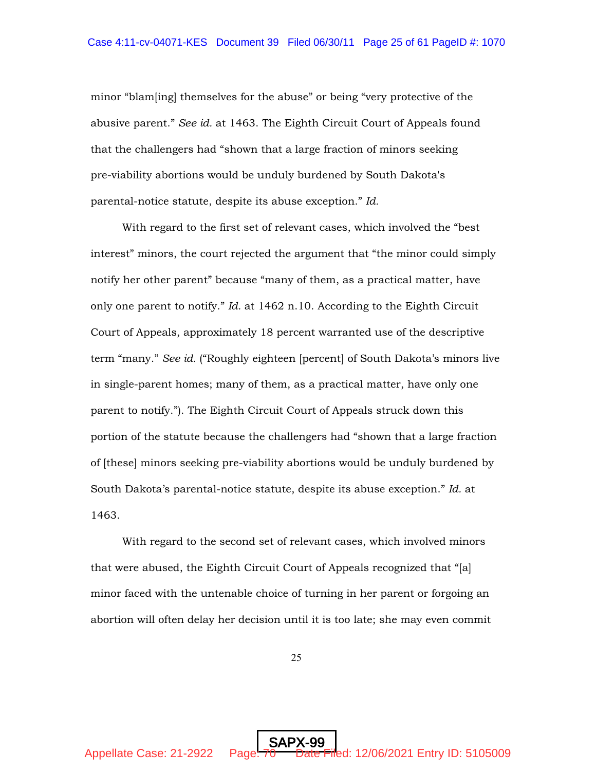minor "blam[ing] themselves for the abuse" or being "very protective of the abusive parent." *See id.* at 1463. The Eighth Circuit Court of Appeals found that the challengers had "shown that a large fraction of minors seeking pre-viability abortions would be unduly burdened by South Dakota's parental-notice statute, despite its abuse exception." *Id.*

With regard to the first set of relevant cases, which involved the "best interest" minors, the court rejected the argument that "the minor could simply notify her other parent" because "many of them, as a practical matter, have only one parent to notify." *Id.* at 1462 n.10. According to the Eighth Circuit Court of Appeals, approximately 18 percent warranted use of the descriptive term "many." *See id.* ("Roughly eighteen [percent] of South Dakota's minors live in single-parent homes; many of them, as a practical matter, have only one parent to notify."). The Eighth Circuit Court of Appeals struck down this portion of the statute because the challengers had "shown that a large fraction of [these] minors seeking pre-viability abortions would be unduly burdened by South Dakota's parental-notice statute, despite its abuse exception." *Id.* at 1463.

With regard to the second set of relevant cases, which involved minors that were abused, the Eighth Circuit Court of Appeals recognized that "[a] minor faced with the untenable choice of turning in her parent or forgoing an abortion will often delay her decision until it is too late; she may even commit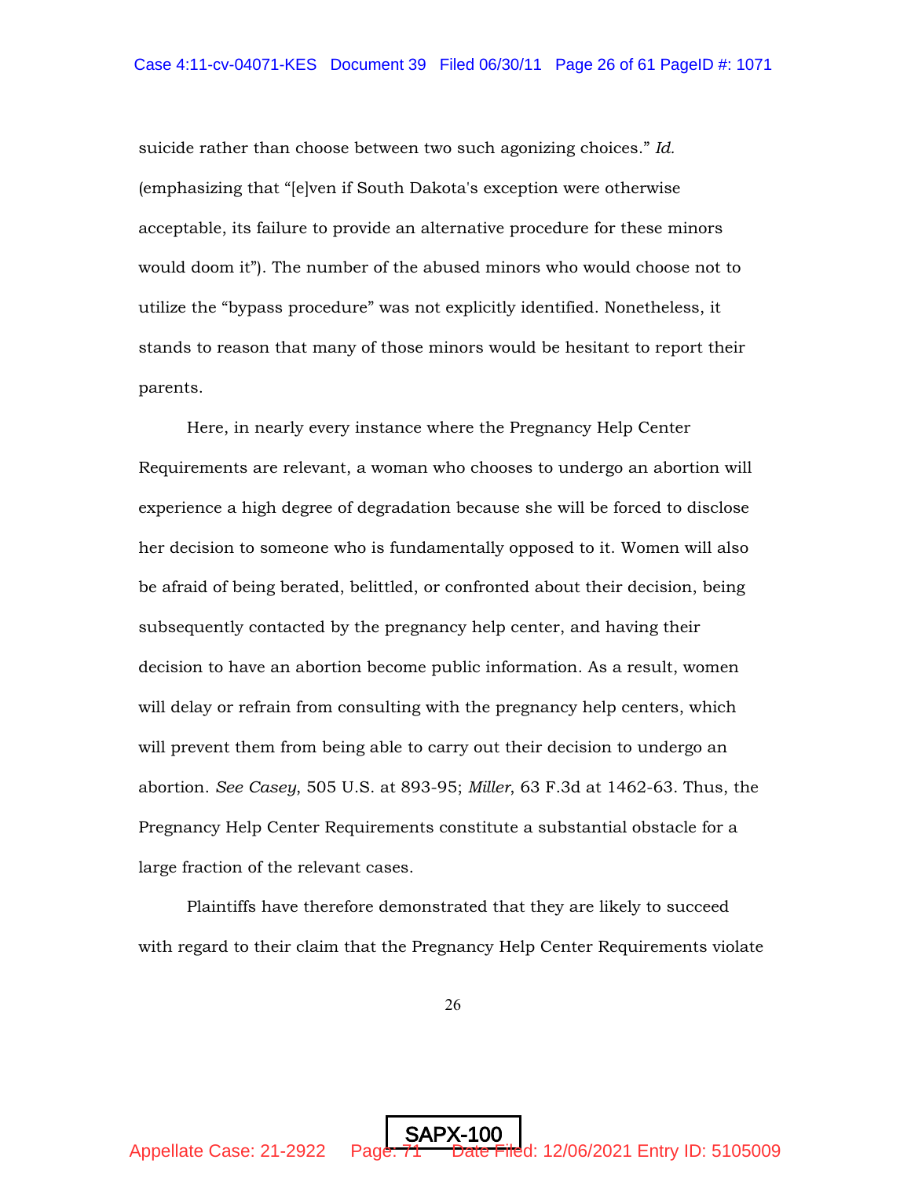suicide rather than choose between two such agonizing choices." *Id.* (emphasizing that "[e]ven if South Dakota's exception were otherwise acceptable, its failure to provide an alternative procedure for these minors would doom it"). The number of the abused minors who would choose not to utilize the "bypass procedure" was not explicitly identified. Nonetheless, it stands to reason that many of those minors would be hesitant to report their parents.

Here, in nearly every instance where the Pregnancy Help Center Requirements are relevant, a woman who chooses to undergo an abortion will experience a high degree of degradation because she will be forced to disclose her decision to someone who is fundamentally opposed to it. Women will also be afraid of being berated, belittled, or confronted about their decision, being subsequently contacted by the pregnancy help center, and having their decision to have an abortion become public information. As a result, women will delay or refrain from consulting with the pregnancy help centers, which will prevent them from being able to carry out their decision to undergo an abortion. *See Casey*, 505 U.S. at 893-95; *Miller*, 63 F.3d at 1462-63. Thus, the Pregnancy Help Center Requirements constitute a substantial obstacle for a large fraction of the relevant cases.

Plaintiffs have therefore demonstrated that they are likely to succeed with regard to their claim that the Pregnancy Help Center Requirements violate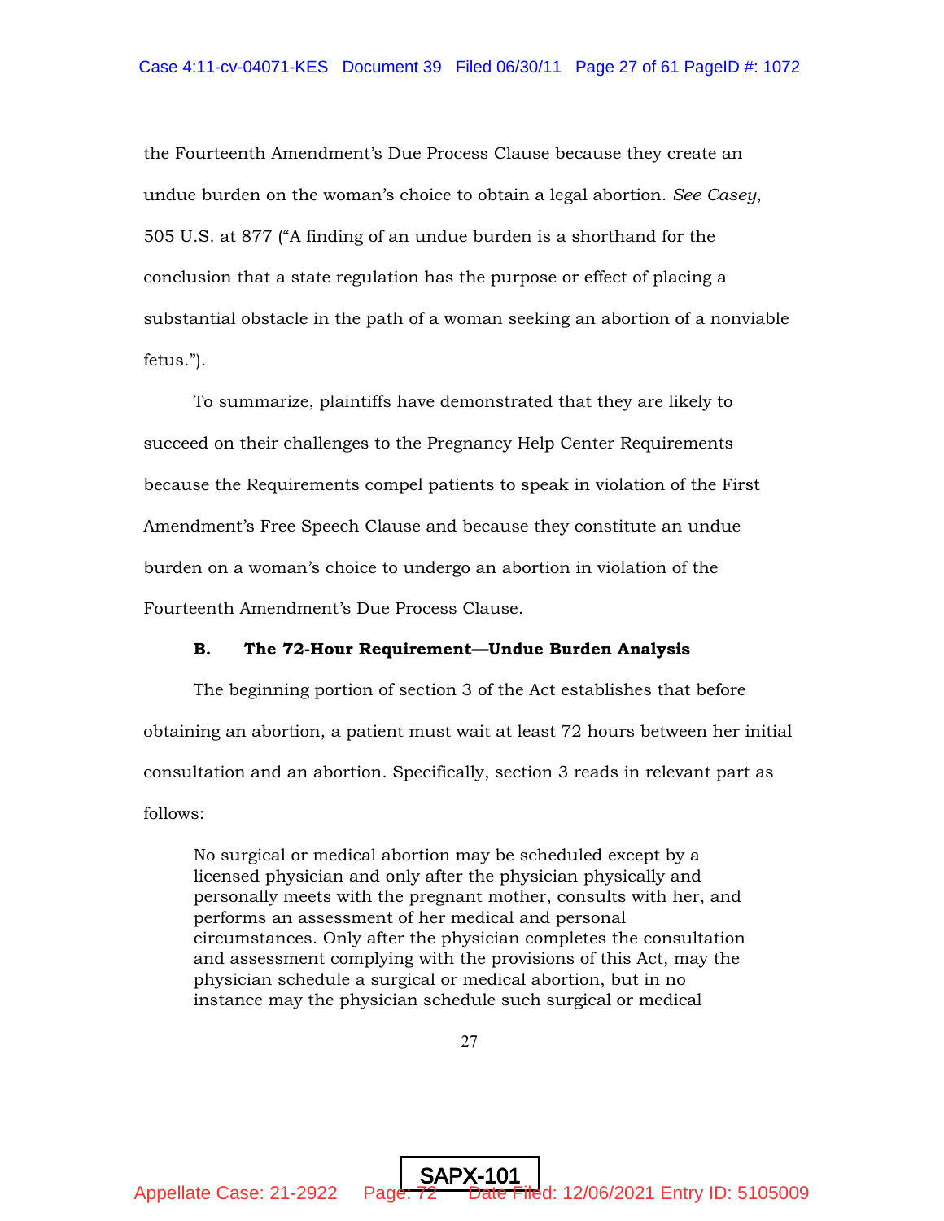the Fourteenth Amendment's Due Process Clause because they create an undue burden on the woman's choice to obtain a legal abortion. *See Casey*, 505 U.S. at 877 ("A finding of an undue burden is a shorthand for the conclusion that a state regulation has the purpose or effect of placing a substantial obstacle in the path of a woman seeking an abortion of a nonviable fetus.").

To summarize, plaintiffs have demonstrated that they are likely to succeed on their challenges to the Pregnancy Help Center Requirements because the Requirements compel patients to speak in violation of the First Amendment's Free Speech Clause and because they constitute an undue burden on a woman's choice to undergo an abortion in violation of the Fourteenth Amendment's Due Process Clause.

**B. The 72-Hour Requirement—Undue Burden Analysis**

The beginning portion of section 3 of the Act establishes that before obtaining an abortion, a patient must wait at least 72 hours between her initial consultation and an abortion. Specifically, section 3 reads in relevant part as follows:

> No surgical or medical abortion may be scheduled except by a licensed physician and only after the physician physically and personally meets with the pregnant mother, consults with her, and performs an assessment of her medical and personal circumstances. Only after the physician completes the consultation and assessment complying with the provisions of this Act, may the physician schedule a surgical or medical abortion, but in no instance may the physician schedule such surgical or medical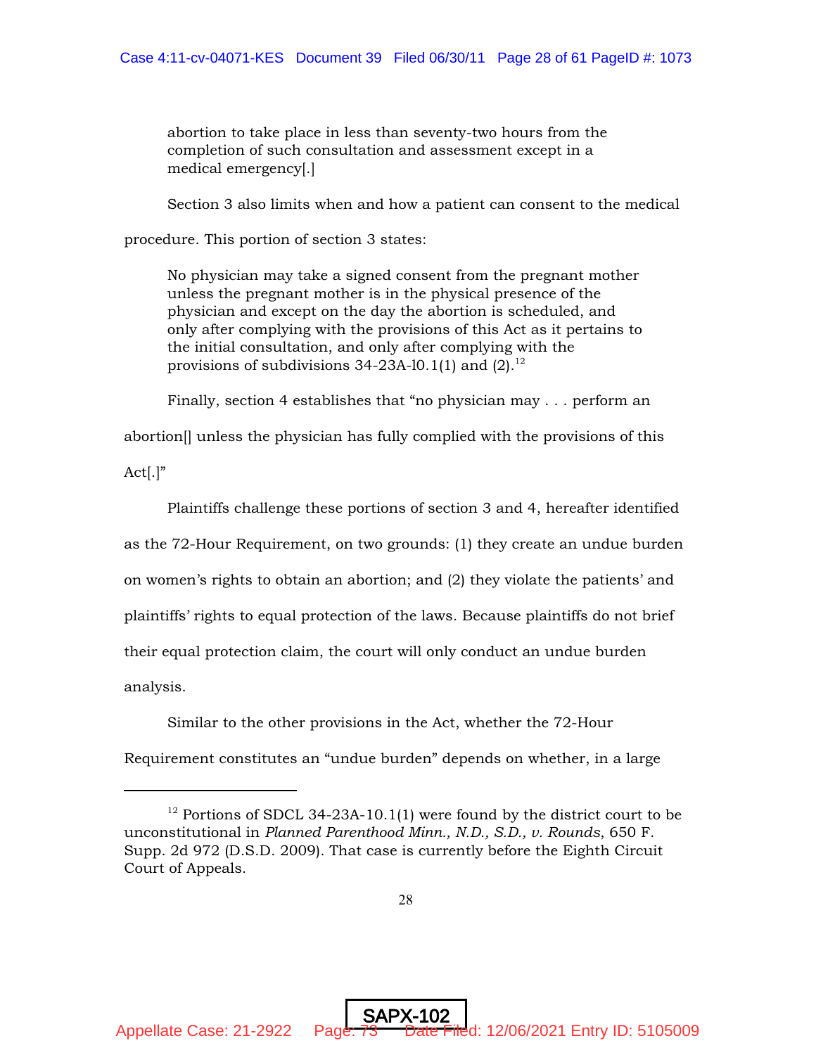abortion to take place in less than seventy-two hours from the completion of such consultation and assessment except in a medical emergency[.]

Section 3 also limits when and how a patient can consent to the medical procedure. This portion of section 3 states:

> No physician may take a signed consent from the pregnant mother unless the pregnant mother is in the physical presence of the physician and except on the day the abortion is scheduled, and only after complying with the provisions of this Act as it pertains to the initial consultation, and only after complying with the provisions of subdivisions 34-23A-l0.1(1) and (2).[12]

Finally, section 4 establishes that "no physician may . . . perform an abortion[] unless the physician has fully complied with the provisions of this Act[.]"

Plaintiffs challenge these portions of section 3 and 4, hereafter identified as the 72-Hour Requirement, on two grounds: (1) they create an undue burden on women's rights to obtain an abortion; and (2) they violate the patients' and plaintiffs' rights to equal protection of the laws. Because plaintiffs do not brief their equal protection claim, the court will only conduct an undue burden analysis.

Similar to the other provisions in the Act, whether the 72-Hour Requirement constitutes an "undue burden" depends on whether, in a large

---

[12] Portions of SDCL 34-23A-10.1(1) were found by the district court to be unconstitutional in *Planned Parenthood Minn., N.D., S.D., v. Rounds*, 650 F. Supp. 2d 972 (D.S.D. 2009). That case is currently before the Eighth Circuit Court of Appeals.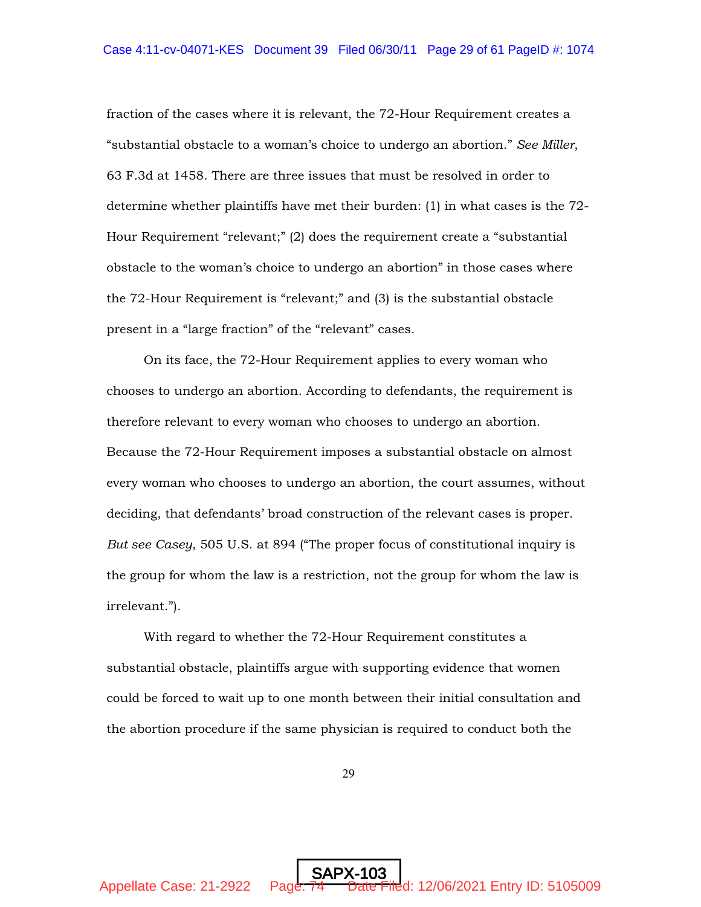fraction of the cases where it is relevant, the 72-Hour Requirement creates a "substantial obstacle to a woman's choice to undergo an abortion." *See Miller*, 63 F.3d at 1458. There are three issues that must be resolved in order to determine whether plaintiffs have met their burden: (1) in what cases is the 72-Hour Requirement "relevant;" (2) does the requirement create a "substantial obstacle to the woman's choice to undergo an abortion" in those cases where the 72-Hour Requirement is "relevant;" and (3) is the substantial obstacle present in a "large fraction" of the "relevant" cases.

On its face, the 72-Hour Requirement applies to every woman who chooses to undergo an abortion. According to defendants, the requirement is therefore relevant to every woman who chooses to undergo an abortion. Because the 72-Hour Requirement imposes a substantial obstacle on almost every woman who chooses to undergo an abortion, the court assumes, without deciding, that defendants' broad construction of the relevant cases is proper. *But see Casey*, 505 U.S. at 894 ("The proper focus of constitutional inquiry is the group for whom the law is a restriction, not the group for whom the law is irrelevant.").

With regard to whether the 72-Hour Requirement constitutes a substantial obstacle, plaintiffs argue with supporting evidence that women could be forced to wait up to one month between their initial consultation and the abortion procedure if the same physician is required to conduct both the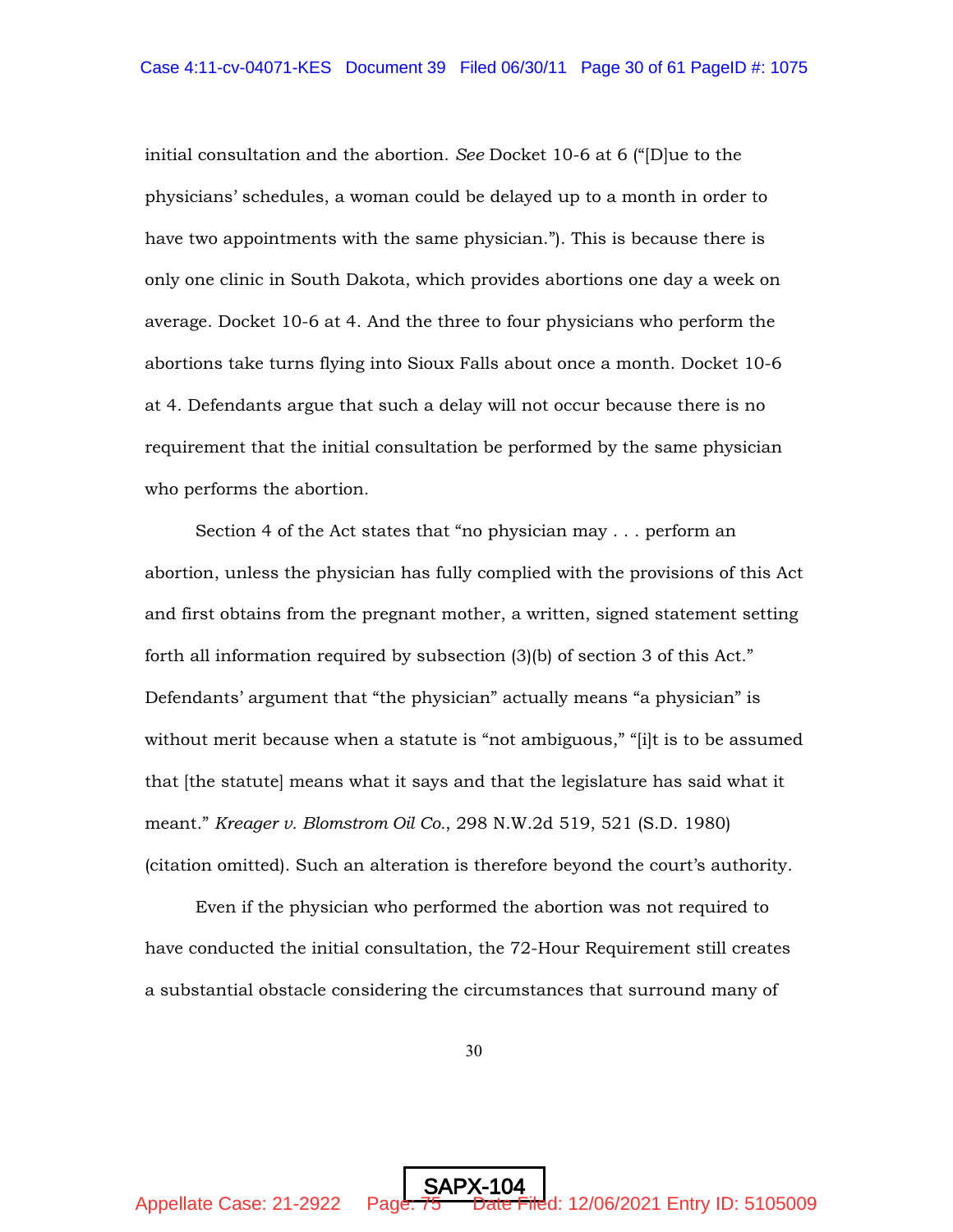initial consultation and the abortion. *See* Docket 10-6 at 6 ("[D]ue to the physicians' schedules, a woman could be delayed up to a month in order to have two appointments with the same physician."). This is because there is only one clinic in South Dakota, which provides abortions one day a week on average. Docket 10-6 at 4. And the three to four physicians who perform the abortions take turns flying into Sioux Falls about once a month. Docket 10-6 at 4. Defendants argue that such a delay will not occur because there is no requirement that the initial consultation be performed by the same physician who performs the abortion.

Section 4 of the Act states that "no physician may . . . perform an abortion, unless the physician has fully complied with the provisions of this Act and first obtains from the pregnant mother, a written, signed statement setting forth all information required by subsection (3)(b) of section 3 of this Act." Defendants' argument that "the physician" actually means "a physician" is without merit because when a statute is "not ambiguous," "[i]t is to be assumed that [the statute] means what it says and that the legislature has said what it meant." *Kreager v. Blomstrom Oil Co.*, 298 N.W.2d 519, 521 (S.D. 1980) (citation omitted). Such an alteration is therefore beyond the court's authority.

Even if the physician who performed the abortion was not required to have conducted the initial consultation, the 72-Hour Requirement still creates a substantial obstacle considering the circumstances that surround many of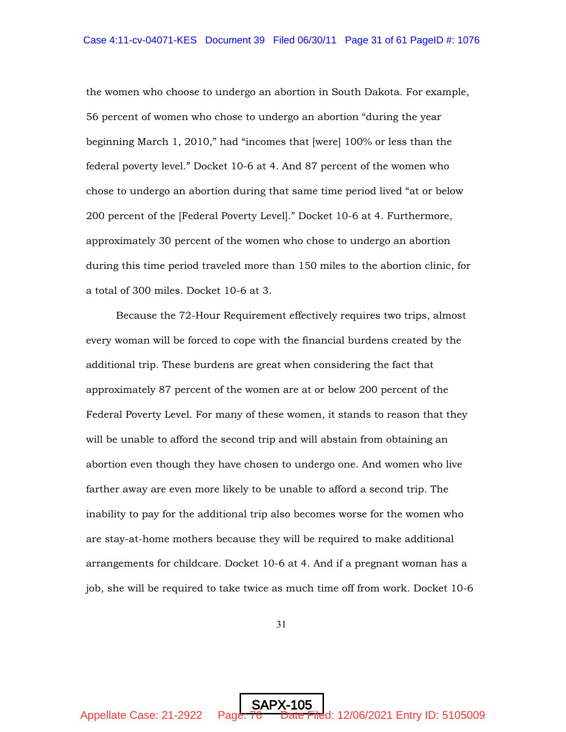the women who choose to undergo an abortion in South Dakota. For example, 56 percent of women who chose to undergo an abortion "during the year beginning March 1, 2010," had "incomes that [were] 100% or less than the federal poverty level." Docket 10-6 at 4. And 87 percent of the women who chose to undergo an abortion during that same time period lived "at or below 200 percent of the [Federal Poverty Level]." Docket 10-6 at 4. Furthermore, approximately 30 percent of the women who chose to undergo an abortion during this time period traveled more than 150 miles to the abortion clinic, for a total of 300 miles. Docket 10-6 at 3.

Because the 72-Hour Requirement effectively requires two trips, almost every woman will be forced to cope with the financial burdens created by the additional trip. These burdens are great when considering the fact that approximately 87 percent of the women are at or below 200 percent of the Federal Poverty Level. For many of these women, it stands to reason that they will be unable to afford the second trip and will abstain from obtaining an abortion even though they have chosen to undergo one. And women who live farther away are even more likely to be unable to afford a second trip. The inability to pay for the additional trip also becomes worse for the women who are stay-at-home mothers because they will be required to make additional arrangements for childcare. Docket 10-6 at 4. And if a pregnant woman has a job, she will be required to take twice as much time off from work. Docket 10-6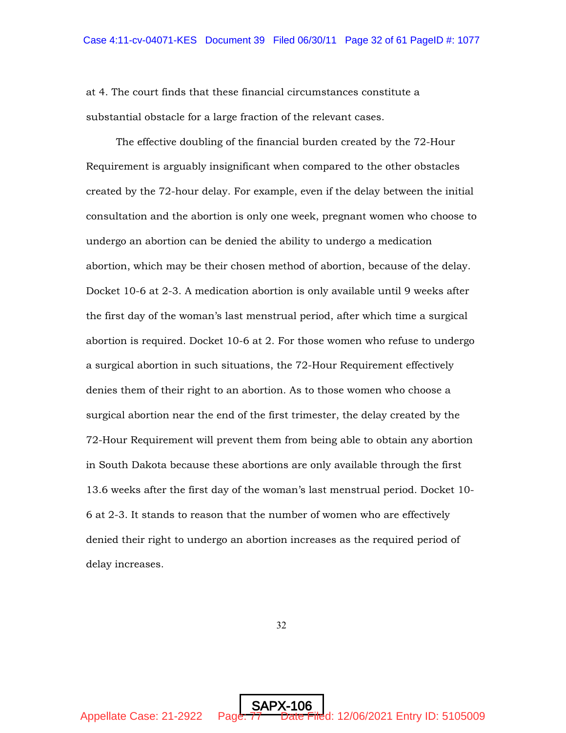at 4. The court finds that these financial circumstances constitute a substantial obstacle for a large fraction of the relevant cases.

The effective doubling of the financial burden created by the 72-Hour Requirement is arguably insignificant when compared to the other obstacles created by the 72-hour delay. For example, even if the delay between the initial consultation and the abortion is only one week, pregnant women who choose to undergo an abortion can be denied the ability to undergo a medication abortion, which may be their chosen method of abortion, because of the delay. Docket 10-6 at 2-3. A medication abortion is only available until 9 weeks after the first day of the woman's last menstrual period, after which time a surgical abortion is required. Docket 10-6 at 2. For those women who refuse to undergo a surgical abortion in such situations, the 72-Hour Requirement effectively denies them of their right to an abortion. As to those women who choose a surgical abortion near the end of the first trimester, the delay created by the 72-Hour Requirement will prevent them from being able to obtain any abortion in South Dakota because these abortions are only available through the first 13.6 weeks after the first day of the woman's last menstrual period. Docket 10-6 at 2-3. It stands to reason that the number of women who are effectively denied their right to undergo an abortion increases as the required period of delay increases.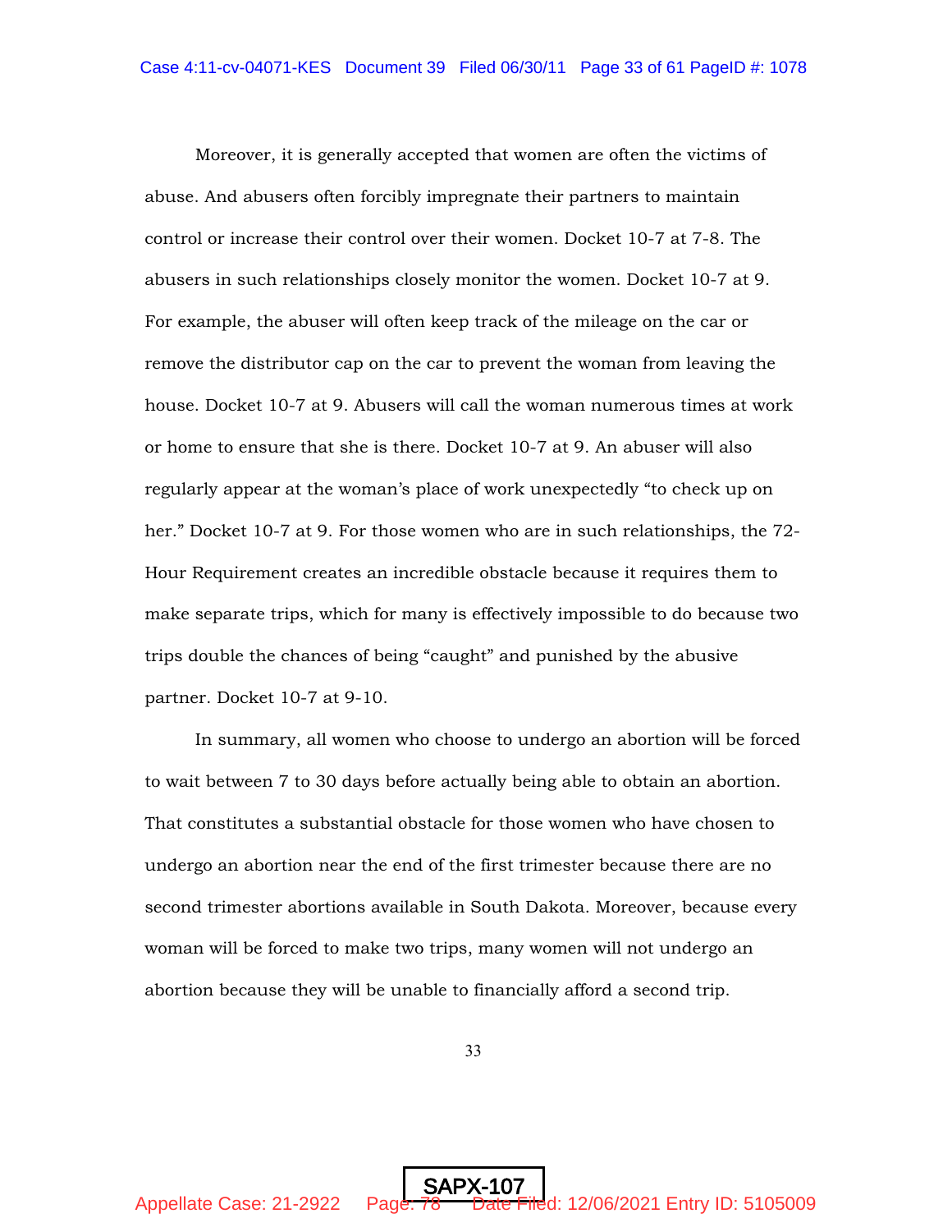Moreover, it is generally accepted that women are often the victims of abuse. And abusers often forcibly impregnate their partners to maintain control or increase their control over their women. Docket 10-7 at 7-8. The abusers in such relationships closely monitor the women. Docket 10-7 at 9. For example, the abuser will often keep track of the mileage on the car or remove the distributor cap on the car to prevent the woman from leaving the house. Docket 10-7 at 9. Abusers will call the woman numerous times at work or home to ensure that she is there. Docket 10-7 at 9. An abuser will also regularly appear at the woman's place of work unexpectedly "to check up on her." Docket 10-7 at 9. For those women who are in such relationships, the 72-Hour Requirement creates an incredible obstacle because it requires them to make separate trips, which for many is effectively impossible to do because two trips double the chances of being "caught" and punished by the abusive partner. Docket 10-7 at 9-10.

In summary, all women who choose to undergo an abortion will be forced to wait between 7 to 30 days before actually being able to obtain an abortion. That constitutes a substantial obstacle for those women who have chosen to undergo an abortion near the end of the first trimester because there are no second trimester abortions available in South Dakota. Moreover, because every woman will be forced to make two trips, many women will not undergo an abortion because they will be unable to financially afford a second trip.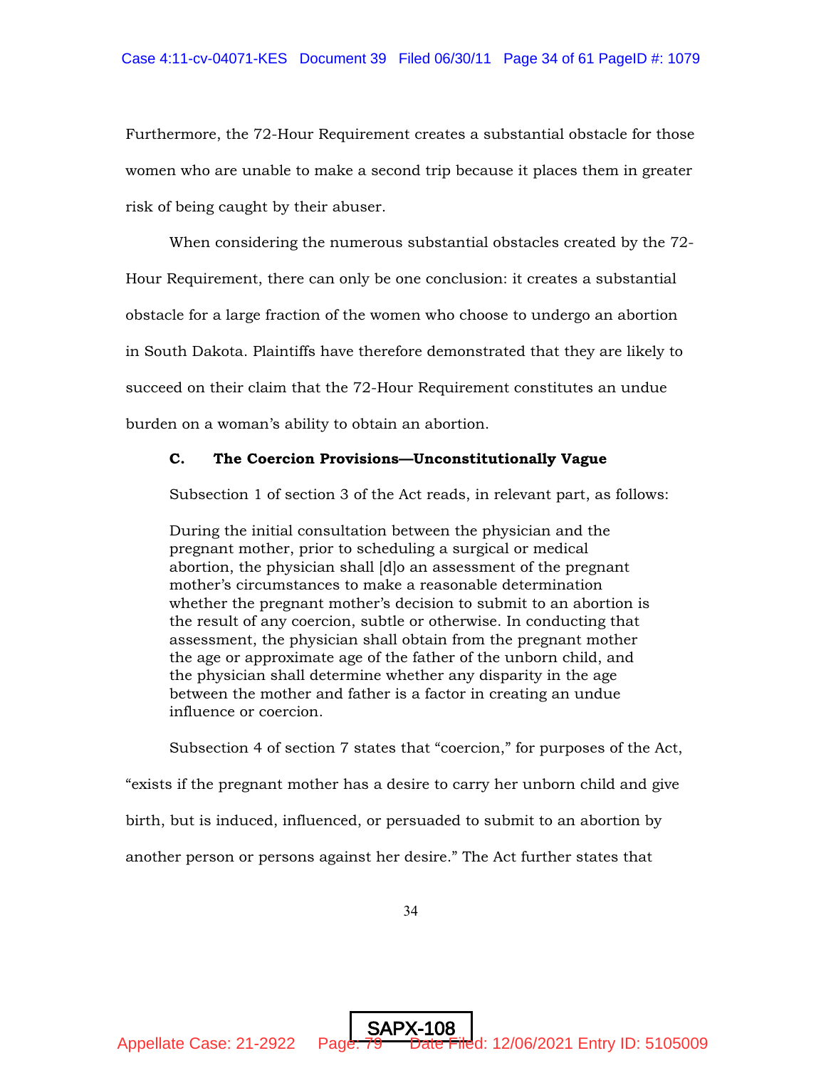Furthermore, the 72-Hour Requirement creates a substantial obstacle for those women who are unable to make a second trip because it places them in greater risk of being caught by their abuser.

When considering the numerous substantial obstacles created by the 72-Hour Requirement, there can only be one conclusion: it creates a substantial obstacle for a large fraction of the women who choose to undergo an abortion in South Dakota. Plaintiffs have therefore demonstrated that they are likely to succeed on their claim that the 72-Hour Requirement constitutes an undue burden on a woman's ability to obtain an abortion.

**C. The Coercion Provisions—Unconstitutionally Vague**

Subsection 1 of section 3 of the Act reads, in relevant part, as follows:

> During the initial consultation between the physician and the pregnant mother, prior to scheduling a surgical or medical abortion, the physician shall [d]o an assessment of the pregnant mother's circumstances to make a reasonable determination whether the pregnant mother's decision to submit to an abortion is the result of any coercion, subtle or otherwise. In conducting that assessment, the physician shall obtain from the pregnant mother the age or approximate age of the father of the unborn child, and the physician shall determine whether any disparity in the age between the mother and father is a factor in creating an undue influence or coercion.

Subsection 4 of section 7 states that "coercion," for purposes of the Act, "exists if the pregnant mother has a desire to carry her unborn child and give birth, but is induced, influenced, or persuaded to submit to an abortion by another person or persons against her desire." The Act further states that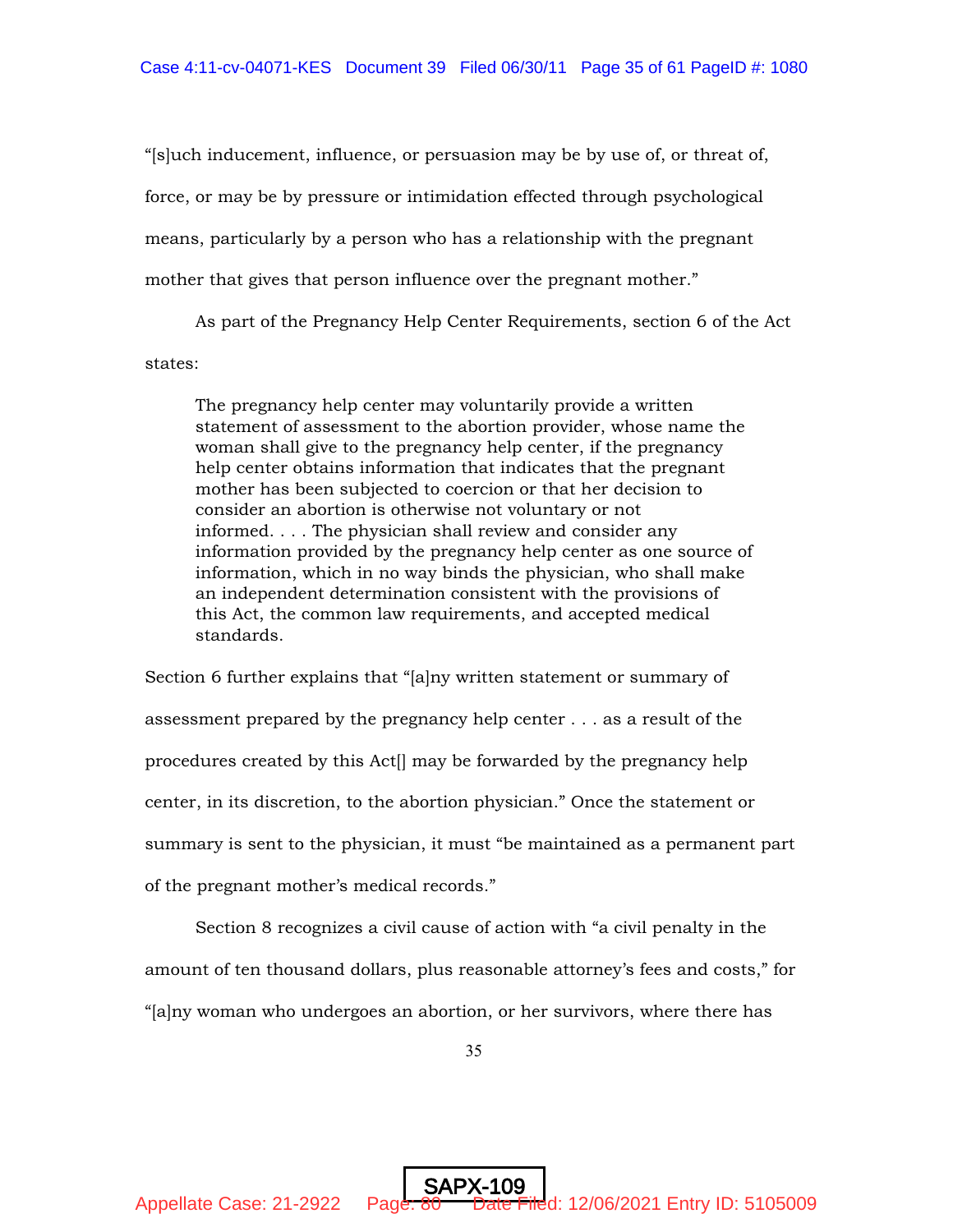"[s]uch inducement, influence, or persuasion may be by use of, or threat of, force, or may be by pressure or intimidation effected through psychological means, particularly by a person who has a relationship with the pregnant mother that gives that person influence over the pregnant mother."

As part of the Pregnancy Help Center Requirements, section 6 of the Act states:

> The pregnancy help center may voluntarily provide a written statement of assessment to the abortion provider, whose name the woman shall give to the pregnancy help center, if the pregnancy help center obtains information that indicates that the pregnant mother has been subjected to coercion or that her decision to consider an abortion is otherwise not voluntary or not informed. . . . The physician shall review and consider any information provided by the pregnancy help center as one source of information, which in no way binds the physician, who shall make an independent determination consistent with the provisions of this Act, the common law requirements, and accepted medical standards.

Section 6 further explains that "[a]ny written statement or summary of assessment prepared by the pregnancy help center . . . as a result of the procedures created by this Act[] may be forwarded by the pregnancy help center, in its discretion, to the abortion physician." Once the statement or summary is sent to the physician, it must "be maintained as a permanent part of the pregnant mother's medical records."

Section 8 recognizes a civil cause of action with "a civil penalty in the amount of ten thousand dollars, plus reasonable attorney's fees and costs," for "[a]ny woman who undergoes an abortion, or her survivors, where there has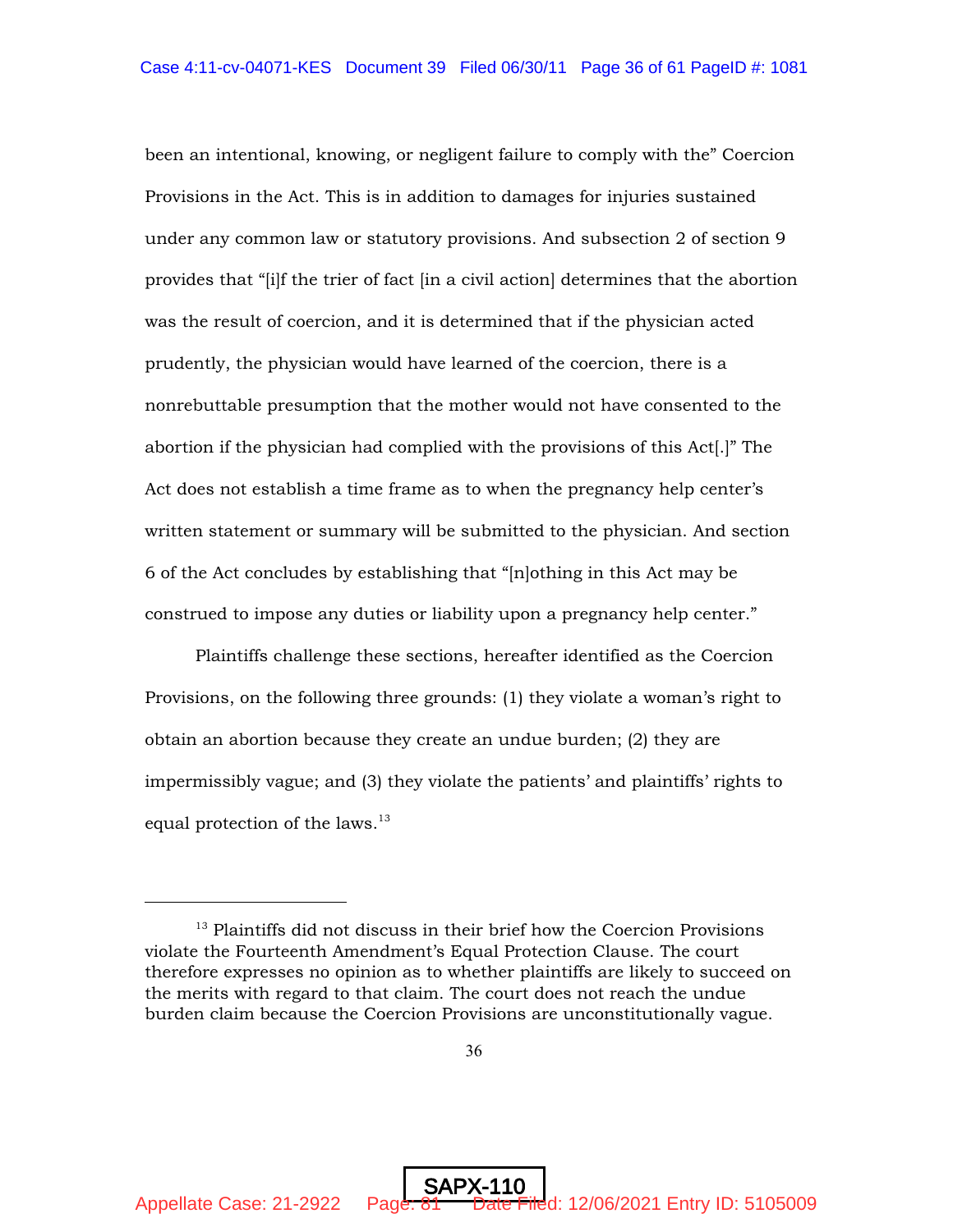been an intentional, knowing, or negligent failure to comply with the" Coercion Provisions in the Act. This is in addition to damages for injuries sustained under any common law or statutory provisions. And subsection 2 of section 9 provides that "[i]f the trier of fact [in a civil action] determines that the abortion was the result of coercion, and it is determined that if the physician acted prudently, the physician would have learned of the coercion, there is a nonrebuttable presumption that the mother would not have consented to the abortion if the physician had complied with the provisions of this Act[.]" The Act does not establish a time frame as to when the pregnancy help center's written statement or summary will be submitted to the physician. And section 6 of the Act concludes by establishing that "[n]othing in this Act may be construed to impose any duties or liability upon a pregnancy help center."

Plaintiffs challenge these sections, hereafter identified as the Coercion Provisions, on the following three grounds: (1) they violate a woman's right to obtain an abortion because they create an undue burden; (2) they are impermissibly vague; and (3) they violate the patients' and plaintiffs' rights to equal protection of the laws.[13]

---

[13] Plaintiffs did not discuss in their brief how the Coercion Provisions violate the Fourteenth Amendment's Equal Protection Clause. The court therefore expresses no opinion as to whether plaintiffs are likely to succeed on the merits with regard to that claim. The court does not reach the undue burden claim because the Coercion Provisions are unconstitutionally vague.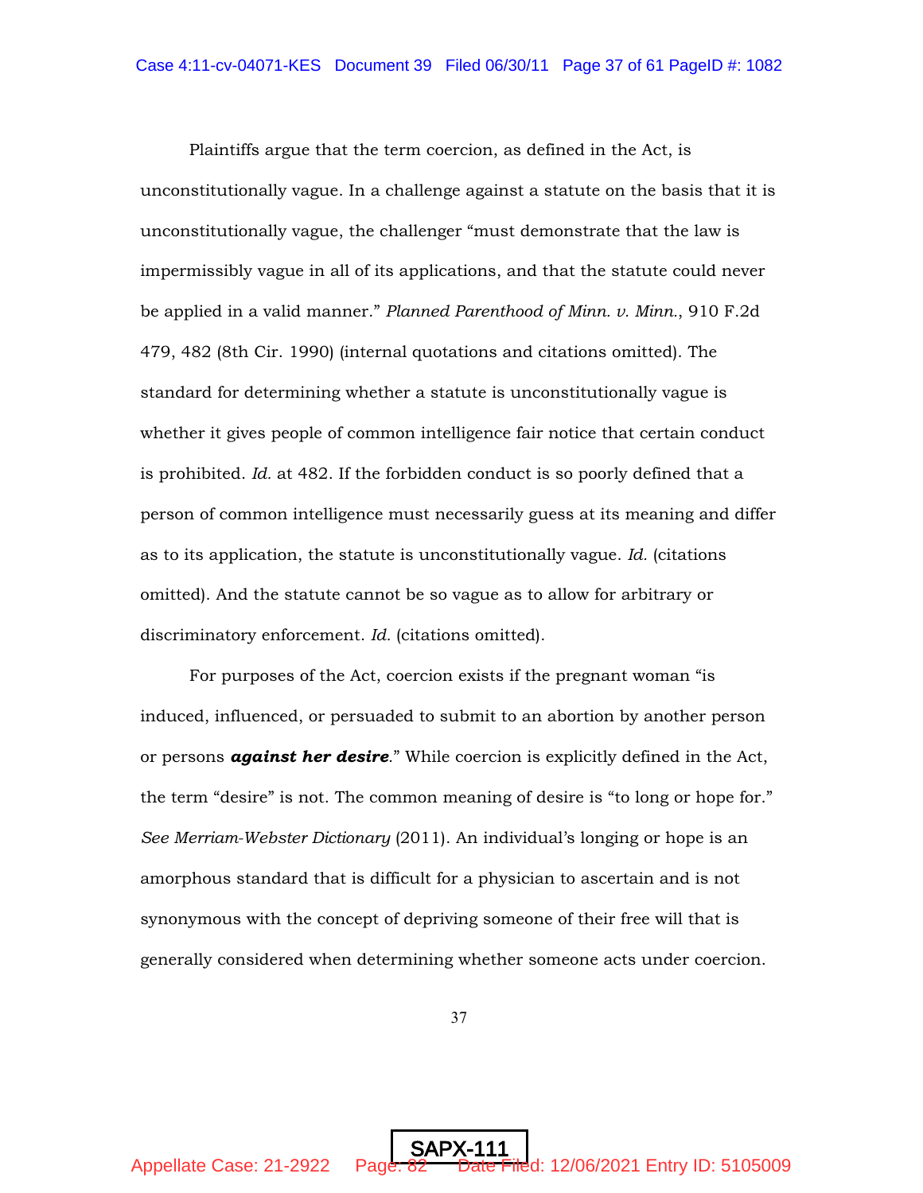Plaintiffs argue that the term coercion, as defined in the Act, is unconstitutionally vague. In a challenge against a statute on the basis that it is unconstitutionally vague, the challenger "must demonstrate that the law is impermissibly vague in all of its applications, and that the statute could never be applied in a valid manner." *Planned Parenthood of Minn. v. Minn.*, 910 F.2d 479, 482 (8th Cir. 1990) (internal quotations and citations omitted). The standard for determining whether a statute is unconstitutionally vague is whether it gives people of common intelligence fair notice that certain conduct is prohibited. *Id.* at 482. If the forbidden conduct is so poorly defined that a person of common intelligence must necessarily guess at its meaning and differ as to its application, the statute is unconstitutionally vague. *Id.* (citations omitted). And the statute cannot be so vague as to allow for arbitrary or discriminatory enforcement. *Id.* (citations omitted).

For purposes of the Act, coercion exists if the pregnant woman "is induced, influenced, or persuaded to submit to an abortion by another person or persons ***against her desire***." While coercion is explicitly defined in the Act, the term "desire" is not. The common meaning of desire is "to long or hope for." *See Merriam-Webster Dictionary* (2011). An individual's longing or hope is an amorphous standard that is difficult for a physician to ascertain and is not synonymous with the concept of depriving someone of their free will that is generally considered when determining whether someone acts under coercion.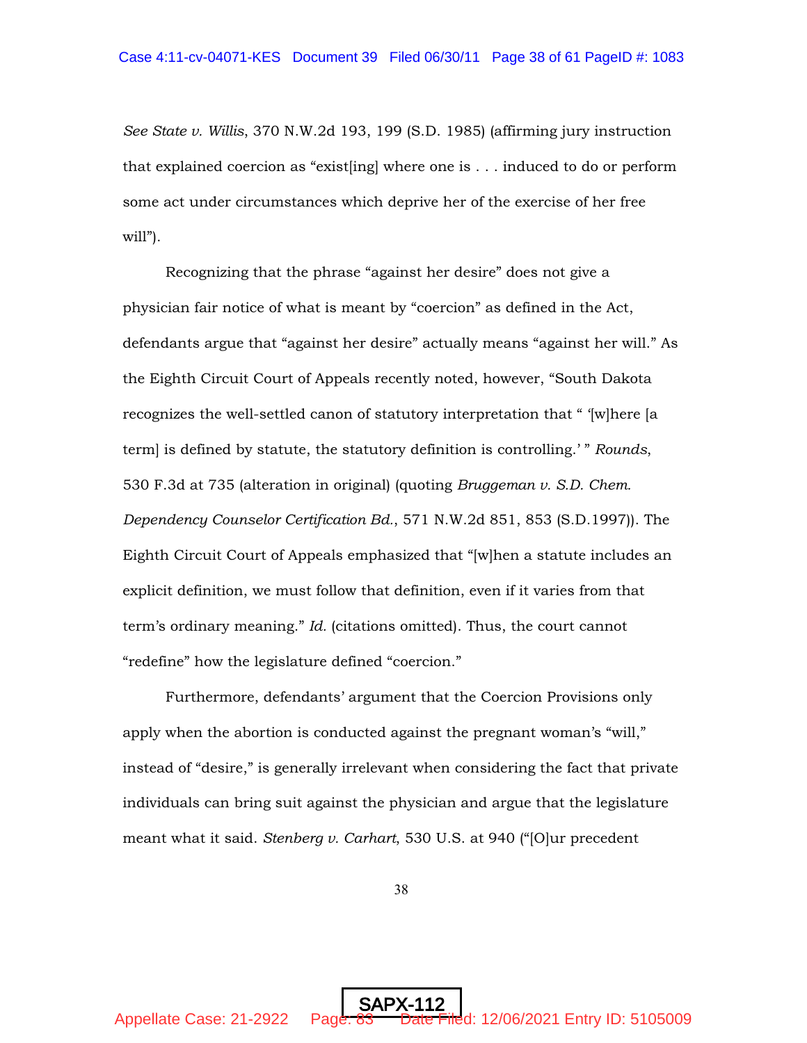*See State v. Willis*, 370 N.W.2d 193, 199 (S.D. 1985) (affirming jury instruction that explained coercion as "exist[ing] where one is . . . induced to do or perform some act under circumstances which deprive her of the exercise of her free will").

Recognizing that the phrase "against her desire" does not give a physician fair notice of what is meant by "coercion" as defined in the Act, defendants argue that "against her desire" actually means "against her will." As the Eighth Circuit Court of Appeals recently noted, however, "South Dakota recognizes the well-settled canon of statutory interpretation that " '[w]here [a term] is defined by statute, the statutory definition is controlling.' " *Rounds*, 530 F.3d at 735 (alteration in original) (quoting *Bruggeman v. S.D. Chem. Dependency Counselor Certification Bd.*, 571 N.W.2d 851, 853 (S.D.1997)). The Eighth Circuit Court of Appeals emphasized that "[w]hen a statute includes an explicit definition, we must follow that definition, even if it varies from that term's ordinary meaning." *Id.* (citations omitted). Thus, the court cannot "redefine" how the legislature defined "coercion."

Furthermore, defendants' argument that the Coercion Provisions only apply when the abortion is conducted against the pregnant woman's "will," instead of "desire," is generally irrelevant when considering the fact that private individuals can bring suit against the physician and argue that the legislature meant what it said. *Stenberg v. Carhart*, 530 U.S. at 940 ("[O]ur precedent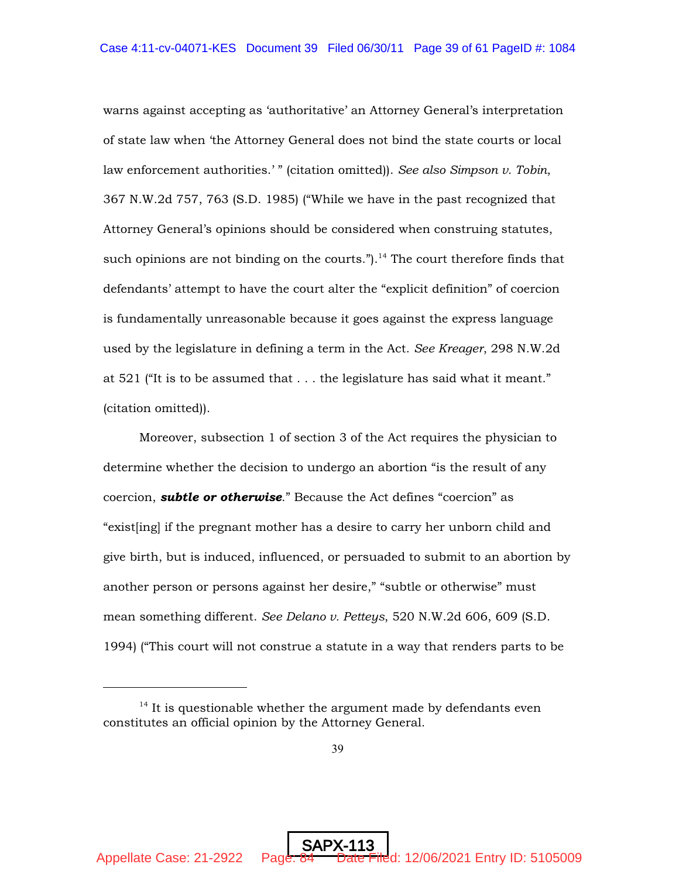warns against accepting as 'authoritative' an Attorney General's interpretation of state law when 'the Attorney General does not bind the state courts or local law enforcement authorities.' " (citation omitted)). *See also Simpson v. Tobin*, 367 N.W.2d 757, 763 (S.D. 1985) ("While we have in the past recognized that Attorney General's opinions should be considered when construing statutes, such opinions are not binding on the courts.").[14] The court therefore finds that defendants' attempt to have the court alter the "explicit definition" of coercion is fundamentally unreasonable because it goes against the express language used by the legislature in defining a term in the Act. *See Kreager*, 298 N.W.2d at 521 ("It is to be assumed that . . . the legislature has said what it meant." (citation omitted)).

Moreover, subsection 1 of section 3 of the Act requires the physician to determine whether the decision to undergo an abortion "is the result of any coercion, ***subtle or otherwise***." Because the Act defines "coercion" as "exist[ing] if the pregnant mother has a desire to carry her unborn child and give birth, but is induced, influenced, or persuaded to submit to an abortion by another person or persons against her desire," "subtle or otherwise" must mean something different. *See Delano v. Petteys*, 520 N.W.2d 606, 609 (S.D. 1994) ("This court will not construe a statute in a way that renders parts to be

---

[14] It is questionable whether the argument made by defendants even constitutes an official opinion by the Attorney General.

SAPX-113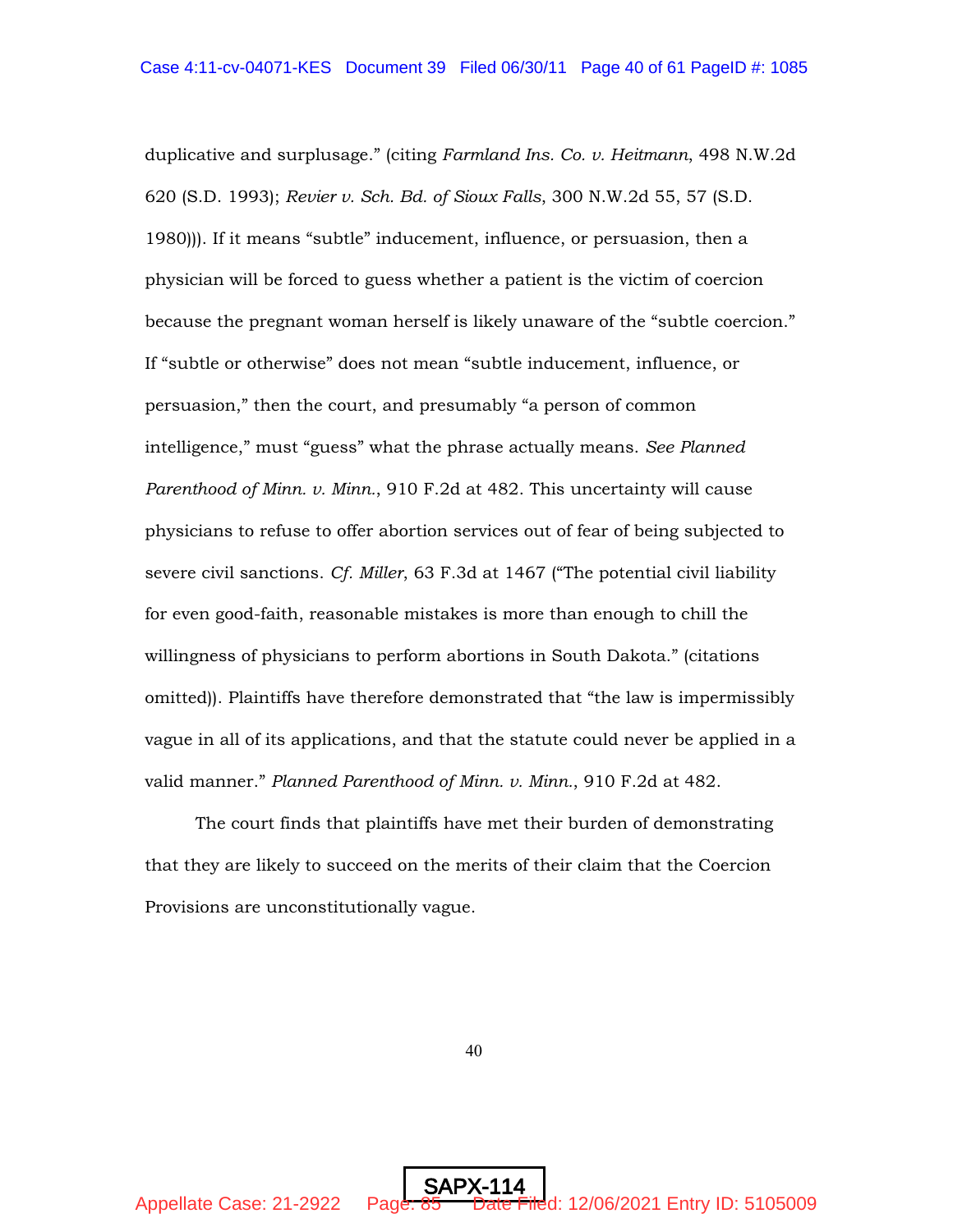duplicative and surplusage." (citing *Farmland Ins. Co. v. Heitmann*, 498 N.W.2d 620 (S.D. 1993); *Revier v. Sch. Bd. of Sioux Falls*, 300 N.W.2d 55, 57 (S.D. 1980))). If it means "subtle" inducement, influence, or persuasion, then a physician will be forced to guess whether a patient is the victim of coercion because the pregnant woman herself is likely unaware of the "subtle coercion." If "subtle or otherwise" does not mean "subtle inducement, influence, or persuasion," then the court, and presumably "a person of common intelligence," must "guess" what the phrase actually means. *See Planned Parenthood of Minn. v. Minn.*, 910 F.2d at 482. This uncertainty will cause physicians to refuse to offer abortion services out of fear of being subjected to severe civil sanctions. *Cf. Miller*, 63 F.3d at 1467 ("The potential civil liability for even good-faith, reasonable mistakes is more than enough to chill the willingness of physicians to perform abortions in South Dakota." (citations omitted)). Plaintiffs have therefore demonstrated that "the law is impermissibly vague in all of its applications, and that the statute could never be applied in a valid manner." *Planned Parenthood of Minn. v. Minn.*, 910 F.2d at 482.

The court finds that plaintiffs have met their burden of demonstrating that they are likely to succeed on the merits of their claim that the Coercion Provisions are unconstitutionally vague.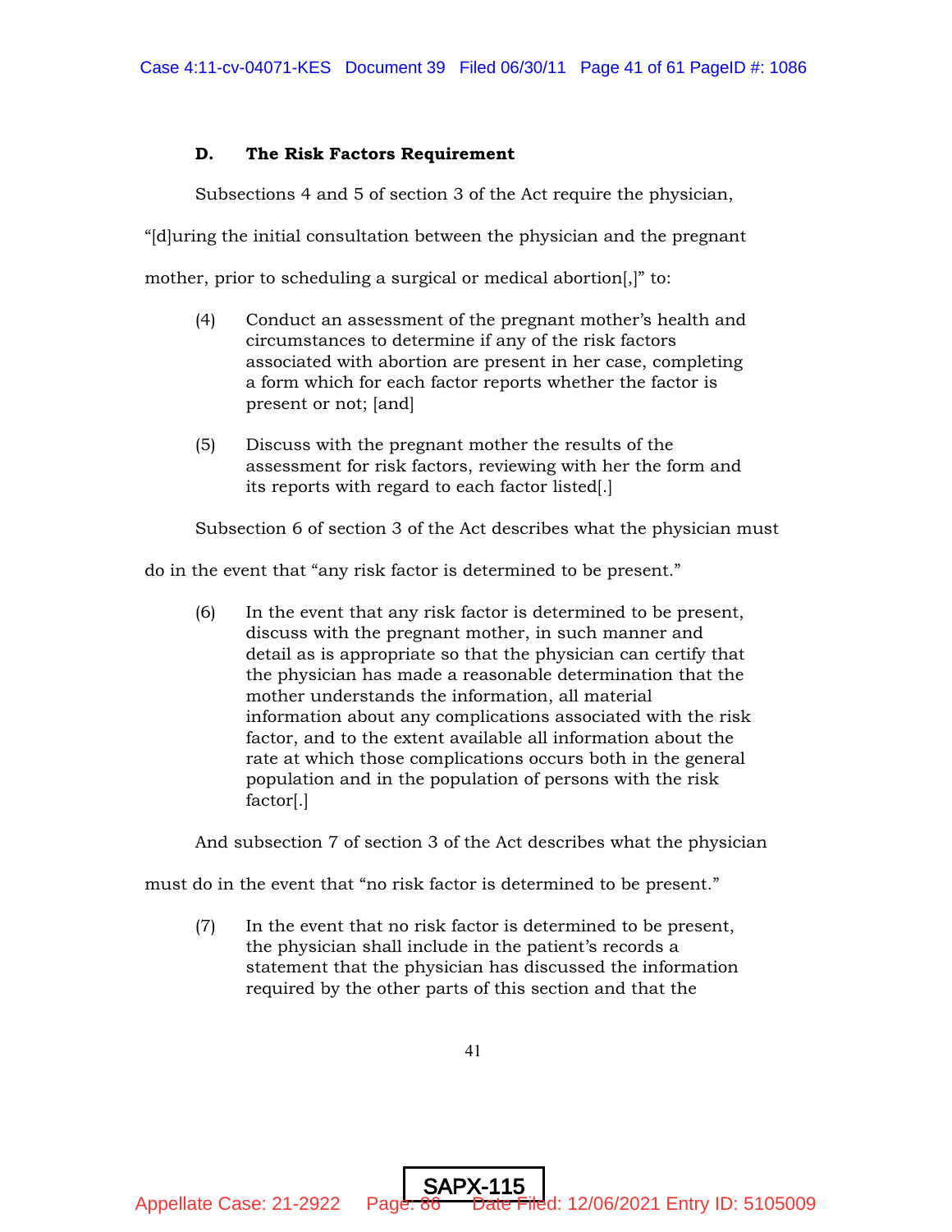### D. The Risk Factors Requirement

Subsections 4 and 5 of section 3 of the Act require the physician, "[d]uring the initial consultation between the physician and the pregnant mother, prior to scheduling a surgical or medical abortion[,]" to:

> (4) Conduct an assessment of the pregnant mother's health and circumstances to determine if any of the risk factors associated with abortion are present in her case, completing a form which for each factor reports whether the factor is present or not; [and]
>
> (5) Discuss with the pregnant mother the results of the assessment for risk factors, reviewing with her the form and its reports with regard to each factor listed[.]

Subsection 6 of section 3 of the Act describes what the physician must do in the event that "any risk factor is determined to be present."

> (6) In the event that any risk factor is determined to be present, discuss with the pregnant mother, in such manner and detail as is appropriate so that the physician can certify that the physician has made a reasonable determination that the mother understands the information, all material information about any complications associated with the risk factor, and to the extent available all information about the rate at which those complications occurs both in the general population and in the population of persons with the risk factor[.]

And subsection 7 of section 3 of the Act describes what the physician must do in the event that "no risk factor is determined to be present."

> (7) In the event that no risk factor is determined to be present, the physician shall include in the patient's records a statement that the physician has discussed the information required by the other parts of this section and that the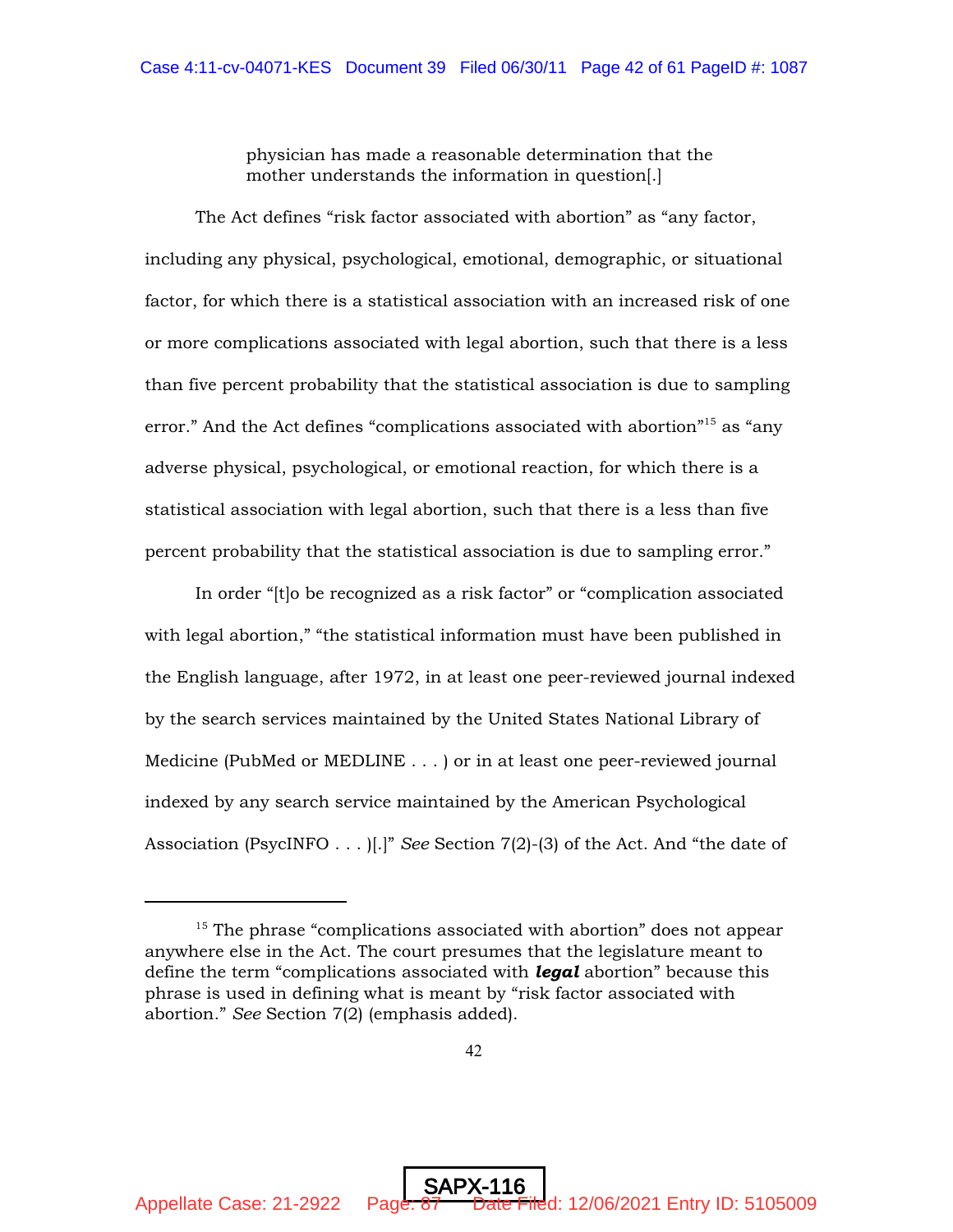physician has made a reasonable determination that the mother understands the information in question[.]

The Act defines "risk factor associated with abortion" as "any factor, including any physical, psychological, emotional, demographic, or situational factor, for which there is a statistical association with an increased risk of one or more complications associated with legal abortion, such that there is a less than five percent probability that the statistical association is due to sampling error." And the Act defines "complications associated with abortion"[15] as "any adverse physical, psychological, or emotional reaction, for which there is a statistical association with legal abortion, such that there is a less than five percent probability that the statistical association is due to sampling error."

In order "[t]o be recognized as a risk factor" or "complication associated with legal abortion," "the statistical information must have been published in the English language, after 1972, in at least one peer-reviewed journal indexed by the search services maintained by the United States National Library of Medicine (PubMed or MEDLINE . . . ) or in at least one peer-reviewed journal indexed by any search service maintained by the American Psychological Association (PsycINFO . . . )[.]" *See* Section 7(2)-(3) of the Act. And "the date of

---

[15] The phrase "complications associated with abortion" does not appear anywhere else in the Act. The court presumes that the legislature meant to define the term "complications associated with ***legal*** abortion" because this phrase is used in defining what is meant by "risk factor associated with abortion." *See* Section 7(2) (emphasis added).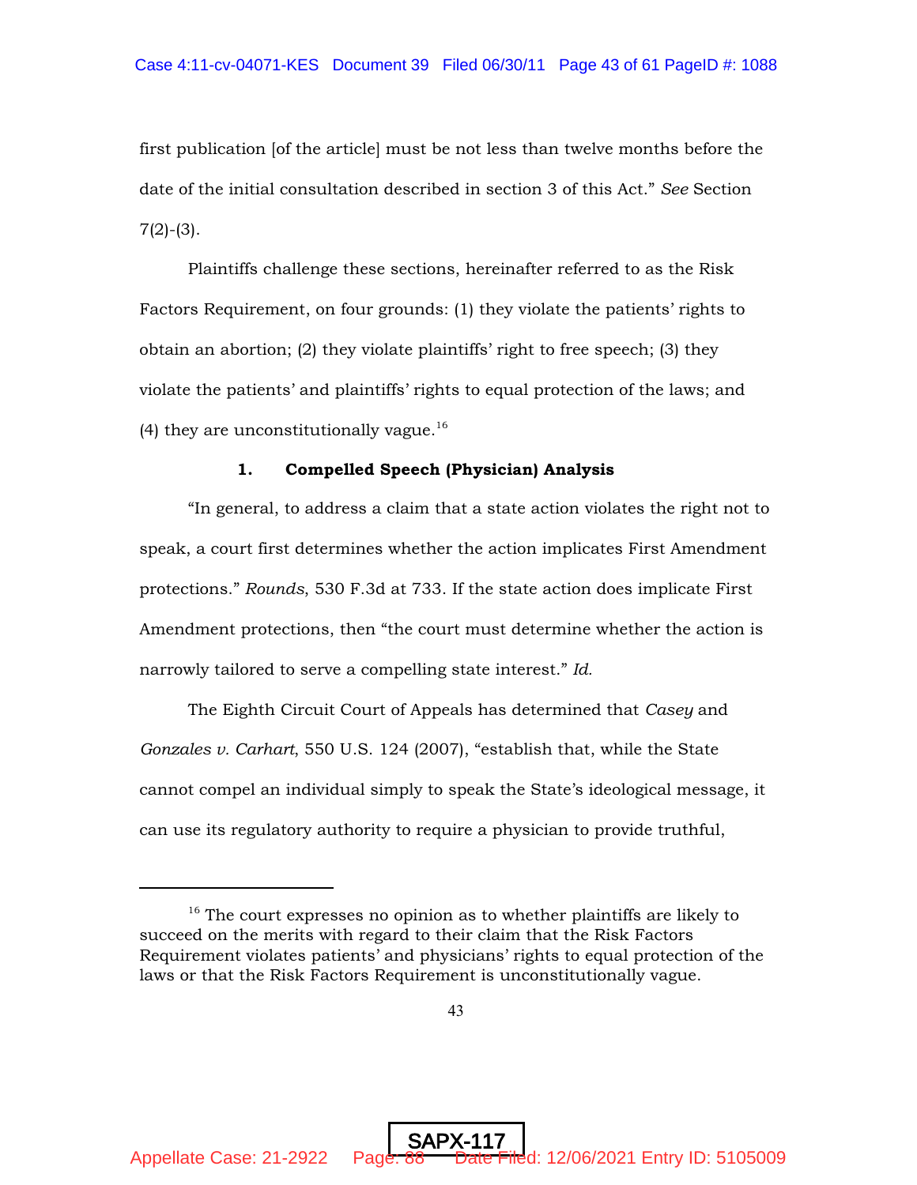first publication [of the article] must be not less than twelve months before the date of the initial consultation described in section 3 of this Act." *See* Section 7(2)-(3).

Plaintiffs challenge these sections, hereinafter referred to as the Risk Factors Requirement, on four grounds: (1) they violate the patients' rights to obtain an abortion; (2) they violate plaintiffs' right to free speech; (3) they violate the patients' and plaintiffs' rights to equal protection of the laws; and (4) they are unconstitutionally vague.[16]

### 1. Compelled Speech (Physician) Analysis

"In general, to address a claim that a state action violates the right not to speak, a court first determines whether the action implicates First Amendment protections." *Rounds*, 530 F.3d at 733. If the state action does implicate First Amendment protections, then "the court must determine whether the action is narrowly tailored to serve a compelling state interest." *Id.*

The Eighth Circuit Court of Appeals has determined that *Casey* and *Gonzales v. Carhart*, 550 U.S. 124 (2007), "establish that, while the State cannot compel an individual simply to speak the State's ideological message, it can use its regulatory authority to require a physician to provide truthful,

---

[16] The court expresses no opinion as to whether plaintiffs are likely to succeed on the merits with regard to their claim that the Risk Factors Requirement violates patients' and physicians' rights to equal protection of the laws or that the Risk Factors Requirement is unconstitutionally vague.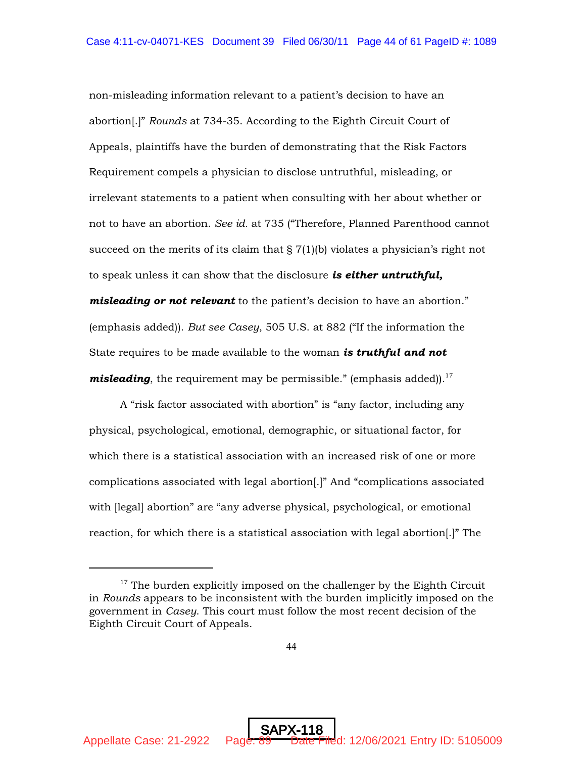non-misleading information relevant to a patient's decision to have an abortion[.]" *Rounds* at 734-35. According to the Eighth Circuit Court of Appeals, plaintiffs have the burden of demonstrating that the Risk Factors Requirement compels a physician to disclose untruthful, misleading, or irrelevant statements to a patient when consulting with her about whether or not to have an abortion. *See id.* at 735 ("Therefore, Planned Parenthood cannot succeed on the merits of its claim that § 7(1)(b) violates a physician's right not to speak unless it can show that the disclosure ***is either untruthful, misleading or not relevant*** to the patient's decision to have an abortion." (emphasis added)). *But see Casey*, 505 U.S. at 882 ("If the information the State requires to be made available to the woman ***is truthful and not misleading***, the requirement may be permissible." (emphasis added)).[17]

A "risk factor associated with abortion" is "any factor, including any physical, psychological, emotional, demographic, or situational factor, for which there is a statistical association with an increased risk of one or more complications associated with legal abortion[.]" And "complications associated with [legal] abortion" are "any adverse physical, psychological, or emotional reaction, for which there is a statistical association with legal abortion[.]" The

---

[17] The burden explicitly imposed on the challenger by the Eighth Circuit in *Rounds* appears to be inconsistent with the burden implicitly imposed on the government in *Casey*. This court must follow the most recent decision of the Eighth Circuit Court of Appeals.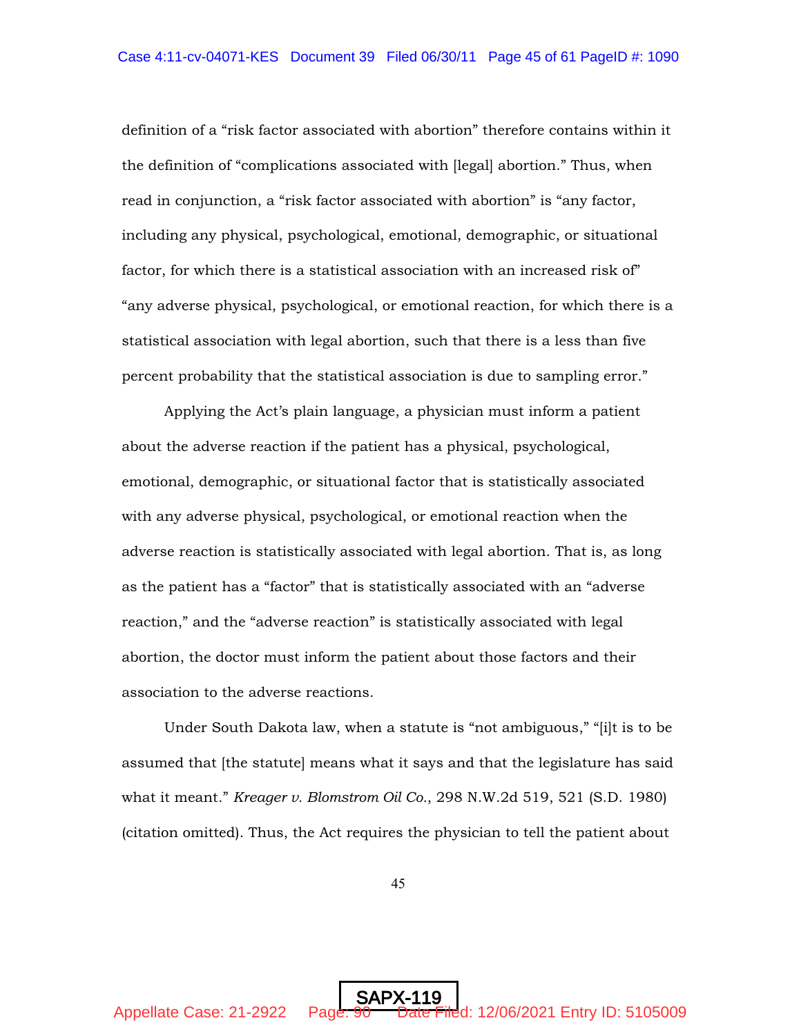definition of a "risk factor associated with abortion" therefore contains within it the definition of "complications associated with [legal] abortion." Thus, when read in conjunction, a "risk factor associated with abortion" is "any factor, including any physical, psychological, emotional, demographic, or situational factor, for which there is a statistical association with an increased risk of" "any adverse physical, psychological, or emotional reaction, for which there is a statistical association with legal abortion, such that there is a less than five percent probability that the statistical association is due to sampling error."

Applying the Act's plain language, a physician must inform a patient about the adverse reaction if the patient has a physical, psychological, emotional, demographic, or situational factor that is statistically associated with any adverse physical, psychological, or emotional reaction when the adverse reaction is statistically associated with legal abortion. That is, as long as the patient has a "factor" that is statistically associated with an "adverse reaction," and the "adverse reaction" is statistically associated with legal abortion, the doctor must inform the patient about those factors and their association to the adverse reactions.

Under South Dakota law, when a statute is "not ambiguous," "[i]t is to be assumed that [the statute] means what it says and that the legislature has said what it meant." *Kreager v. Blomstrom Oil Co.*, 298 N.W.2d 519, 521 (S.D. 1980) (citation omitted). Thus, the Act requires the physician to tell the patient about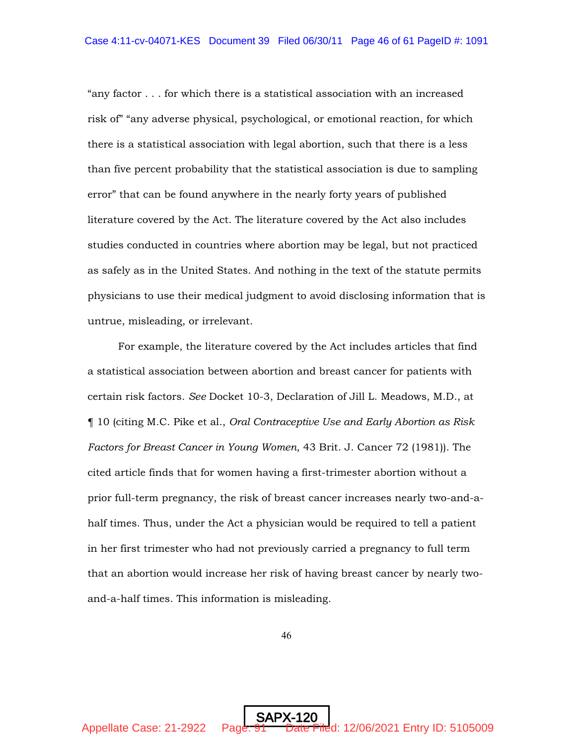"any factor . . . for which there is a statistical association with an increased risk of" "any adverse physical, psychological, or emotional reaction, for which there is a statistical association with legal abortion, such that there is a less than five percent probability that the statistical association is due to sampling error" that can be found anywhere in the nearly forty years of published literature covered by the Act. The literature covered by the Act also includes studies conducted in countries where abortion may be legal, but not practiced as safely as in the United States. And nothing in the text of the statute permits physicians to use their medical judgment to avoid disclosing information that is untrue, misleading, or irrelevant.

For example, the literature covered by the Act includes articles that find a statistical association between abortion and breast cancer for patients with certain risk factors. *See* Docket 10-3, Declaration of Jill L. Meadows, M.D., at ¶ 10 (citing M.C. Pike et al., *Oral Contraceptive Use and Early Abortion as Risk Factors for Breast Cancer in Young Women*, 43 Brit. J. Cancer 72 (1981)). The cited article finds that for women having a first-trimester abortion without a prior full-term pregnancy, the risk of breast cancer increases nearly two-and-a-half times. Thus, under the Act a physician would be required to tell a patient in her first trimester who had not previously carried a pregnancy to full term that an abortion would increase her risk of having breast cancer by nearly two-and-a-half times. This information is misleading.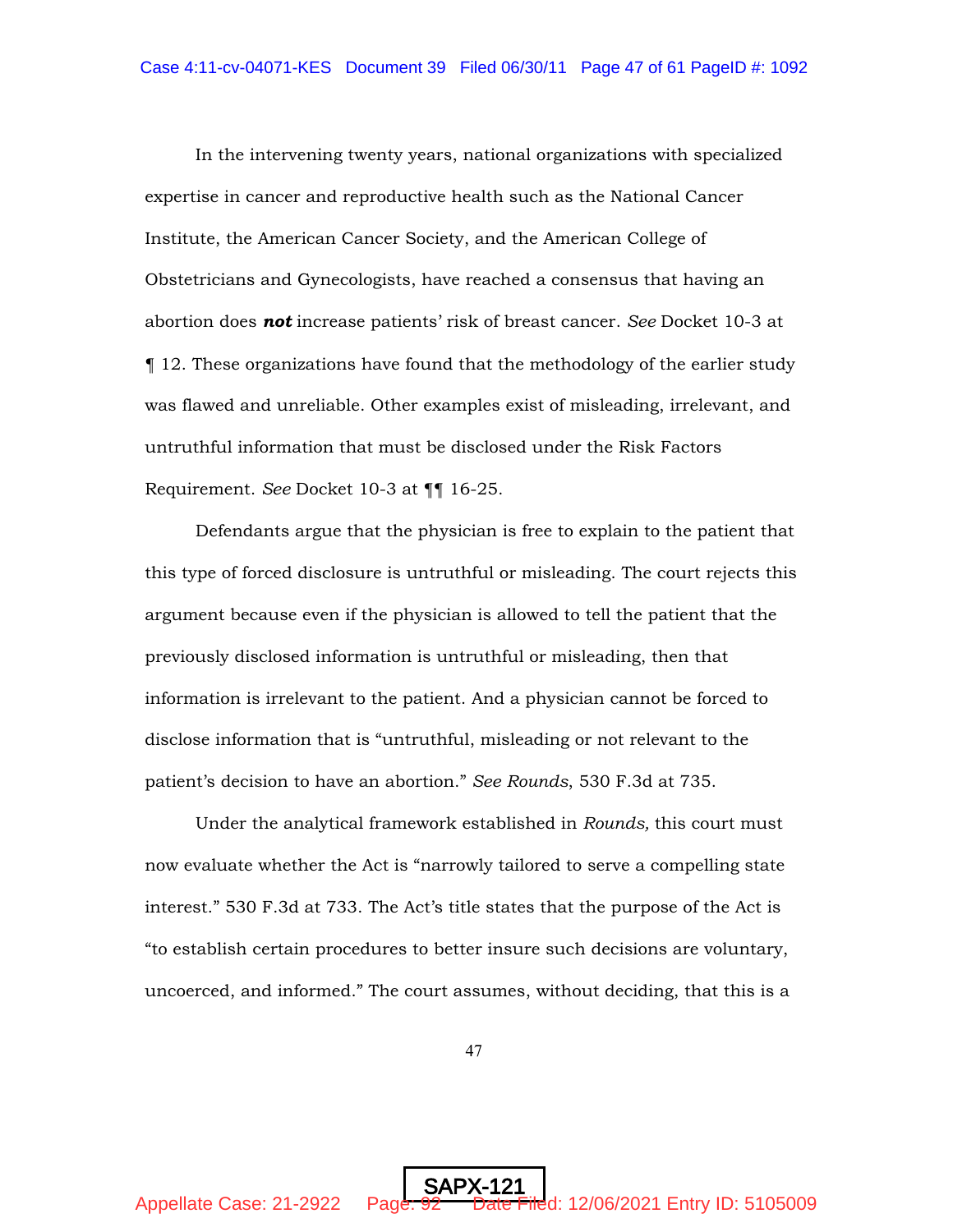In the intervening twenty years, national organizations with specialized expertise in cancer and reproductive health such as the National Cancer Institute, the American Cancer Society, and the American College of Obstetricians and Gynecologists, have reached a consensus that having an abortion does ***not*** increase patients' risk of breast cancer. *See* Docket 10-3 at ¶ 12. These organizations have found that the methodology of the earlier study was flawed and unreliable. Other examples exist of misleading, irrelevant, and untruthful information that must be disclosed under the Risk Factors Requirement. *See* Docket 10-3 at ¶¶ 16-25.

Defendants argue that the physician is free to explain to the patient that this type of forced disclosure is untruthful or misleading. The court rejects this argument because even if the physician is allowed to tell the patient that the previously disclosed information is untruthful or misleading, then that information is irrelevant to the patient. And a physician cannot be forced to disclose information that is "untruthful, misleading or not relevant to the patient's decision to have an abortion." *See Rounds*, 530 F.3d at 735.

Under the analytical framework established in *Rounds,* this court must now evaluate whether the Act is "narrowly tailored to serve a compelling state interest." 530 F.3d at 733. The Act's title states that the purpose of the Act is "to establish certain procedures to better insure such decisions are voluntary, uncoerced, and informed." The court assumes, without deciding, that this is a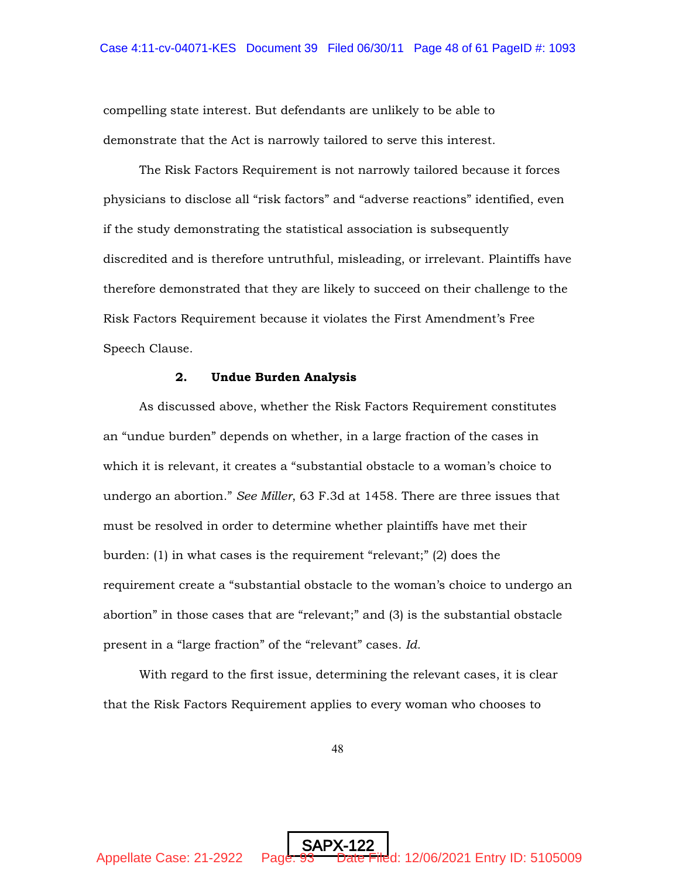compelling state interest. But defendants are unlikely to be able to demonstrate that the Act is narrowly tailored to serve this interest.

The Risk Factors Requirement is not narrowly tailored because it forces physicians to disclose all "risk factors" and "adverse reactions" identified, even if the study demonstrating the statistical association is subsequently discredited and is therefore untruthful, misleading, or irrelevant. Plaintiffs have therefore demonstrated that they are likely to succeed on their challenge to the Risk Factors Requirement because it violates the First Amendment's Free Speech Clause.

### 2. Undue Burden Analysis

As discussed above, whether the Risk Factors Requirement constitutes an "undue burden" depends on whether, in a large fraction of the cases in which it is relevant, it creates a "substantial obstacle to a woman's choice to undergo an abortion." *See Miller*, 63 F.3d at 1458. There are three issues that must be resolved in order to determine whether plaintiffs have met their burden: (1) in what cases is the requirement "relevant;" (2) does the requirement create a "substantial obstacle to the woman's choice to undergo an abortion" in those cases that are "relevant;" and (3) is the substantial obstacle present in a "large fraction" of the "relevant" cases. *Id.*

With regard to the first issue, determining the relevant cases, it is clear that the Risk Factors Requirement applies to every woman who chooses to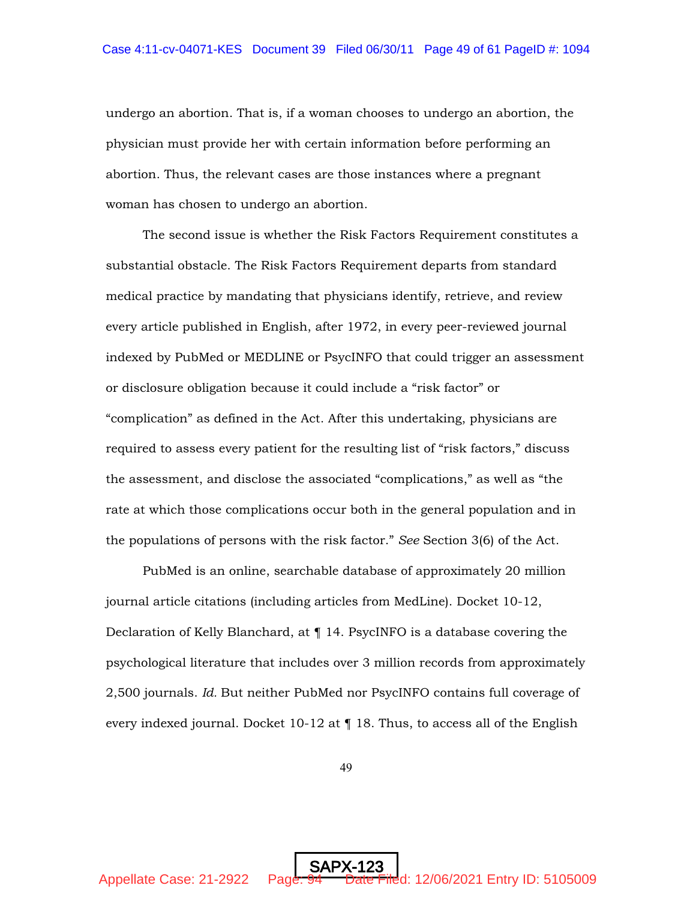undergo an abortion. That is, if a woman chooses to undergo an abortion, the physician must provide her with certain information before performing an abortion. Thus, the relevant cases are those instances where a pregnant woman has chosen to undergo an abortion.

The second issue is whether the Risk Factors Requirement constitutes a substantial obstacle. The Risk Factors Requirement departs from standard medical practice by mandating that physicians identify, retrieve, and review every article published in English, after 1972, in every peer-reviewed journal indexed by PubMed or MEDLINE or PsycINFO that could trigger an assessment or disclosure obligation because it could include a "risk factor" or "complication" as defined in the Act. After this undertaking, physicians are required to assess every patient for the resulting list of "risk factors," discuss the assessment, and disclose the associated "complications," as well as "the rate at which those complications occur both in the general population and in the populations of persons with the risk factor." *See* Section 3(6) of the Act.

PubMed is an online, searchable database of approximately 20 million journal article citations (including articles from MedLine). Docket 10-12, Declaration of Kelly Blanchard, at ¶ 14. PsycINFO is a database covering the psychological literature that includes over 3 million records from approximately 2,500 journals. *Id.* But neither PubMed nor PsycINFO contains full coverage of every indexed journal. Docket 10-12 at ¶ 18. Thus, to access all of the English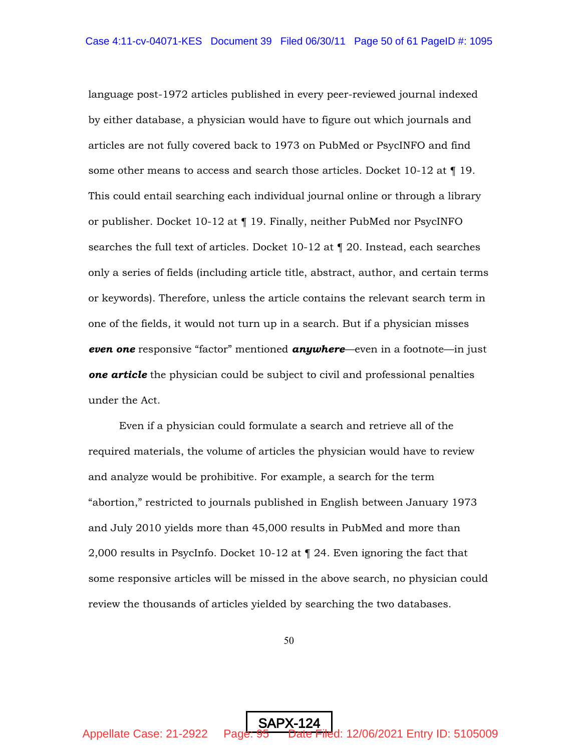language post-1972 articles published in every peer-reviewed journal indexed by either database, a physician would have to figure out which journals and articles are not fully covered back to 1973 on PubMed or PsycINFO and find some other means to access and search those articles. Docket 10-12 at ¶ 19. This could entail searching each individual journal online or through a library or publisher. Docket 10-12 at ¶ 19. Finally, neither PubMed nor PsycINFO searches the full text of articles. Docket 10-12 at ¶ 20. Instead, each searches only a series of fields (including article title, abstract, author, and certain terms or keywords). Therefore, unless the article contains the relevant search term in one of the fields, it would not turn up in a search. But if a physician misses ***even one*** responsive "factor" mentioned ***anywhere***—even in a footnote—in just ***one article*** the physician could be subject to civil and professional penalties under the Act.

Even if a physician could formulate a search and retrieve all of the required materials, the volume of articles the physician would have to review and analyze would be prohibitive. For example, a search for the term "abortion," restricted to journals published in English between January 1973 and July 2010 yields more than 45,000 results in PubMed and more than 2,000 results in PsycInfo. Docket 10-12 at ¶ 24. Even ignoring the fact that some responsive articles will be missed in the above search, no physician could review the thousands of articles yielded by searching the two databases.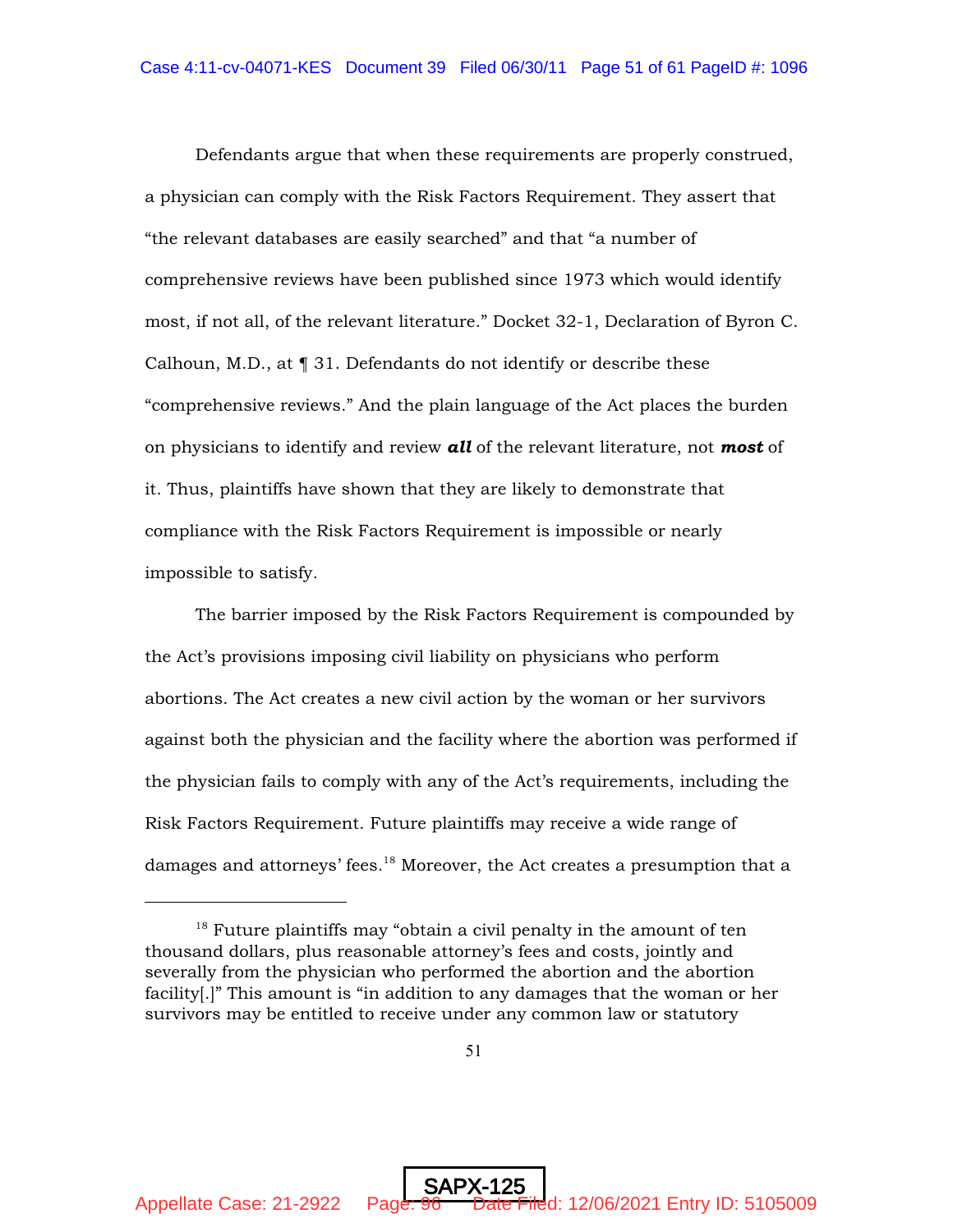Defendants argue that when these requirements are properly construed, a physician can comply with the Risk Factors Requirement. They assert that "the relevant databases are easily searched" and that "a number of comprehensive reviews have been published since 1973 which would identify most, if not all, of the relevant literature." Docket 32-1, Declaration of Byron C. Calhoun, M.D., at ¶ 31. Defendants do not identify or describe these "comprehensive reviews." And the plain language of the Act places the burden on physicians to identify and review ***all*** of the relevant literature, not ***most*** of it. Thus, plaintiffs have shown that they are likely to demonstrate that compliance with the Risk Factors Requirement is impossible or nearly impossible to satisfy.

The barrier imposed by the Risk Factors Requirement is compounded by the Act's provisions imposing civil liability on physicians who perform abortions. The Act creates a new civil action by the woman or her survivors against both the physician and the facility where the abortion was performed if the physician fails to comply with any of the Act's requirements, including the Risk Factors Requirement. Future plaintiffs may receive a wide range of damages and attorneys' fees.[18] Moreover, the Act creates a presumption that a

---

[18] Future plaintiffs may "obtain a civil penalty in the amount of ten thousand dollars, plus reasonable attorney's fees and costs, jointly and severally from the physician who performed the abortion and the abortion facility[.]" This amount is "in addition to any damages that the woman or her survivors may be entitled to receive under any common law or statutory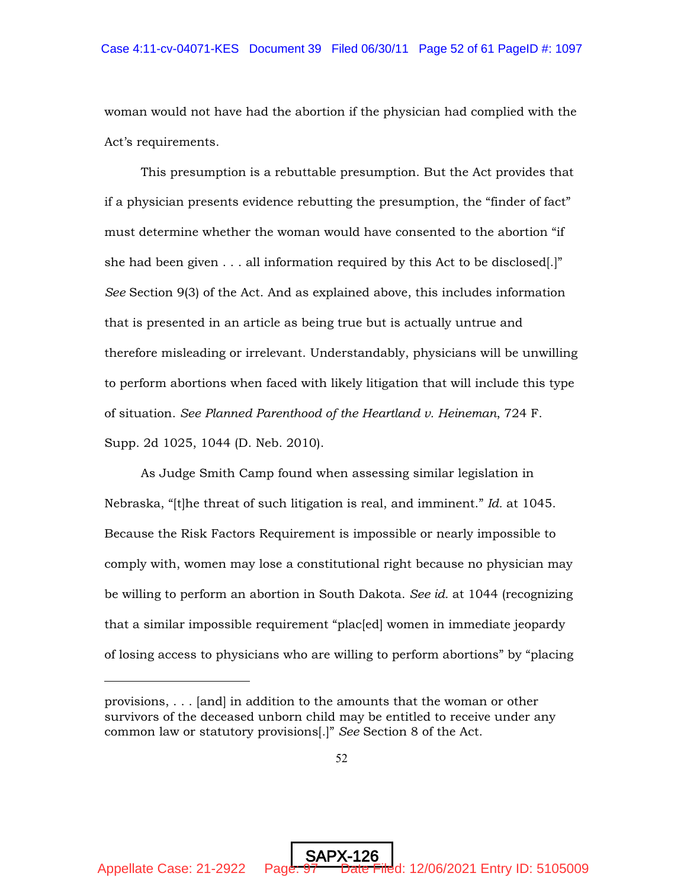woman would not have had the abortion if the physician had complied with the Act's requirements.

This presumption is a rebuttable presumption. But the Act provides that if a physician presents evidence rebutting the presumption, the "finder of fact" must determine whether the woman would have consented to the abortion "if she had been given . . . all information required by this Act to be disclosed[.]" *See* Section 9(3) of the Act. And as explained above, this includes information that is presented in an article as being true but is actually untrue and therefore misleading or irrelevant. Understandably, physicians will be unwilling to perform abortions when faced with likely litigation that will include this type of situation. *See Planned Parenthood of the Heartland v. Heineman*, 724 F. Supp. 2d 1025, 1044 (D. Neb. 2010).

As Judge Smith Camp found when assessing similar legislation in Nebraska, "[t]he threat of such litigation is real, and imminent." *Id.* at 1045. Because the Risk Factors Requirement is impossible or nearly impossible to comply with, women may lose a constitutional right because no physician may be willing to perform an abortion in South Dakota. *See id.* at 1044 (recognizing that a similar impossible requirement "plac[ed] women in immediate jeopardy of losing access to physicians who are willing to perform abortions" by "placing

---

provisions, . . . [and] in addition to the amounts that the woman or other survivors of the deceased unborn child may be entitled to receive under any common law or statutory provisions[.]" *See* Section 8 of the Act.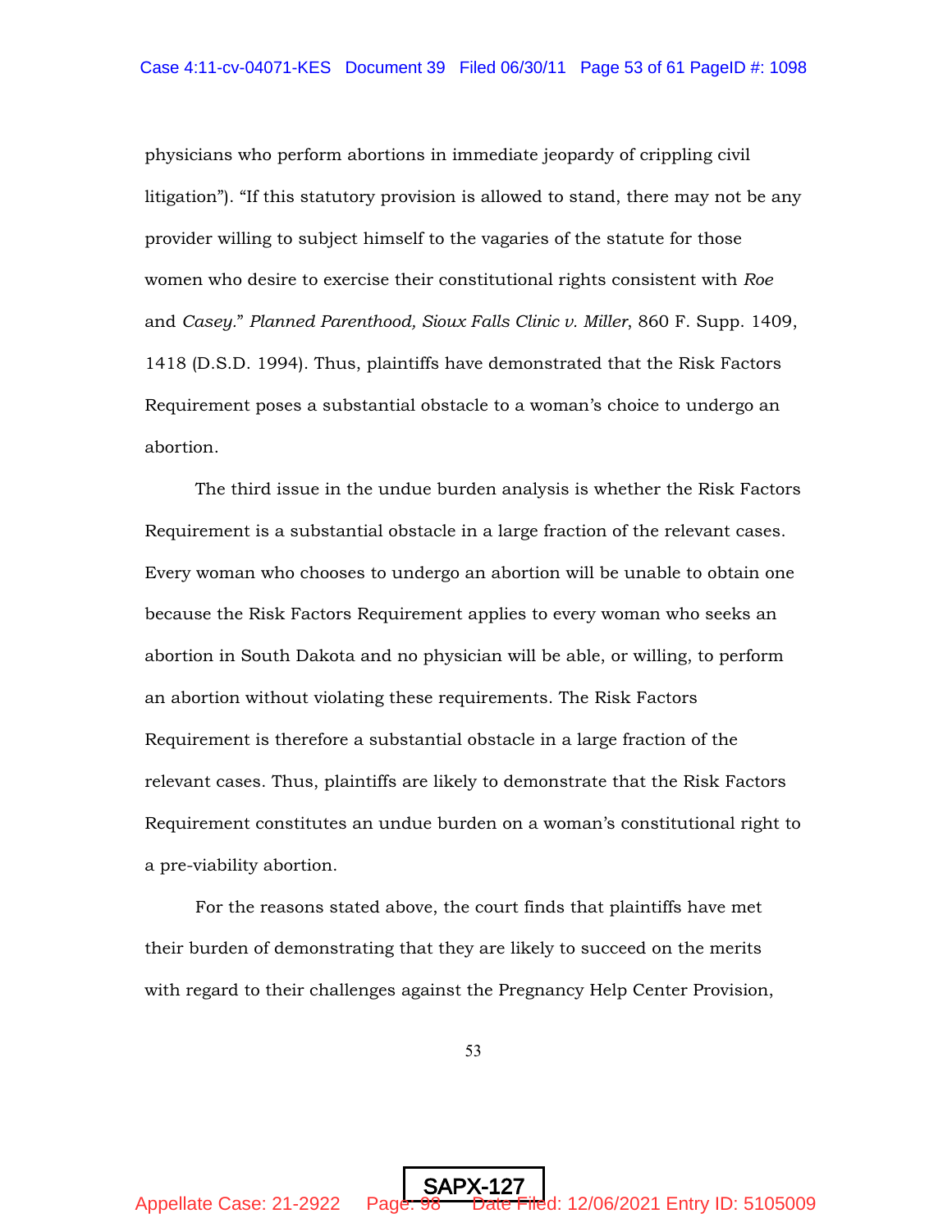physicians who perform abortions in immediate jeopardy of crippling civil litigation"). "If this statutory provision is allowed to stand, there may not be any provider willing to subject himself to the vagaries of the statute for those women who desire to exercise their constitutional rights consistent with *Roe* and *Casey*." *Planned Parenthood, Sioux Falls Clinic v. Miller*, 860 F. Supp. 1409, 1418 (D.S.D. 1994). Thus, plaintiffs have demonstrated that the Risk Factors Requirement poses a substantial obstacle to a woman's choice to undergo an abortion.

The third issue in the undue burden analysis is whether the Risk Factors Requirement is a substantial obstacle in a large fraction of the relevant cases. Every woman who chooses to undergo an abortion will be unable to obtain one because the Risk Factors Requirement applies to every woman who seeks an abortion in South Dakota and no physician will be able, or willing, to perform an abortion without violating these requirements. The Risk Factors Requirement is therefore a substantial obstacle in a large fraction of the relevant cases. Thus, plaintiffs are likely to demonstrate that the Risk Factors Requirement constitutes an undue burden on a woman's constitutional right to a pre-viability abortion.

For the reasons stated above, the court finds that plaintiffs have met their burden of demonstrating that they are likely to succeed on the merits with regard to their challenges against the Pregnancy Help Center Provision,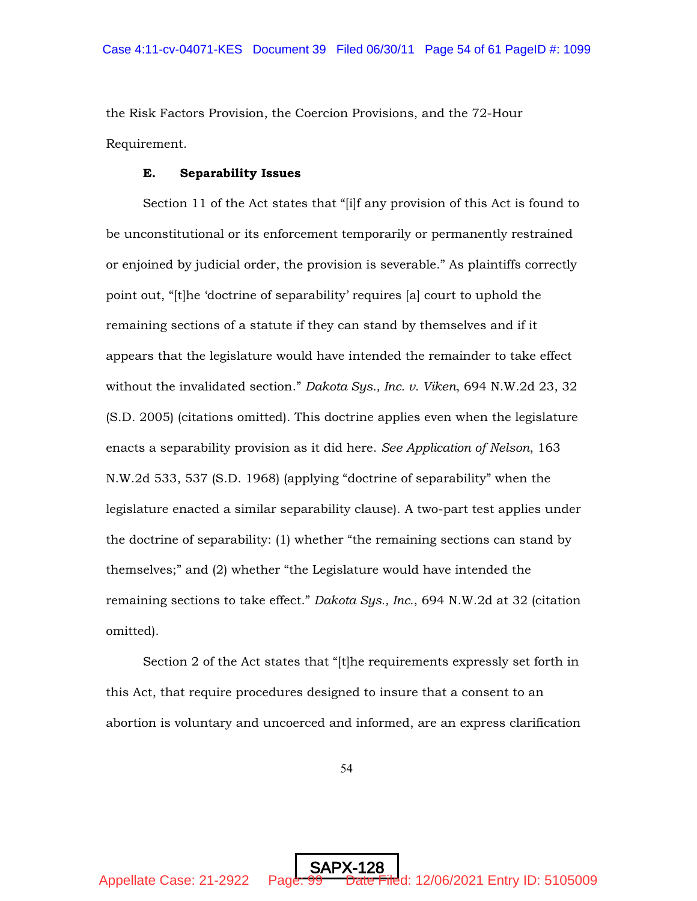the Risk Factors Provision, the Coercion Provisions, and the 72-Hour Requirement.

### E. Separability Issues

Section 11 of the Act states that "[i]f any provision of this Act is found to be unconstitutional or its enforcement temporarily or permanently restrained or enjoined by judicial order, the provision is severable." As plaintiffs correctly point out, "[t]he 'doctrine of separability' requires [a] court to uphold the remaining sections of a statute if they can stand by themselves and if it appears that the legislature would have intended the remainder to take effect without the invalidated section." *Dakota Sys., Inc. v. Viken*, 694 N.W.2d 23, 32 (S.D. 2005) (citations omitted). This doctrine applies even when the legislature enacts a separability provision as it did here. *See Application of Nelson*, 163 N.W.2d 533, 537 (S.D. 1968) (applying "doctrine of separability" when the legislature enacted a similar separability clause). A two-part test applies under the doctrine of separability: (1) whether "the remaining sections can stand by themselves;" and (2) whether "the Legislature would have intended the remaining sections to take effect." *Dakota Sys., Inc.*, 694 N.W.2d at 32 (citation omitted).

Section 2 of the Act states that "[t]he requirements expressly set forth in this Act, that require procedures designed to insure that a consent to an abortion is voluntary and uncoerced and informed, are an express clarification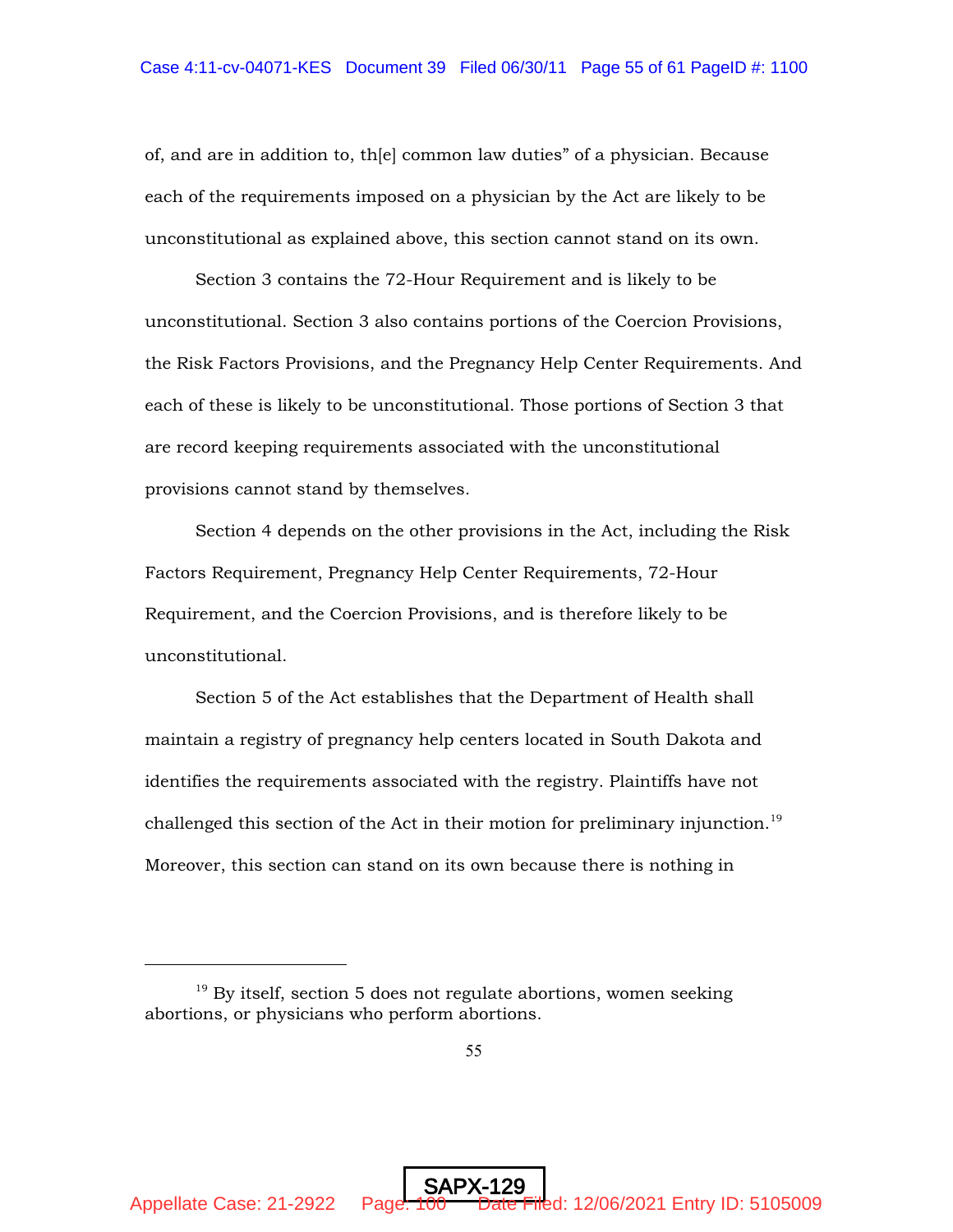of, and are in addition to, th[e] common law duties" of a physician. Because each of the requirements imposed on a physician by the Act are likely to be unconstitutional as explained above, this section cannot stand on its own.

Section 3 contains the 72-Hour Requirement and is likely to be unconstitutional. Section 3 also contains portions of the Coercion Provisions, the Risk Factors Provisions, and the Pregnancy Help Center Requirements. And each of these is likely to be unconstitutional. Those portions of Section 3 that are record keeping requirements associated with the unconstitutional provisions cannot stand by themselves.

Section 4 depends on the other provisions in the Act, including the Risk Factors Requirement, Pregnancy Help Center Requirements, 72-Hour Requirement, and the Coercion Provisions, and is therefore likely to be unconstitutional.

Section 5 of the Act establishes that the Department of Health shall maintain a registry of pregnancy help centers located in South Dakota and identifies the requirements associated with the registry. Plaintiffs have not challenged this section of the Act in their motion for preliminary injunction.[19] Moreover, this section can stand on its own because there is nothing in

---

[19] By itself, section 5 does not regulate abortions, women seeking abortions, or physicians who perform abortions.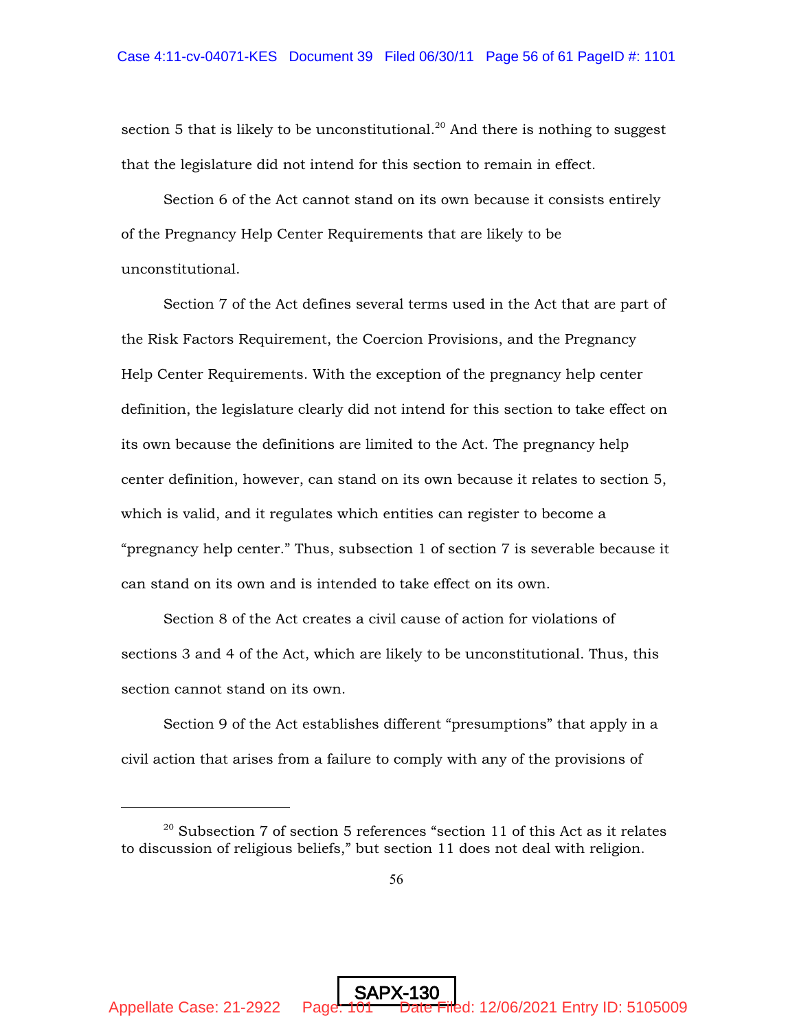section 5 that is likely to be unconstitutional.[20] And there is nothing to suggest that the legislature did not intend for this section to remain in effect.

Section 6 of the Act cannot stand on its own because it consists entirely of the Pregnancy Help Center Requirements that are likely to be unconstitutional.

Section 7 of the Act defines several terms used in the Act that are part of the Risk Factors Requirement, the Coercion Provisions, and the Pregnancy Help Center Requirements. With the exception of the pregnancy help center definition, the legislature clearly did not intend for this section to take effect on its own because the definitions are limited to the Act. The pregnancy help center definition, however, can stand on its own because it relates to section 5, which is valid, and it regulates which entities can register to become a "pregnancy help center." Thus, subsection 1 of section 7 is severable because it can stand on its own and is intended to take effect on its own.

Section 8 of the Act creates a civil cause of action for violations of sections 3 and 4 of the Act, which are likely to be unconstitutional. Thus, this section cannot stand on its own.

Section 9 of the Act establishes different "presumptions" that apply in a civil action that arises from a failure to comply with any of the provisions of

---

[20] Subsection 7 of section 5 references "section 11 of this Act as it relates to discussion of religious beliefs," but section 11 does not deal with religion.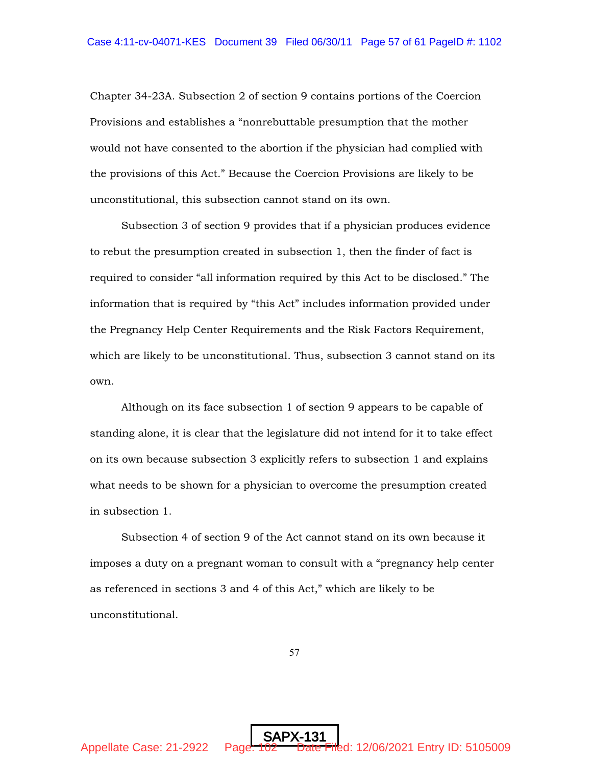Chapter 34-23A. Subsection 2 of section 9 contains portions of the Coercion Provisions and establishes a "nonrebuttable presumption that the mother would not have consented to the abortion if the physician had complied with the provisions of this Act." Because the Coercion Provisions are likely to be unconstitutional, this subsection cannot stand on its own.

Subsection 3 of section 9 provides that if a physician produces evidence to rebut the presumption created in subsection 1, then the finder of fact is required to consider "all information required by this Act to be disclosed." The information that is required by "this Act" includes information provided under the Pregnancy Help Center Requirements and the Risk Factors Requirement, which are likely to be unconstitutional. Thus, subsection 3 cannot stand on its own.

Although on its face subsection 1 of section 9 appears to be capable of standing alone, it is clear that the legislature did not intend for it to take effect on its own because subsection 3 explicitly refers to subsection 1 and explains what needs to be shown for a physician to overcome the presumption created in subsection 1.

Subsection 4 of section 9 of the Act cannot stand on its own because it imposes a duty on a pregnant woman to consult with a "pregnancy help center as referenced in sections 3 and 4 of this Act," which are likely to be unconstitutional.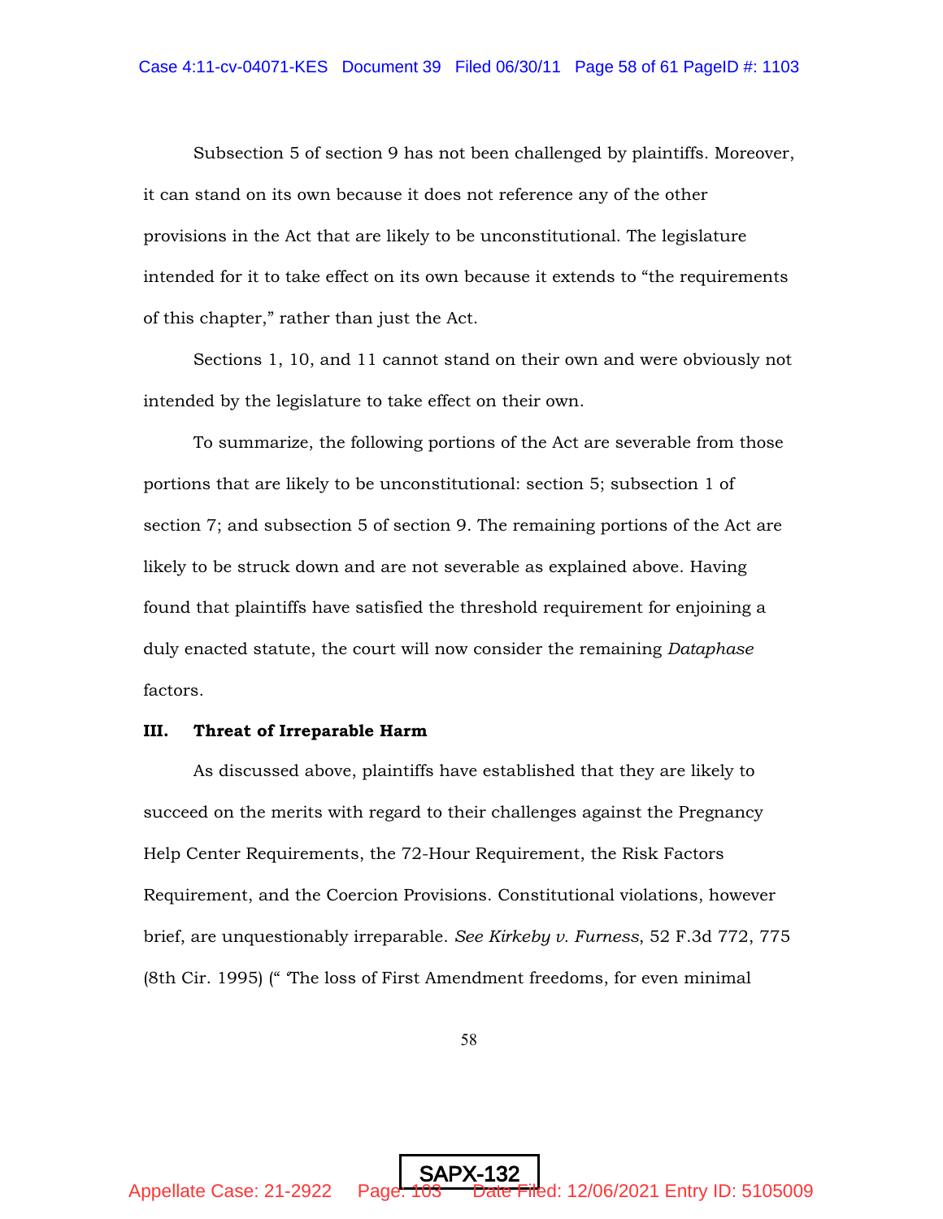Subsection 5 of section 9 has not been challenged by plaintiffs. Moreover, it can stand on its own because it does not reference any of the other provisions in the Act that are likely to be unconstitutional. The legislature intended for it to take effect on its own because it extends to "the requirements of this chapter," rather than just the Act.

Sections 1, 10, and 11 cannot stand on their own and were obviously not intended by the legislature to take effect on their own.

To summarize, the following portions of the Act are severable from those portions that are likely to be unconstitutional: section 5; subsection 1 of section 7; and subsection 5 of section 9. The remaining portions of the Act are likely to be struck down and are not severable as explained above. Having found that plaintiffs have satisfied the threshold requirement for enjoining a duly enacted statute, the court will now consider the remaining *Dataphase* factors.

### III. Threat of Irreparable Harm

As discussed above, plaintiffs have established that they are likely to succeed on the merits with regard to their challenges against the Pregnancy Help Center Requirements, the 72-Hour Requirement, the Risk Factors Requirement, and the Coercion Provisions. Constitutional violations, however brief, are unquestionably irreparable. *See Kirkeby v. Furness*, 52 F.3d 772, 775 (8th Cir. 1995) (" 'The loss of First Amendment freedoms, for even minimal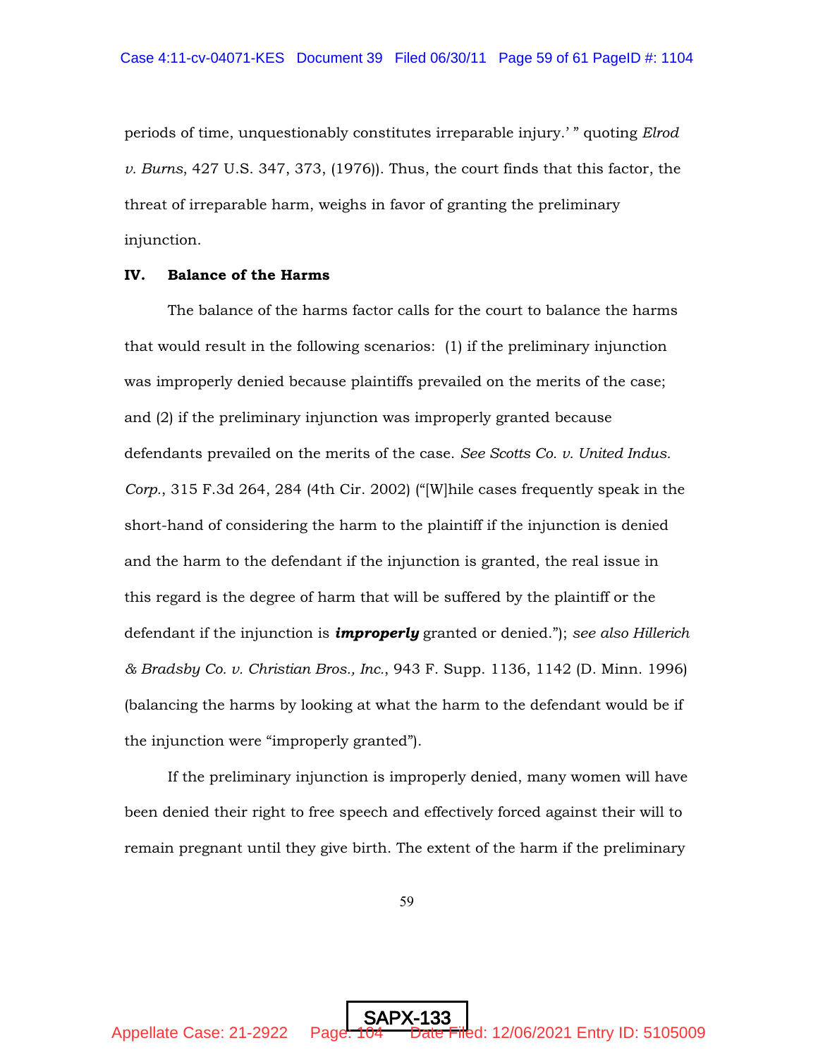periods of time, unquestionably constitutes irreparable injury.' " quoting *Elrod v. Burns*, 427 U.S. 347, 373, (1976)). Thus, the court finds that this factor, the threat of irreparable harm, weighs in favor of granting the preliminary injunction.

**IV. Balance of the Harms**

The balance of the harms factor calls for the court to balance the harms that would result in the following scenarios: (1) if the preliminary injunction was improperly denied because plaintiffs prevailed on the merits of the case; and (2) if the preliminary injunction was improperly granted because defendants prevailed on the merits of the case. *See Scotts Co. v. United Indus. Corp.*, 315 F.3d 264, 284 (4th Cir. 2002) ("[W]hile cases frequently speak in the short-hand of considering the harm to the plaintiff if the injunction is denied and the harm to the defendant if the injunction is granted, the real issue in this regard is the degree of harm that will be suffered by the plaintiff or the defendant if the injunction is ***improperly*** granted or denied."); *see also Hillerich & Bradsby Co. v. Christian Bros., Inc.*, 943 F. Supp. 1136, 1142 (D. Minn. 1996) (balancing the harms by looking at what the harm to the defendant would be if the injunction were "improperly granted").

If the preliminary injunction is improperly denied, many women will have been denied their right to free speech and effectively forced against their will to remain pregnant until they give birth. The extent of the harm if the preliminary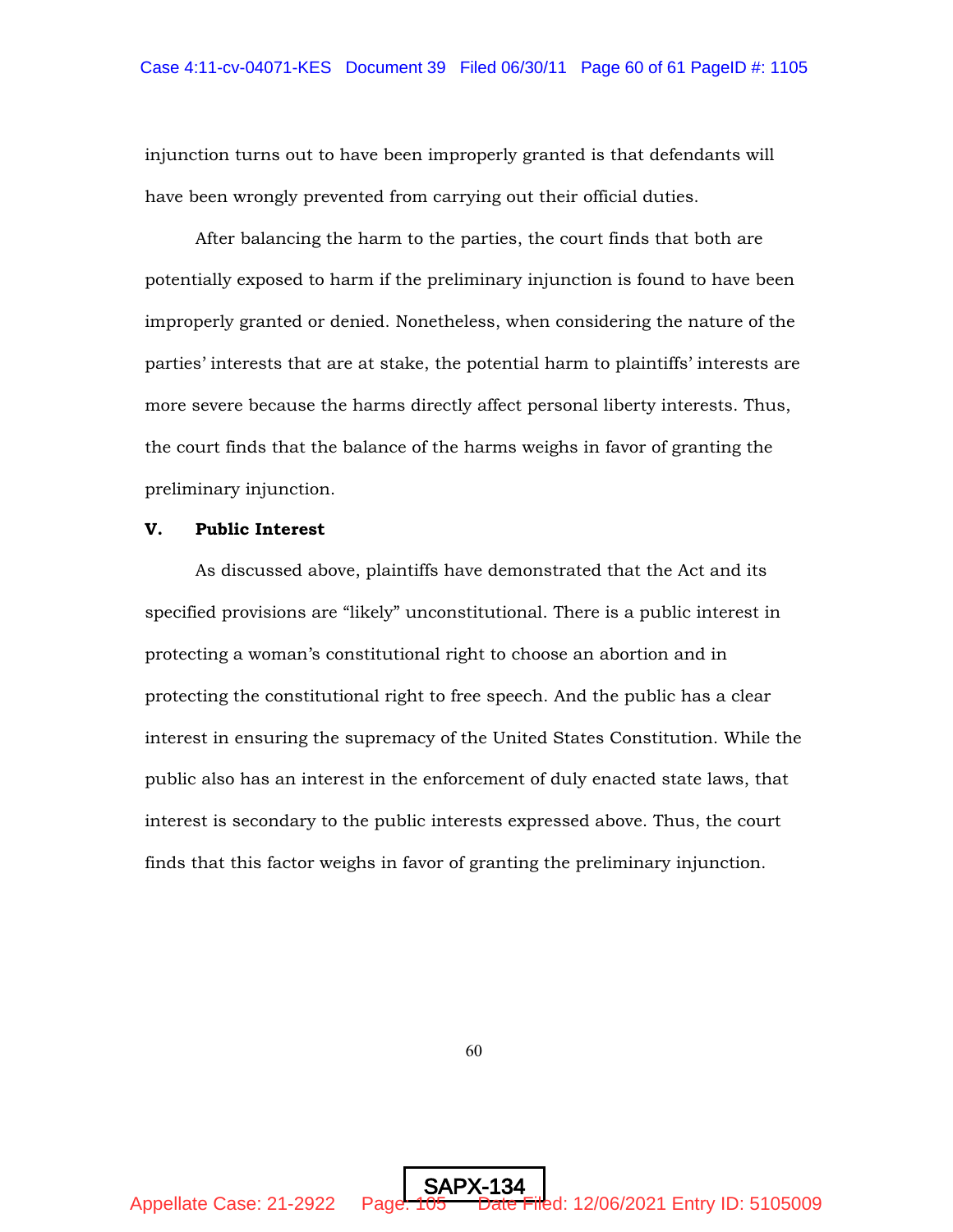injunction turns out to have been improperly granted is that defendants will have been wrongly prevented from carrying out their official duties.

After balancing the harm to the parties, the court finds that both are potentially exposed to harm if the preliminary injunction is found to have been improperly granted or denied. Nonetheless, when considering the nature of the parties' interests that are at stake, the potential harm to plaintiffs' interests are more severe because the harms directly affect personal liberty interests. Thus, the court finds that the balance of the harms weighs in favor of granting the preliminary injunction.

## V. Public Interest

As discussed above, plaintiffs have demonstrated that the Act and its specified provisions are "likely" unconstitutional. There is a public interest in protecting a woman's constitutional right to choose an abortion and in protecting the constitutional right to free speech. And the public has a clear interest in ensuring the supremacy of the United States Constitution. While the public also has an interest in the enforcement of duly enacted state laws, that interest is secondary to the public interests expressed above. Thus, the court finds that this factor weighs in favor of granting the preliminary injunction.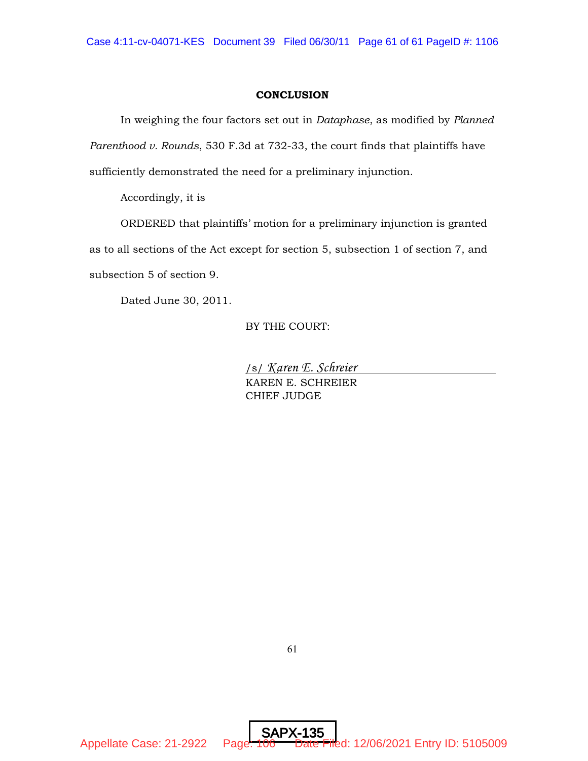## CONCLUSION

In weighing the four factors set out in *Dataphase*, as modified by *Planned Parenthood v. Rounds*, 530 F.3d at 732-33, the court finds that plaintiffs have sufficiently demonstrated the need for a preliminary injunction.

Accordingly, it is

ORDERED that plaintiffs' motion for a preliminary injunction is granted as to all sections of the Act except for section 5, subsection 1 of section 7, and subsection 5 of section 9.

Dated June 30, 2011.

BY THE COURT:

/s/ *Karen E. Schreier*
KAREN E. SCHREIER
CHIEF JUDGE

SAPX-135